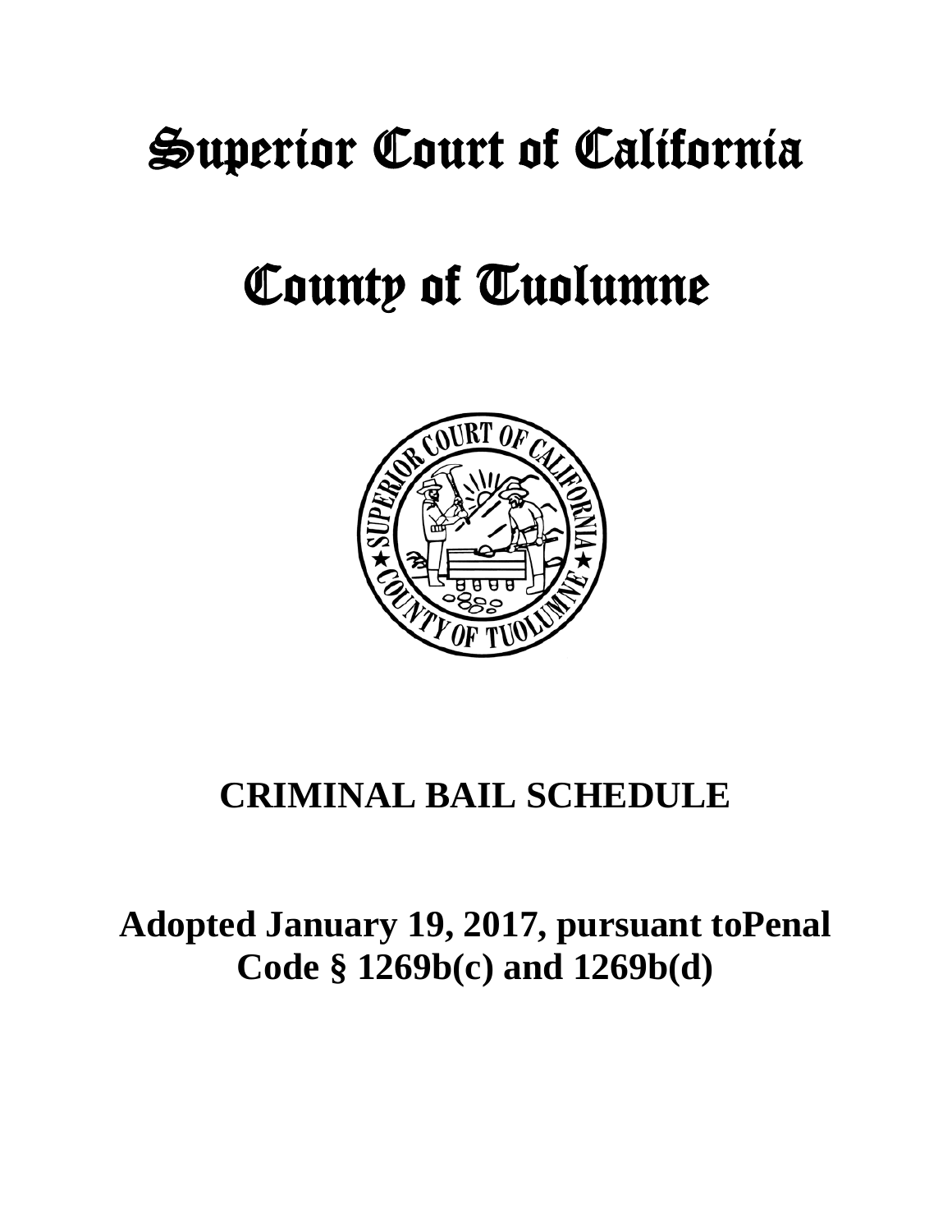# Superior Court of California

# County of Tuolumne

## CRIMINAL BAIL SCHEDULE

**Adopted January 19, 2017, pursuant toPenal Code § 1269b(c) and 1269b(d)**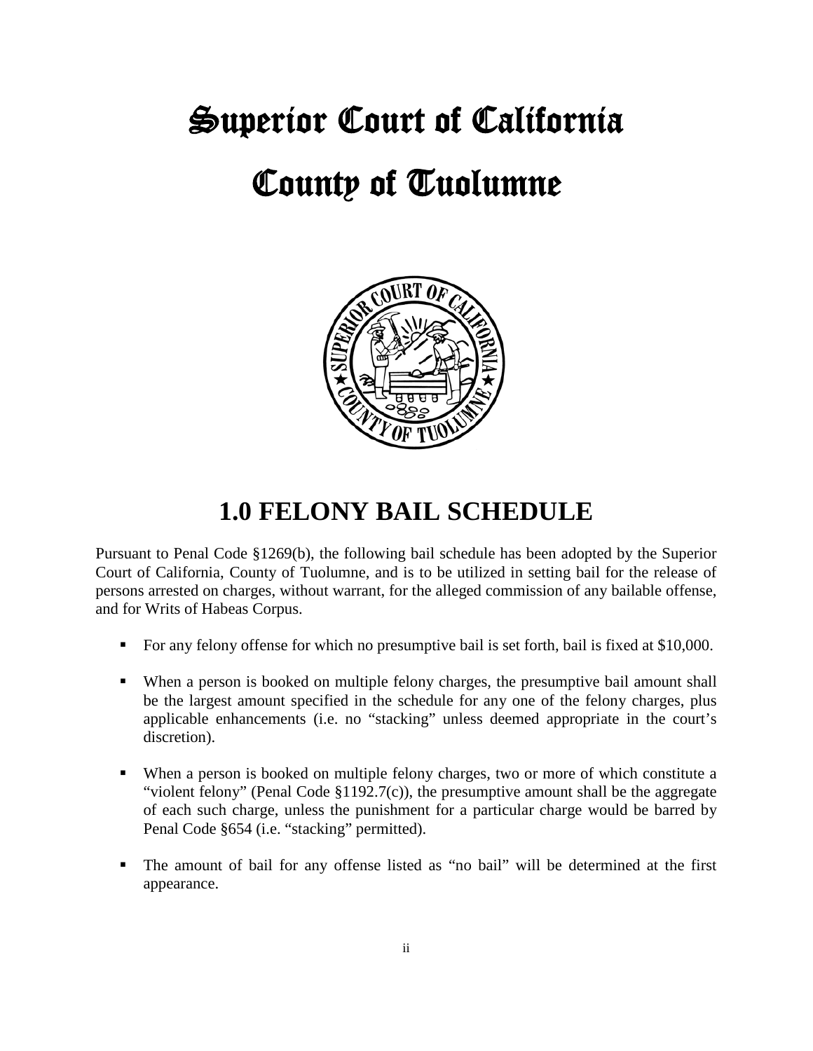# Superior Court of California

# County of Tuolumne

## 1.0 FELONY BAIL SCHEDULE

Pursuant to Penal Code §1269(b), the following bail schedule has been adopted by the Superior Court of California, County of Tuolumne, and is to be utilized in setting bail for the release of persons arrested on charges, without warrant, for the alleged commission of any bailable offense, and for Writs of Habeas Corpus.

- For any felony offense for which no presumptive bail is set forth, bail is fixed at $10,000.
- When a person is booked on multiple felony charges, the presumptive bail amount shall be the largest amount specified in the schedule for any one of the felony charges, plus applicable enhancements (i.e. no "stacking" unless deemed appropriate in the court's discretion).
- When a person is booked on multiple felony charges, two or more of which constitute a "violent felony" (Penal Code §1192.7(c)), the presumptive amount shall be the aggregate of each such charge, unless the punishment for a particular charge would be barred by Penal Code §654 (i.e. "stacking" permitted).
- The amount of bail for any offense listed as "no bail" will be determined at the first appearance.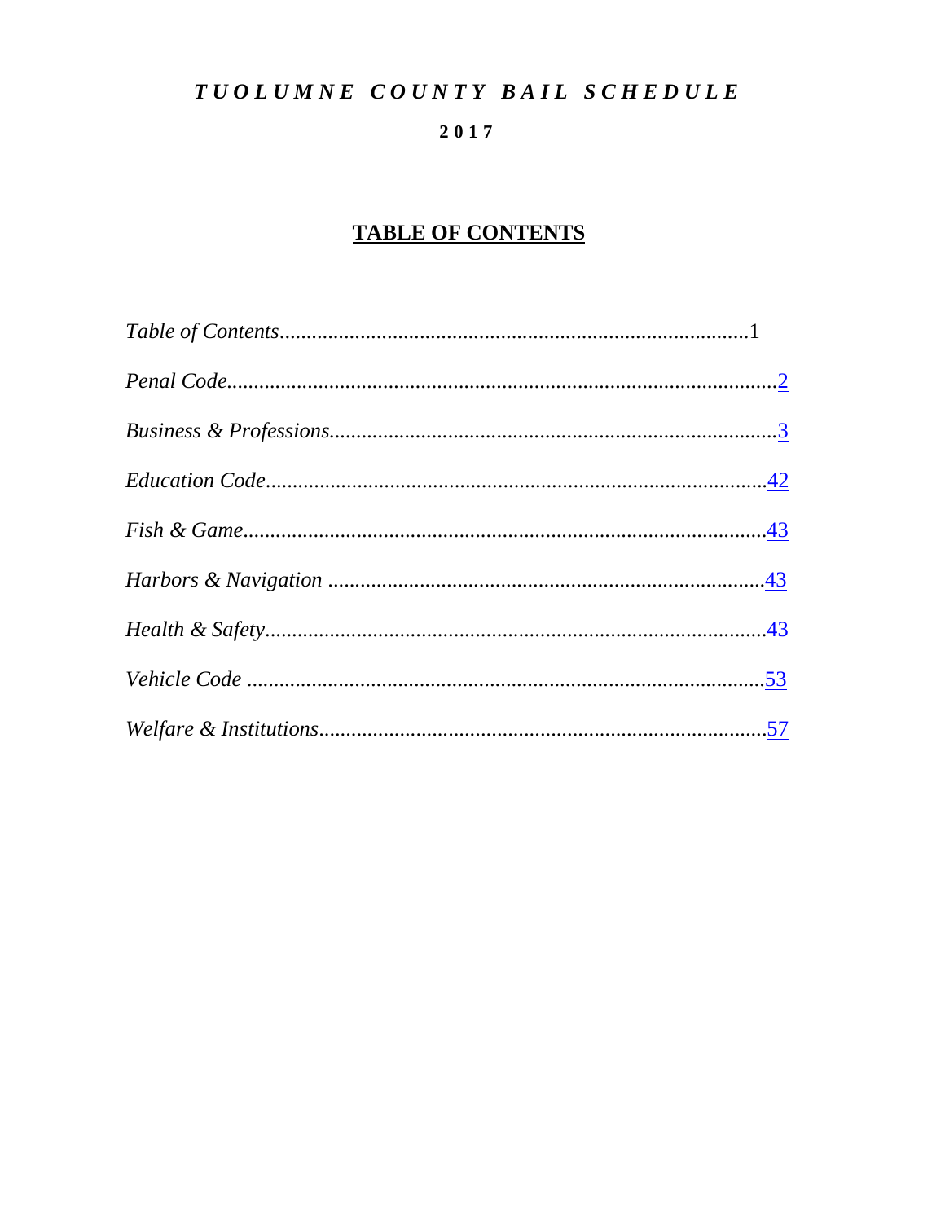# *TUOLUMNE COUNTY BAIL SCHEDULE*

**2017**

## TABLE OF CONTENTS

*Table of Contents*........................................................................................1

*Penal Code*.......................................................................................................2

*Business & Professions*....................................................................................3

*Education Code*...............................................................................................42

*Fish & Game*....................................................................................................43

*Harbors & Navigation* ....................................................................................43

*Health & Safety*...............................................................................................43

*Vehicle Code* ...................................................................................................53

*Welfare & Institutions*.....................................................................................57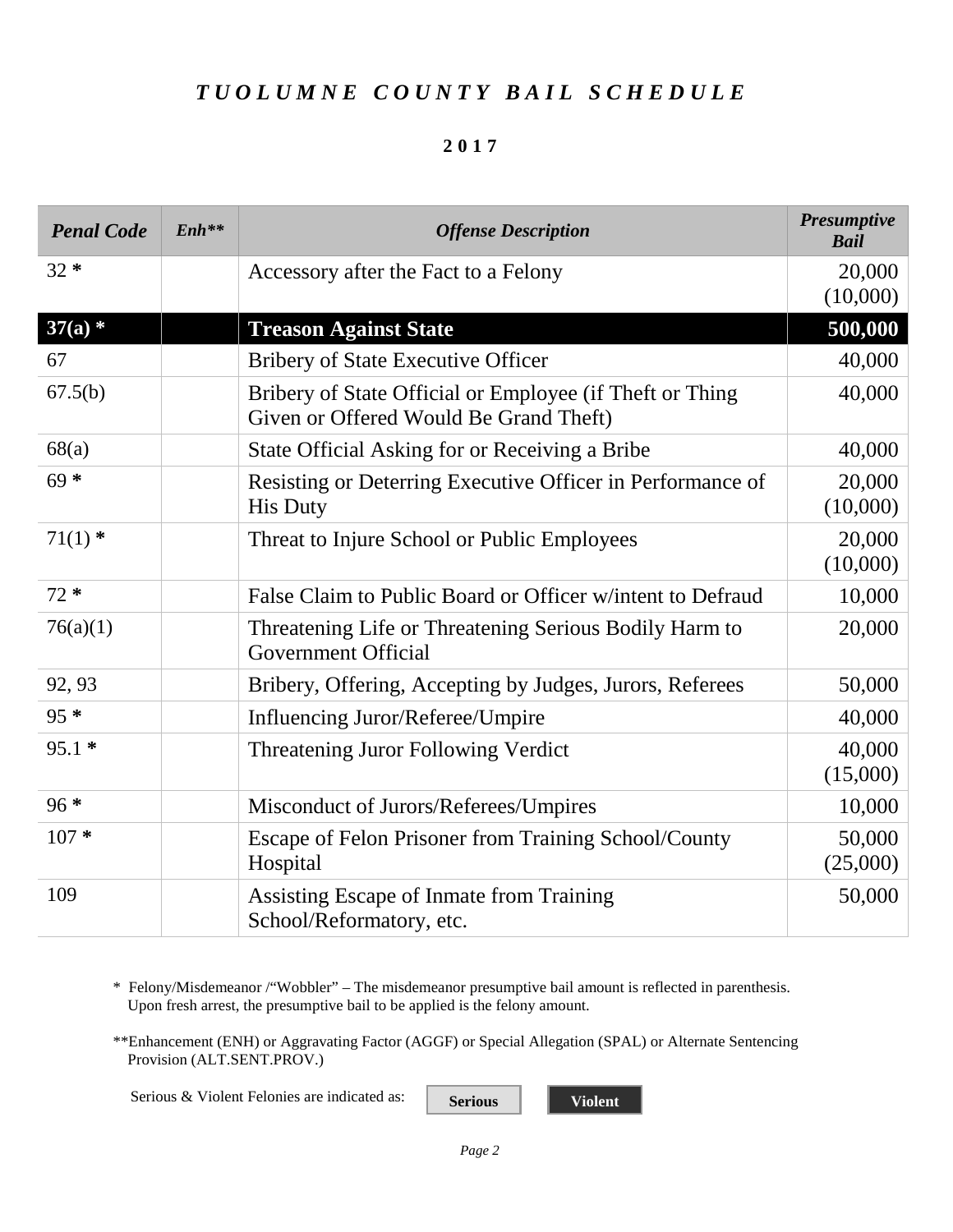# *T U O L U M N E   C O U N T Y   B A I L   S C H E D U L E*

**2 0 1 7**

| *Penal Code* | *Enh*** | *Offense Description* | *Presumptive Bail* |
|---|---|---|---|
| 32 * | | Accessory after the Fact to a Felony | 20,000 (10,000) |
| **37(a) *** | | **Treason Against State** | **500,000** |
| 67 | | Bribery of State Executive Officer | 40,000 |
| 67.5(b) | | Bribery of State Official or Employee (if Theft or Thing Given or Offered Would Be Grand Theft) | 40,000 |
| 68(a) | | State Official Asking for or Receiving a Bribe | 40,000 |
| 69 * | | Resisting or Deterring Executive Officer in Performance of His Duty | 20,000 (10,000) |
| 71(1) * | | Threat to Injure School or Public Employees | 20,000 (10,000) |
| 72 * | | False Claim to Public Board or Officer w/intent to Defraud | 10,000 |
| 76(a)(1) | | Threatening Life or Threatening Serious Bodily Harm to Government Official | 20,000 |
| 92, 93 | | Bribery, Offering, Accepting by Judges, Jurors, Referees | 50,000 |
| 95 * | | Influencing Juror/Referee/Umpire | 40,000 |
| 95.1 * | | Threatening Juror Following Verdict | 40,000 (15,000) |
| 96 * | | Misconduct of Jurors/Referees/Umpires | 10,000 |
| 107 * | | Escape of Felon Prisoner from Training School/County Hospital | 50,000 (25,000) |
| 109 | | Assisting Escape of Inmate from Training School/Reformatory, etc. | 50,000 |

\* Felony/Misdemeanor /"Wobbler" – The misdemeanor presumptive bail amount is reflected in parenthesis. Upon fresh arrest, the presumptive bail to be applied is the felony amount.

**Enhancement (ENH) or Aggravating Factor (AGGF) or Special Allegation (SPAL) or Alternate Sentencing Provision (ALT.SENT.PROV.)

Serious & Violent Felonies are indicated as: **Serious** **Violent**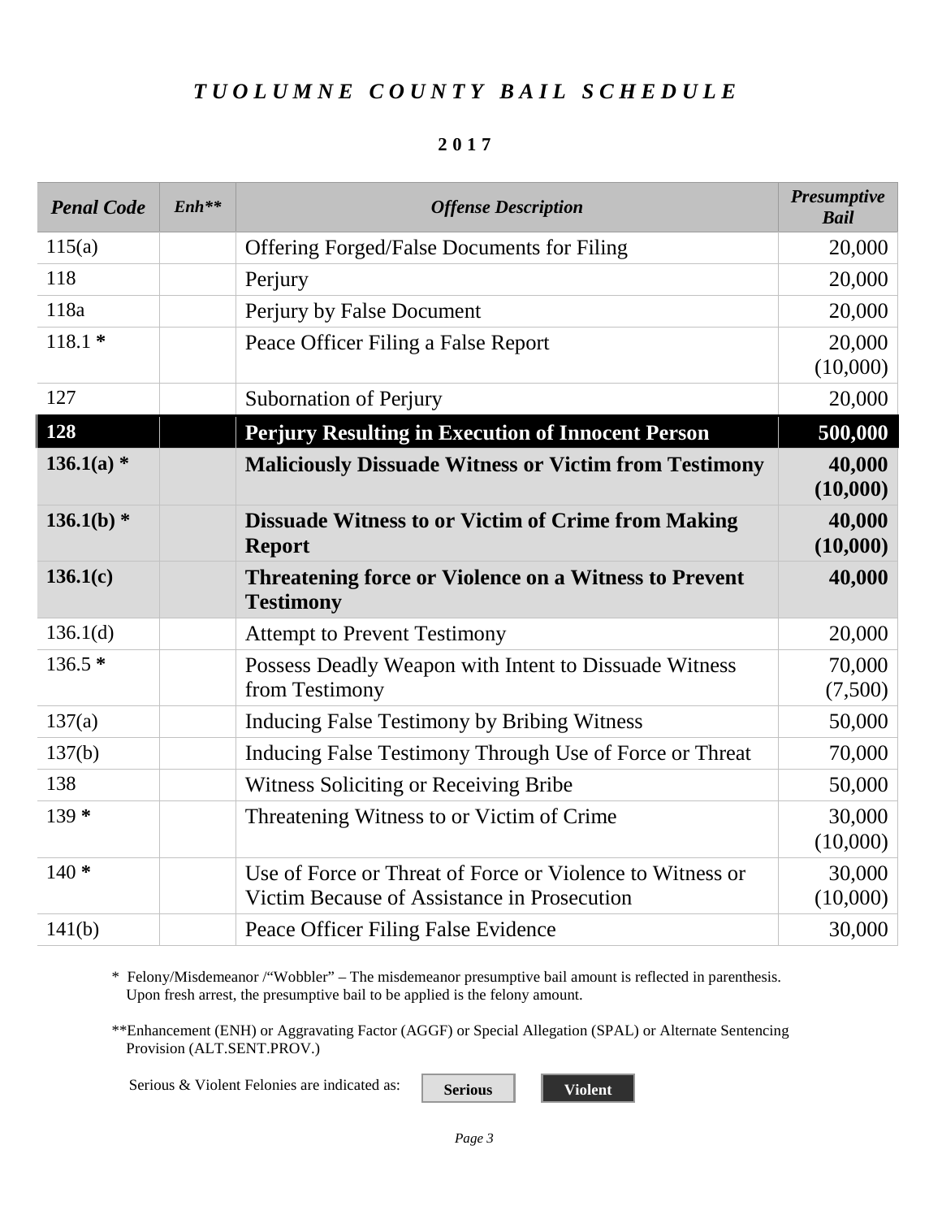# *TUOLUMNE COUNTY BAIL SCHEDULE*

**2017**

| *Penal Code* | *Enh*** | *Offense Description* | *Presumptive Bail* |
|---|---|---|---|
| 115(a) | | Offering Forged/False Documents for Filing | 20,000 |
| 118 | | Perjury | 20,000 |
| 118a | | Perjury by False Document | 20,000 |
| 118.1 * | | Peace Officer Filing a False Report | 20,000 (10,000) |
| 127 | | Subornation of Perjury | 20,000 |
| **128** | | **Perjury Resulting in Execution of Innocent Person** | **500,000** |
| **136.1(a) *** | | **Maliciously Dissuade Witness or Victim from Testimony** | **40,000 (10,000)** |
| **136.1(b) *** | | **Dissuade Witness to or Victim of Crime from Making Report** | **40,000 (10,000)** |
| **136.1(c)** | | **Threatening force or Violence on a Witness to Prevent Testimony** | **40,000** |
| 136.1(d) | | Attempt to Prevent Testimony | 20,000 |
| 136.5 * | | Possess Deadly Weapon with Intent to Dissuade Witness from Testimony | 70,000 (7,500) |
| 137(a) | | Inducing False Testimony by Bribing Witness | 50,000 |
| 137(b) | | Inducing False Testimony Through Use of Force or Threat | 70,000 |
| 138 | | Witness Soliciting or Receiving Bribe | 50,000 |
| 139 * | | Threatening Witness to or Victim of Crime | 30,000 (10,000) |
| 140 * | | Use of Force or Threat of Force or Violence to Witness or Victim Because of Assistance in Prosecution | 30,000 (10,000) |
| 141(b) | | Peace Officer Filing False Evidence | 30,000 |

\* Felony/Misdemeanor /"Wobbler" – The misdemeanor presumptive bail amount is reflected in parenthesis. Upon fresh arrest, the presumptive bail to be applied is the felony amount.

**Enhancement (ENH) or Aggravating Factor (AGGF) or Special Allegation (SPAL) or Alternate Sentencing Provision (ALT.SENT.PROV.)

Serious & Violent Felonies are indicated as: **Serious** **Violent**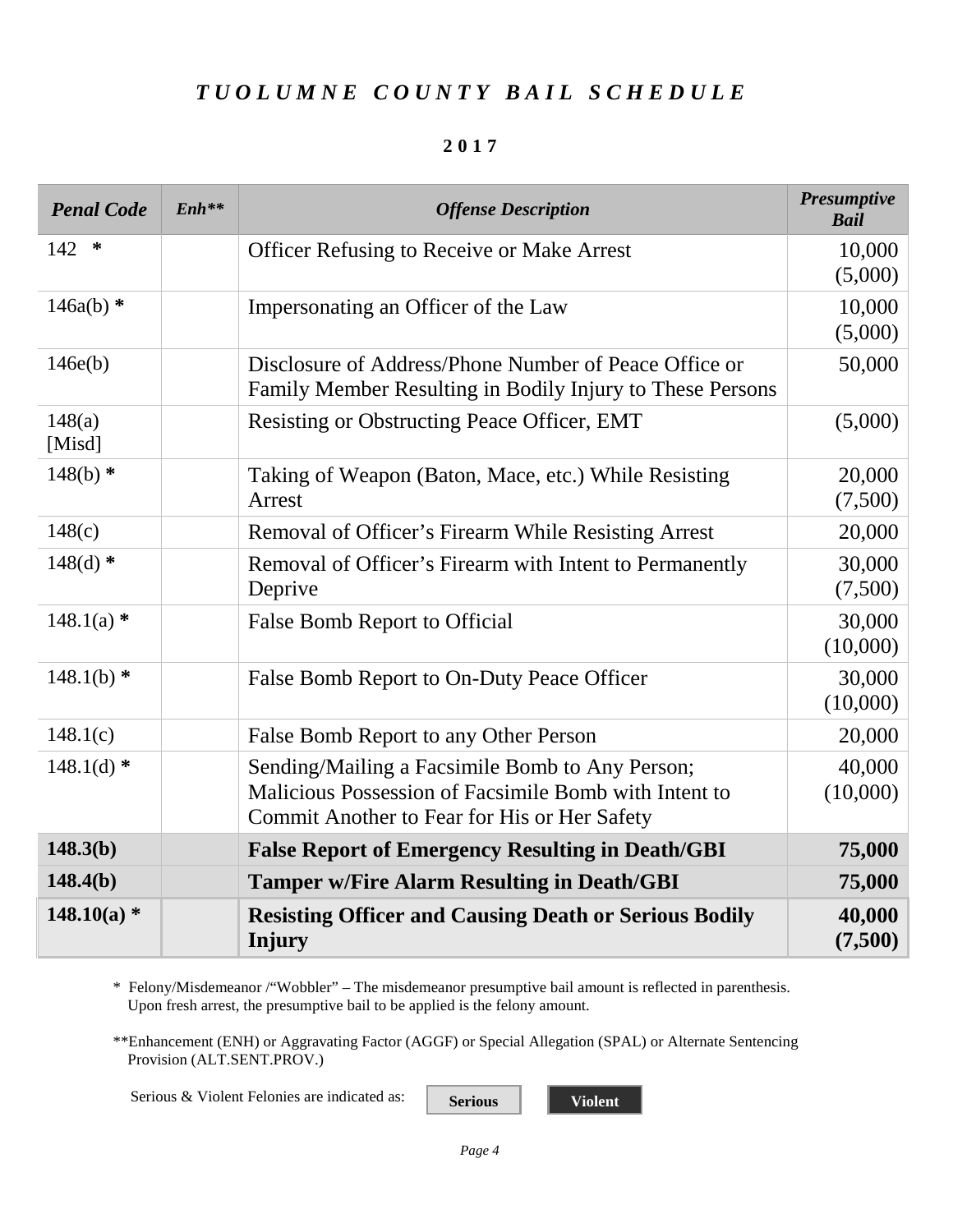# *TUOLUMNE COUNTY BAIL SCHEDULE*

**2017**

| *Penal Code* | *Enh*** | *Offense Description* | *Presumptive Bail* |
|---|---|---|---|
| 142 * | | Officer Refusing to Receive or Make Arrest | 10,000 (5,000) |
| 146a(b) * | | Impersonating an Officer of the Law | 10,000 (5,000) |
| 146e(b) | | Disclosure of Address/Phone Number of Peace Office or Family Member Resulting in Bodily Injury to These Persons | 50,000 |
| 148(a) [Misd] | | Resisting or Obstructing Peace Officer, EMT | (5,000) |
| 148(b) * | | Taking of Weapon (Baton, Mace, etc.) While Resisting Arrest | 20,000 (7,500) |
| 148(c) | | Removal of Officer's Firearm While Resisting Arrest | 20,000 |
| 148(d) * | | Removal of Officer's Firearm with Intent to Permanently Deprive | 30,000 (7,500) |
| 148.1(a) * | | False Bomb Report to Official | 30,000 (10,000) |
| 148.1(b) * | | False Bomb Report to On-Duty Peace Officer | 30,000 (10,000) |
| 148.1(c) | | False Bomb Report to any Other Person | 20,000 |
| 148.1(d) * | | Sending/Mailing a Facsimile Bomb to Any Person; Malicious Possession of Facsimile Bomb with Intent to Commit Another to Fear for His or Her Safety | 40,000 (10,000) |
| **148.3(b)** | | **False Report of Emergency Resulting in Death/GBI** | **75,000** |
| **148.4(b)** | | **Tamper w/Fire Alarm Resulting in Death/GBI** | **75,000** |
| **148.10(a) *** | | **Resisting Officer and Causing Death or Serious Bodily Injury** | **40,000 (7,500)** |

\* Felony/Misdemeanor /"Wobbler" – The misdemeanor presumptive bail amount is reflected in parenthesis. Upon fresh arrest, the presumptive bail to be applied is the felony amount.

**Enhancement (ENH) or Aggravating Factor (AGGF) or Special Allegation (SPAL) or Alternate Sentencing Provision (ALT.SENT.PROV.)

Serious & Violent Felonies are indicated as: **Serious** **Violent**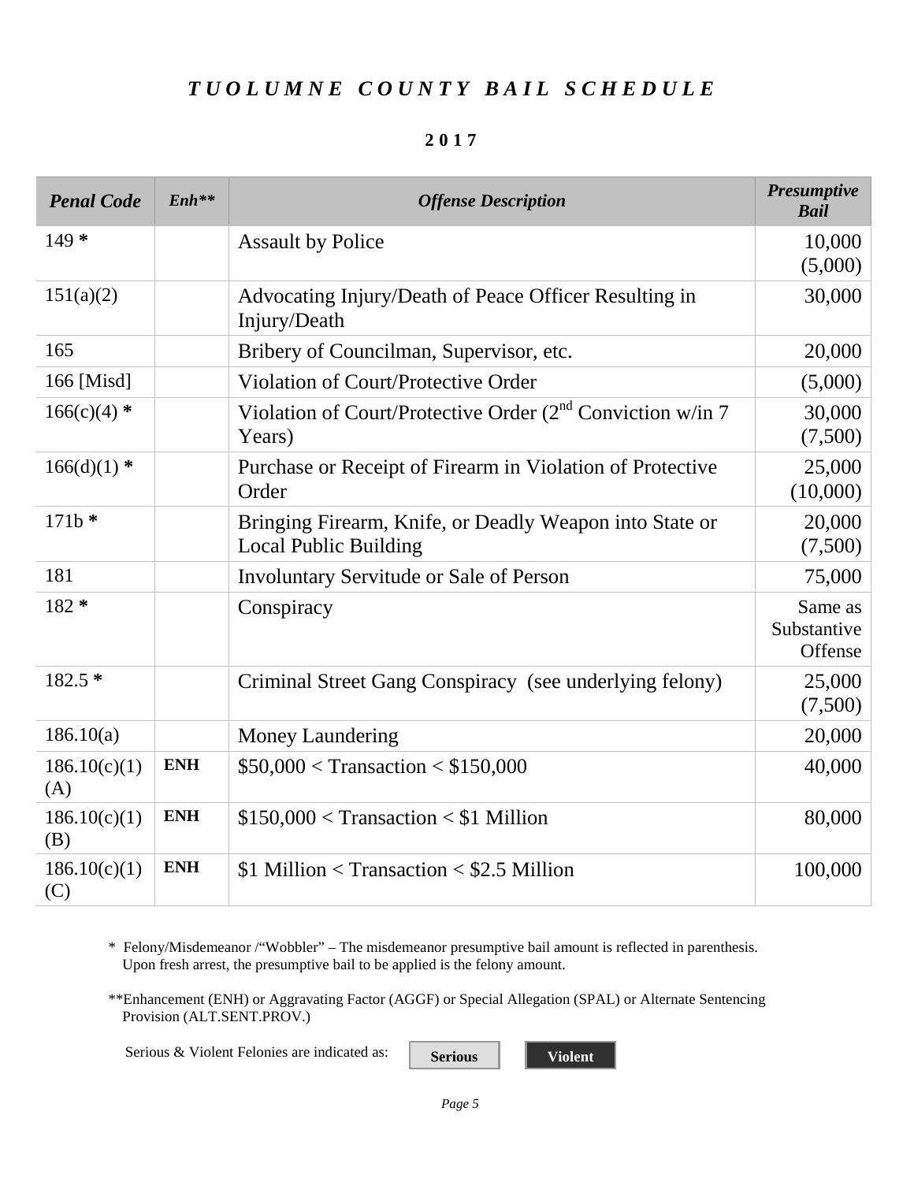# *TUOLUMNE COUNTY BAIL SCHEDULE*

**2017**

| *Penal Code* | *Enh\*\** | *Offense Description* | *Presumptive Bail* |
|---|---|---|---|
| 149 **\*** | | Assault by Police | 10,000 (5,000) |
| 151(a)(2) | | Advocating Injury/Death of Peace Officer Resulting in Injury/Death | 30,000 |
| 165 | | Bribery of Councilman, Supervisor, etc. | 20,000 |
| 166 [Misd] | | Violation of Court/Protective Order | (5,000) |
| 166(c)(4) **\*** | | Violation of Court/Protective Order (2nd Conviction w/in 7 Years) | 30,000 (7,500) |
| 166(d)(1) **\*** | | Purchase or Receipt of Firearm in Violation of Protective Order | 25,000 (10,000) |
| 171b **\*** | | Bringing Firearm, Knife, or Deadly Weapon into State or Local Public Building | 20,000 (7,500) |
| 181 | | Involuntary Servitude or Sale of Person | 75,000 |
| 182 **\*** | | Conspiracy | Same as Substantive Offense |
| 182.5 **\*** | | Criminal Street Gang Conspiracy (see underlying felony) | 25,000 (7,500) |
| 186.10(a) | | Money Laundering | 20,000 |
| 186.10(c)(1)(A) | **ENH** | $50,000 < Transaction < $150,000 | 40,000 |
| 186.10(c)(1)(B) | **ENH** | $150,000 < Transaction < $1 Million | 80,000 |
| 186.10(c)(1)(C) | **ENH** | $1 Million < Transaction < $2.5 Million | 100,000 |

\* Felony/Misdemeanor /"Wobbler" – The misdemeanor presumptive bail amount is reflected in parenthesis. Upon fresh arrest, the presumptive bail to be applied is the felony amount.

\*\*Enhancement (ENH) or Aggravating Factor (AGGF) or Special Allegation (SPAL) or Alternate Sentencing Provision (ALT.SENT.PROV.)

Serious & Violent Felonies are indicated as: **Serious** **Violent**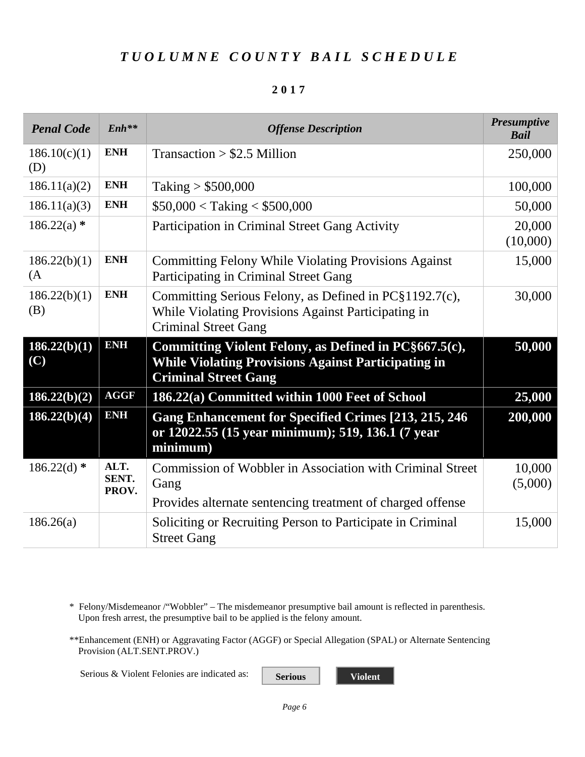# *TUOLUMNE COUNTY BAIL SCHEDULE*

**2017**

| *Penal Code* | *Enh*** | *Offense Description* | *Presumptive Bail* |
|---|---|---|---|
| 186.10(c)(1)(D) | **ENH** | Transaction > $2.5 Million | 250,000 |
| 186.11(a)(2) | **ENH** | Taking > $500,000 | 100,000 |
| 186.11(a)(3) | **ENH** | $50,000 < Taking < $500,000 | 50,000 |
| 186.22(a) **\*** | | Participation in Criminal Street Gang Activity | 20,000 (10,000) |
| 186.22(b)(1)(A | **ENH** | Committing Felony While Violating Provisions Against Participating in Criminal Street Gang | 15,000 |
| 186.22(b)(1)(B) | **ENH** | Committing Serious Felony, as Defined in PC§1192.7(c), While Violating Provisions Against Participating in Criminal Street Gang | 30,000 |
| **186.22(b)(1)(C)** | **ENH** | **Committing Violent Felony, as Defined in PC§667.5(c), While Violating Provisions Against Participating in Criminal Street Gang** | **50,000** |
| **186.22(b)(2)** | **AGGF** | **186.22(a) Committed within 1000 Feet of School** | **25,000** |
| **186.22(b)(4)** | **ENH** | **Gang Enhancement for Specified Crimes [213, 215, 246 or 12022.55 (15 year minimum); 519, 136.1 (7 year minimum)** | **200,000** |
| 186.22(d) **\*** | **ALT. SENT. PROV.** | Commission of Wobbler in Association with Criminal Street Gang<br>Provides alternate sentencing treatment of charged offense | 10,000 (5,000) |
| 186.26(a) | | Soliciting or Recruiting Person to Participate in Criminal Street Gang | 15,000 |

\* Felony/Misdemeanor /"Wobbler" – The misdemeanor presumptive bail amount is reflected in parenthesis. Upon fresh arrest, the presumptive bail to be applied is the felony amount.

**Enhancement (ENH) or Aggravating Factor (AGGF) or Special Allegation (SPAL) or Alternate Sentencing Provision (ALT.SENT.PROV.)

Serious & Violent Felonies are indicated as: **Serious** **Violent**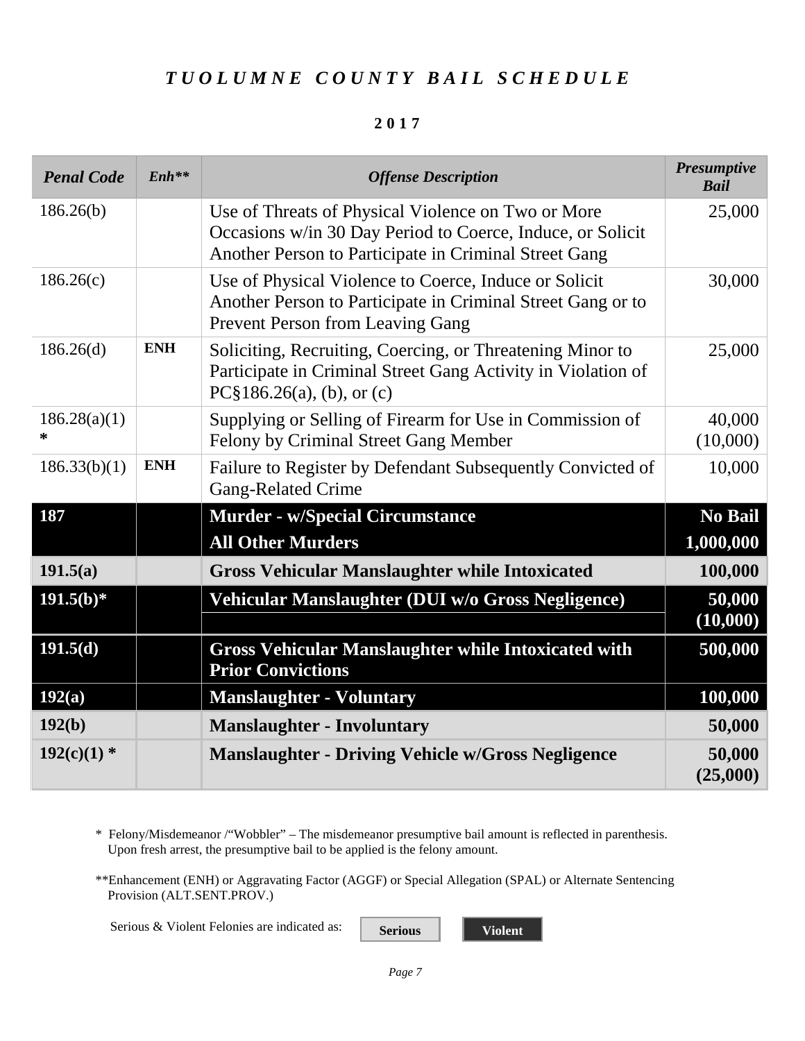# *TUOLUMNE COUNTY BAIL SCHEDULE*

**2017**

| *Penal Code* | *Enh*** | *Offense Description* | *Presumptive Bail* |
|---|---|---|---|
| 186.26(b) | | Use of Threats of Physical Violence on Two or More Occasions w/in 30 Day Period to Coerce, Induce, or Solicit Another Person to Participate in Criminal Street Gang | 25,000 |
| 186.26(c) | | Use of Physical Violence to Coerce, Induce or Solicit Another Person to Participate in Criminal Street Gang or to Prevent Person from Leaving Gang | 30,000 |
| 186.26(d) | **ENH** | Soliciting, Recruiting, Coercing, or Threatening Minor to Participate in Criminal Street Gang Activity in Violation of PC§186.26(a), (b), or (c) | 25,000 |
| 186.28(a)(1) * | | Supplying or Selling of Firearm for Use in Commission of Felony by Criminal Street Gang Member | 40,000 (10,000) |
| 186.33(b)(1) | **ENH** | Failure to Register by Defendant Subsequently Convicted of Gang-Related Crime | 10,000 |
| **187** | | **Murder - w/Special Circumstance** | **No Bail** |
| | | **All Other Murders** | **1,000,000** |
| **191.5(a)** | | **Gross Vehicular Manslaughter while Intoxicated** | **100,000** |
| **191.5(b)*** | | **Vehicular Manslaughter (DUI w/o Gross Negligence)** | **50,000 (10,000)** |
| **191.5(d)** | | **Gross Vehicular Manslaughter while Intoxicated with Prior Convictions** | **500,000** |
| **192(a)** | | **Manslaughter - Voluntary** | **100,000** |
| **192(b)** | | **Manslaughter - Involuntary** | **50,000** |
| **192(c)(1) *** | | **Manslaughter - Driving Vehicle w/Gross Negligence** | **50,000 (25,000)** |

\* Felony/Misdemeanor /"Wobbler" – The misdemeanor presumptive bail amount is reflected in parenthesis. Upon fresh arrest, the presumptive bail to be applied is the felony amount.

**Enhancement (ENH) or Aggravating Factor (AGGF) or Special Allegation (SPAL) or Alternate Sentencing Provision (ALT.SENT.PROV.)

Serious & Violent Felonies are indicated as: **Serious** **Violent**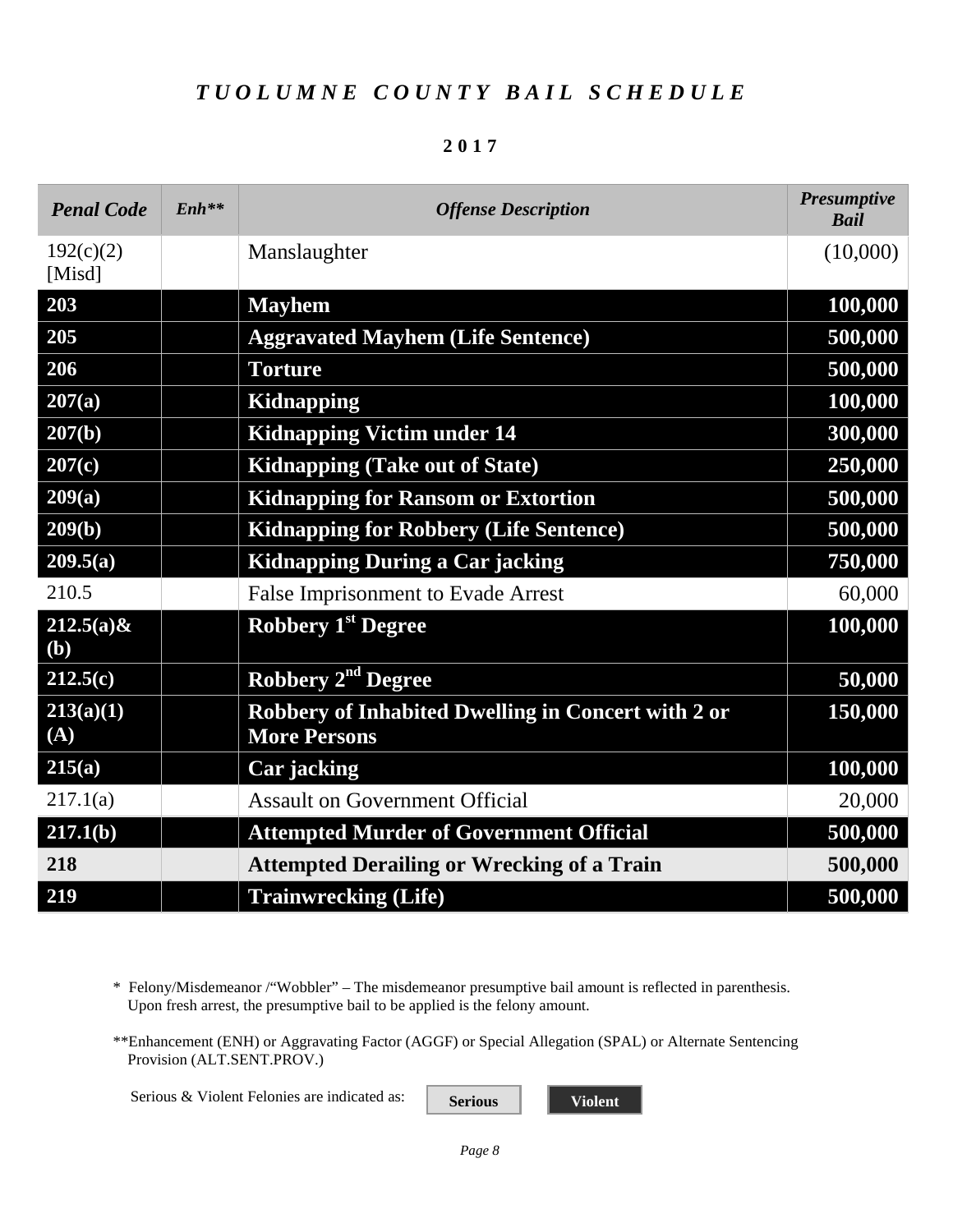# *TUOLUMNE COUNTY BAIL SCHEDULE*

**2017**

| *Penal Code* | *Enh\*\** | *Offense Description* | *Presumptive Bail* |
|---|---|---|---|
| 192(c)(2) [Misd] | | Manslaughter | (10,000) |
| **203** | | **Mayhem** | **100,000** |
| **205** | | **Aggravated Mayhem (Life Sentence)** | **500,000** |
| **206** | | **Torture** | **500,000** |
| **207(a)** | | **Kidnapping** | **100,000** |
| **207(b)** | | **Kidnapping Victim under 14** | **300,000** |
| **207(c)** | | **Kidnapping (Take out of State)** | **250,000** |
| **209(a)** | | **Kidnapping for Ransom or Extortion** | **500,000** |
| **209(b)** | | **Kidnapping for Robbery (Life Sentence)** | **500,000** |
| **209.5(a)** | | **Kidnapping During a Car jacking** | **750,000** |
| 210.5 | | False Imprisonment to Evade Arrest | 60,000 |
| **212.5(a)& (b)** | | **Robbery 1st Degree** | **100,000** |
| **212.5(c)** | | **Robbery 2nd Degree** | **50,000** |
| **213(a)(1)(A)** | | **Robbery of Inhabited Dwelling in Concert with 2 or More Persons** | **150,000** |
| **215(a)** | | **Car jacking** | **100,000** |
| 217.1(a) | | Assault on Government Official | 20,000 |
| **217.1(b)** | | **Attempted Murder of Government Official** | **500,000** |
| **218** | | **Attempted Derailing or Wrecking of a Train** | **500,000** |
| **219** | | **Trainwrecking (Life)** | **500,000** |

\* Felony/Misdemeanor /"Wobbler" – The misdemeanor presumptive bail amount is reflected in parenthesis. Upon fresh arrest, the presumptive bail to be applied is the felony amount.

\*\*Enhancement (ENH) or Aggravating Factor (AGGF) or Special Allegation (SPAL) or Alternate Sentencing Provision (ALT.SENT.PROV.)

Serious & Violent Felonies are indicated as: **Serious** **Violent**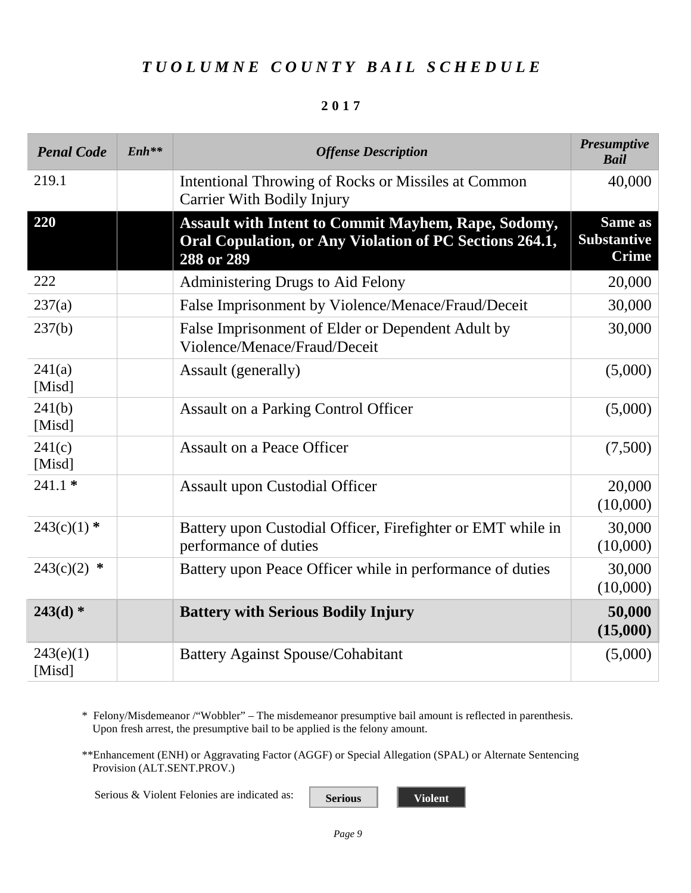# *TUOLUMNE COUNTY BAIL SCHEDULE*

**2017**

| *Penal Code* | *Enh*** | *Offense Description* | *Presumptive Bail* |
|---|---|---|---|
| 219.1 | | Intentional Throwing of Rocks or Missiles at Common Carrier With Bodily Injury | 40,000 |
| **220** | | **Assault with Intent to Commit Mayhem, Rape, Sodomy, Oral Copulation, or Any Violation of PC Sections 264.1, 288 or 289** | **Same as Substantive Crime** |
| 222 | | Administering Drugs to Aid Felony | 20,000 |
| 237(a) | | False Imprisonment by Violence/Menace/Fraud/Deceit | 30,000 |
| 237(b) | | False Imprisonment of Elder or Dependent Adult by Violence/Menace/Fraud/Deceit | 30,000 |
| 241(a) [Misd] | | Assault (generally) | (5,000) |
| 241(b) [Misd] | | Assault on a Parking Control Officer | (5,000) |
| 241(c) [Misd] | | Assault on a Peace Officer | (7,500) |
| 241.1 * | | Assault upon Custodial Officer | 20,000 (10,000) |
| 243(c)(1) * | | Battery upon Custodial Officer, Firefighter or EMT while in performance of duties | 30,000 (10,000) |
| 243(c)(2) * | | Battery upon Peace Officer while in performance of duties | 30,000 (10,000) |
| **243(d) *** | | **Battery with Serious Bodily Injury** | **50,000 (15,000)** |
| 243(e)(1) [Misd] | | Battery Against Spouse/Cohabitant | (5,000) |

\* Felony/Misdemeanor /"Wobbler" – The misdemeanor presumptive bail amount is reflected in parenthesis. Upon fresh arrest, the presumptive bail to be applied is the felony amount.

**Enhancement (ENH) or Aggravating Factor (AGGF) or Special Allegation (SPAL) or Alternate Sentencing Provision (ALT.SENT.PROV.)

Serious & Violent Felonies are indicated as: **Serious** **Violent**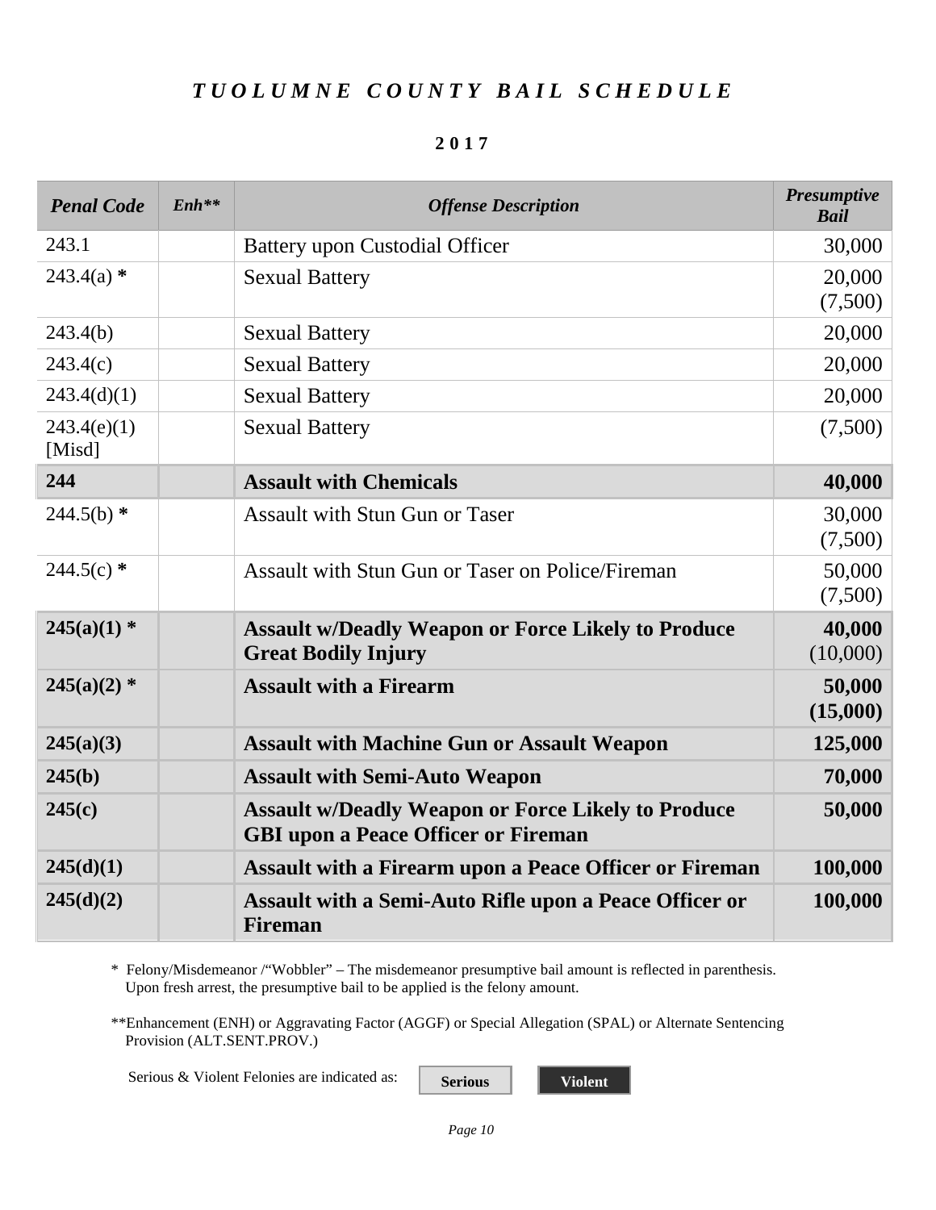# *TUOLUMNE COUNTY BAIL SCHEDULE*

**2017**

| *Penal Code* | *Enh*** | *Offense Description* | *Presumptive Bail* |
|---|---|---|---|
| 243.1 | | Battery upon Custodial Officer | 30,000 |
| 243.4(a) * | | Sexual Battery | 20,000 (7,500) |
| 243.4(b) | | Sexual Battery | 20,000 |
| 243.4(c) | | Sexual Battery | 20,000 |
| 243.4(d)(1) | | Sexual Battery | 20,000 |
| 243.4(e)(1) [Misd] | | Sexual Battery | (7,500) |
| **244** | | **Assault with Chemicals** | **40,000** |
| 244.5(b) * | | Assault with Stun Gun or Taser | 30,000 (7,500) |
| 244.5(c) * | | Assault with Stun Gun or Taser on Police/Fireman | 50,000 (7,500) |
| **245(a)(1) *** | | **Assault w/Deadly Weapon or Force Likely to Produce Great Bodily Injury** | **40,000** (10,000) |
| **245(a)(2) *** | | **Assault with a Firearm** | **50,000 (15,000)** |
| **245(a)(3)** | | **Assault with Machine Gun or Assault Weapon** | **125,000** |
| **245(b)** | | **Assault with Semi-Auto Weapon** | **70,000** |
| **245(c)** | | **Assault w/Deadly Weapon or Force Likely to Produce GBI upon a Peace Officer or Fireman** | **50,000** |
| **245(d)(1)** | | **Assault with a Firearm upon a Peace Officer or Fireman** | **100,000** |
| **245(d)(2)** | | **Assault with a Semi-Auto Rifle upon a Peace Officer or Fireman** | **100,000** |

\* Felony/Misdemeanor /"Wobbler" – The misdemeanor presumptive bail amount is reflected in parenthesis. Upon fresh arrest, the presumptive bail to be applied is the felony amount.

**Enhancement (ENH) or Aggravating Factor (AGGF) or Special Allegation (SPAL) or Alternate Sentencing Provision (ALT.SENT.PROV.)

Serious & Violent Felonies are indicated as: **Serious** **Violent**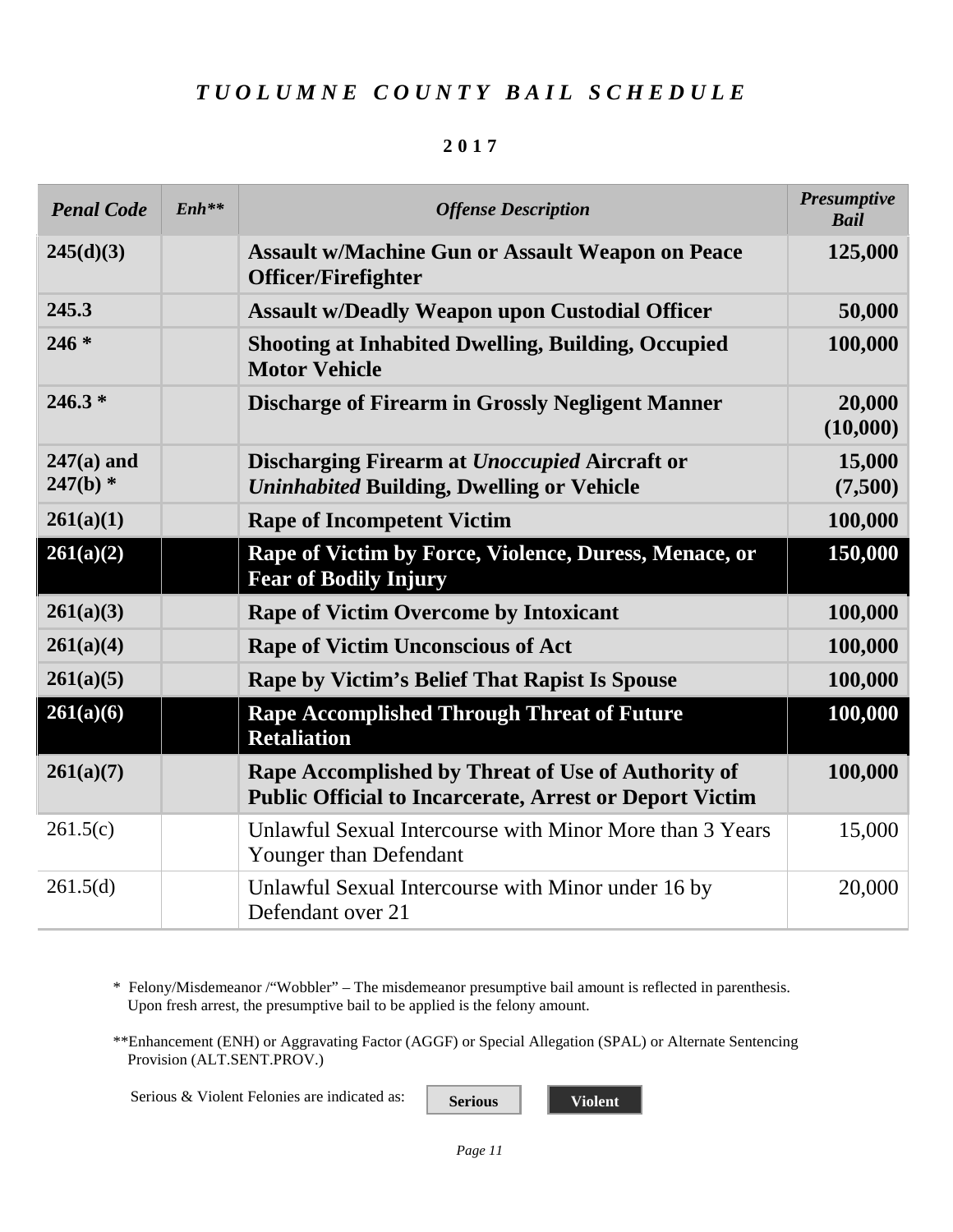# *TUOLUMNE COUNTY BAIL SCHEDULE*

**2017**

| *Penal Code* | *Enh*** | *Offense Description* | *Presumptive Bail* |
|---|---|---|---|
| **245(d)(3)** | | **Assault w/Machine Gun or Assault Weapon on Peace Officer/Firefighter** | **125,000** |
| **245.3** | | **Assault w/Deadly Weapon upon Custodial Officer** | **50,000** |
| **246 *** | | **Shooting at Inhabited Dwelling, Building, Occupied Motor Vehicle** | **100,000** |
| **246.3 *** | | **Discharge of Firearm in Grossly Negligent Manner** | **20,000 (10,000)** |
| **247(a) and 247(b) *** | | **Discharging Firearm at *Unoccupied* Aircraft or *Uninhabited* Building, Dwelling or Vehicle** | **15,000 (7,500)** |
| **261(a)(1)** | | **Rape of Incompetent Victim** | **100,000** |
| **261(a)(2)** | | **Rape of Victim by Force, Violence, Duress, Menace, or Fear of Bodily Injury** | **150,000** |
| **261(a)(3)** | | **Rape of Victim Overcome by Intoxicant** | **100,000** |
| **261(a)(4)** | | **Rape of Victim Unconscious of Act** | **100,000** |
| **261(a)(5)** | | **Rape by Victim's Belief That Rapist Is Spouse** | **100,000** |
| **261(a)(6)** | | **Rape Accomplished Through Threat of Future Retaliation** | **100,000** |
| **261(a)(7)** | | **Rape Accomplished by Threat of Use of Authority of Public Official to Incarcerate, Arrest or Deport Victim** | **100,000** |
| 261.5(c) | | Unlawful Sexual Intercourse with Minor More than 3 Years Younger than Defendant | 15,000 |
| 261.5(d) | | Unlawful Sexual Intercourse with Minor under 16 by Defendant over 21 | 20,000 |

\* Felony/Misdemeanor /"Wobbler" – The misdemeanor presumptive bail amount is reflected in parenthesis. Upon fresh arrest, the presumptive bail to be applied is the felony amount.

**Enhancement (ENH) or Aggravating Factor (AGGF) or Special Allegation (SPAL) or Alternate Sentencing Provision (ALT.SENT.PROV.)

Serious & Violent Felonies are indicated as: **Serious** **Violent**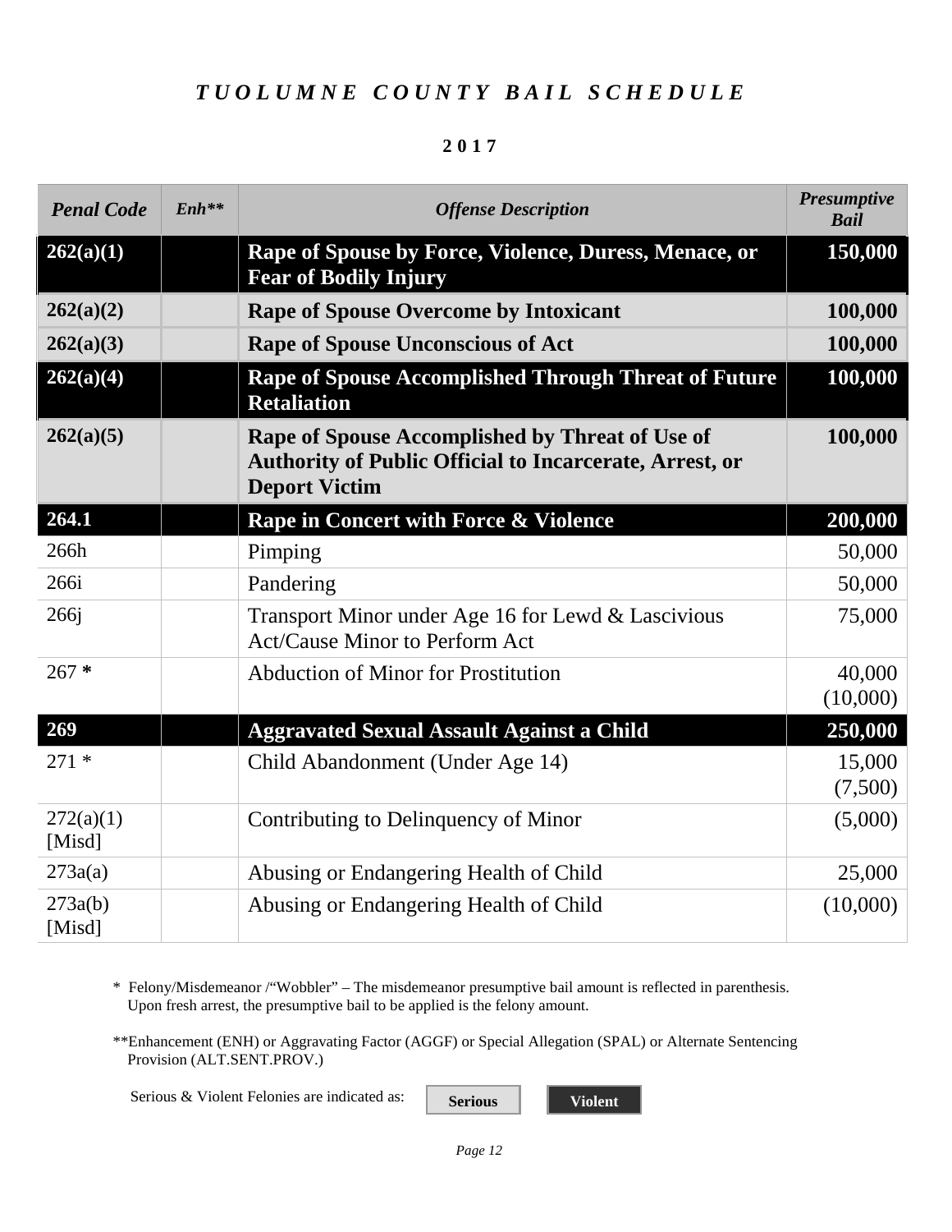# *TUOLUMNE COUNTY BAIL SCHEDULE*

**2017**

| *Penal Code* | *Enh*** | *Offense Description* | *Presumptive Bail* |
|---|---|---|---|
| **262(a)(1)** | | **Rape of Spouse by Force, Violence, Duress, Menace, or Fear of Bodily Injury** | **150,000** |
| **262(a)(2)** | | **Rape of Spouse Overcome by Intoxicant** | **100,000** |
| **262(a)(3)** | | **Rape of Spouse Unconscious of Act** | **100,000** |
| **262(a)(4)** | | **Rape of Spouse Accomplished Through Threat of Future Retaliation** | **100,000** |
| **262(a)(5)** | | **Rape of Spouse Accomplished by Threat of Use of Authority of Public Official to Incarcerate, Arrest, or Deport Victim** | **100,000** |
| **264.1** | | **Rape in Concert with Force & Violence** | **200,000** |
| 266h | | Pimping | 50,000 |
| 266i | | Pandering | 50,000 |
| 266j | | Transport Minor under Age 16 for Lewd & Lascivious Act/Cause Minor to Perform Act | 75,000 |
| 267 * | | Abduction of Minor for Prostitution | 40,000 (10,000) |
| **269** | | **Aggravated Sexual Assault Against a Child** | **250,000** |
| 271 * | | Child Abandonment (Under Age 14) | 15,000 (7,500) |
| 272(a)(1) [Misd] | | Contributing to Delinquency of Minor | (5,000) |
| 273a(a) | | Abusing or Endangering Health of Child | 25,000 |
| 273a(b) [Misd] | | Abusing or Endangering Health of Child | (10,000) |

\* Felony/Misdemeanor /"Wobbler" – The misdemeanor presumptive bail amount is reflected in parenthesis. Upon fresh arrest, the presumptive bail to be applied is the felony amount.

**Enhancement (ENH) or Aggravating Factor (AGGF) or Special Allegation (SPAL) or Alternate Sentencing Provision (ALT.SENT.PROV.)

Serious & Violent Felonies are indicated as: **Serious** **Violent**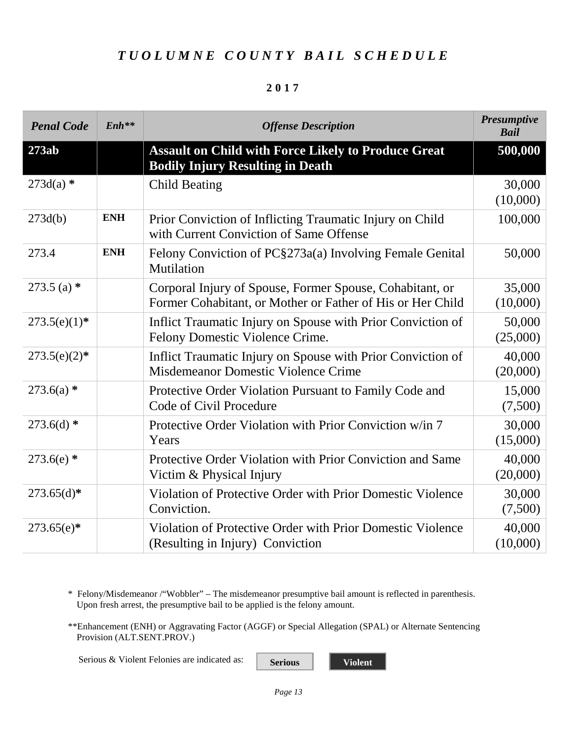# *TUOLUMNE COUNTY BAIL SCHEDULE*

**2017**

| *Penal Code* | *Enh\*\** | *Offense Description* | *Presumptive Bail* |
|---|---|---|---|
| **273ab** | | **Assault on Child with Force Likely to Produce Great Bodily Injury Resulting in Death** | **500,000** |
| 273d(a) * | | Child Beating | 30,000 (10,000) |
| 273d(b) | **ENH** | Prior Conviction of Inflicting Traumatic Injury on Child with Current Conviction of Same Offense | 100,000 |
| 273.4 | **ENH** | Felony Conviction of PC§273a(a) Involving Female Genital Mutilation | 50,000 |
| 273.5 (a) * | | Corporal Injury of Spouse, Former Spouse, Cohabitant, or Former Cohabitant, or Mother or Father of His or Her Child | 35,000 (10,000) |
| 273.5(e)(1)* | | Inflict Traumatic Injury on Spouse with Prior Conviction of Felony Domestic Violence Crime. | 50,000 (25,000) |
| 273.5(e)(2)* | | Inflict Traumatic Injury on Spouse with Prior Conviction of Misdemeanor Domestic Violence Crime | 40,000 (20,000) |
| 273.6(a) * | | Protective Order Violation Pursuant to Family Code and Code of Civil Procedure | 15,000 (7,500) |
| 273.6(d) * | | Protective Order Violation with Prior Conviction w/in 7 Years | 30,000 (15,000) |
| 273.6(e) * | | Protective Order Violation with Prior Conviction and Same Victim & Physical Injury | 40,000 (20,000) |
| 273.65(d)* | | Violation of Protective Order with Prior Domestic Violence Conviction. | 30,000 (7,500) |
| 273.65(e)* | | Violation of Protective Order with Prior Domestic Violence (Resulting in Injury) Conviction | 40,000 (10,000) |

\* Felony/Misdemeanor /"Wobbler" – The misdemeanor presumptive bail amount is reflected in parenthesis. Upon fresh arrest, the presumptive bail to be applied is the felony amount.

\*\*Enhancement (ENH) or Aggravating Factor (AGGF) or Special Allegation (SPAL) or Alternate Sentencing Provision (ALT.SENT.PROV.)

Serious & Violent Felonies are indicated as: **Serious** **Violent**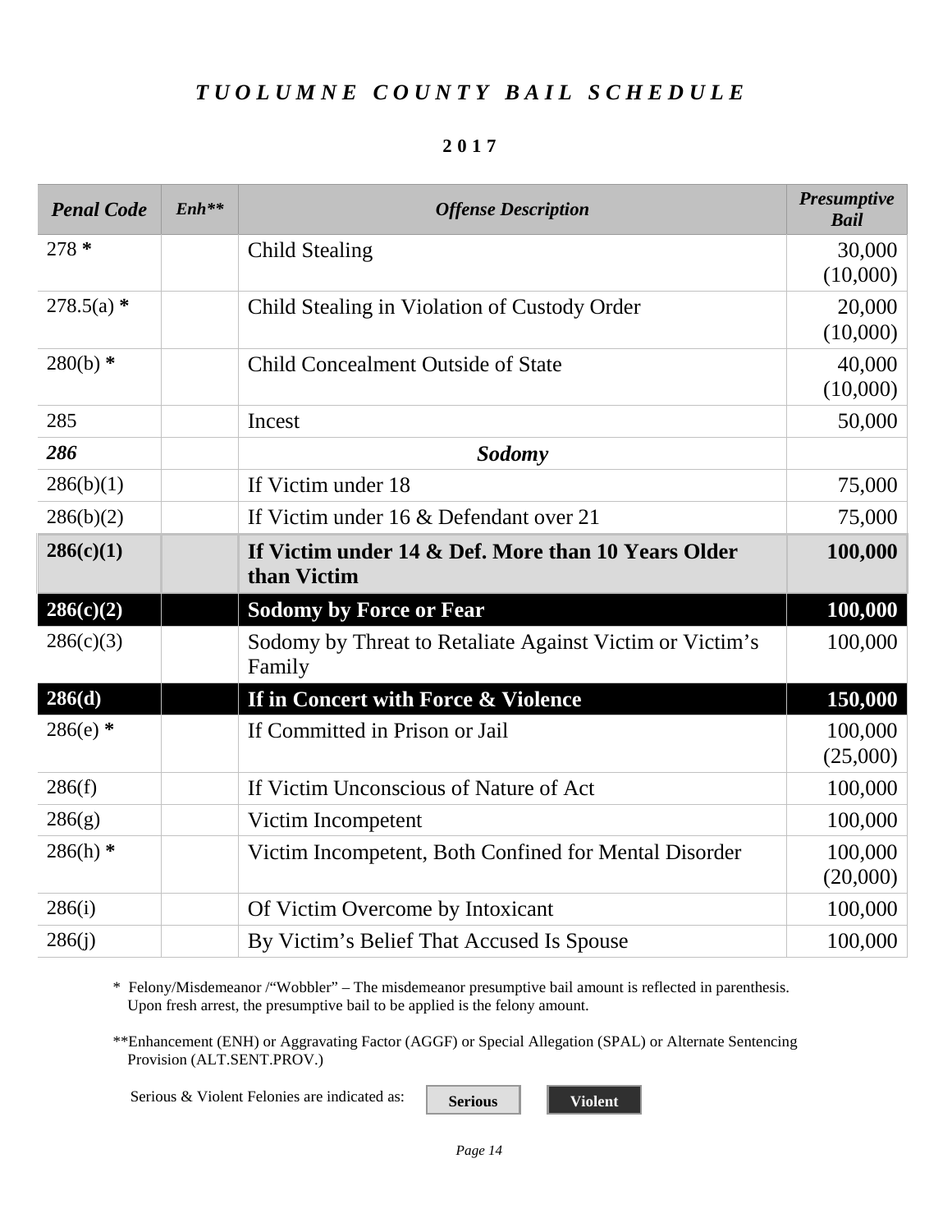# *TUOLUMNE COUNTY BAIL SCHEDULE*

**2017**

| *Penal Code* | *Enh\*\** | *Offense Description* | *Presumptive Bail* |
|---|---|---|---|
| 278 * | | Child Stealing | 30,000 (10,000) |
| 278.5(a) * | | Child Stealing in Violation of Custody Order | 20,000 (10,000) |
| 280(b) * | | Child Concealment Outside of State | 40,000 (10,000) |
| 285 | | Incest | 50,000 |
| ***286*** | | ***Sodomy*** | |
| 286(b)(1) | | If Victim under 18 | 75,000 |
| 286(b)(2) | | If Victim under 16 & Defendant over 21 | 75,000 |
| **286(c)(1)** | | **If Victim under 14 & Def. More than 10 Years Older than Victim** | **100,000** |
| **286(c)(2)** | | **Sodomy by Force or Fear** | **100,000** |
| 286(c)(3) | | Sodomy by Threat to Retaliate Against Victim or Victim's Family | 100,000 |
| **286(d)** | | **If in Concert with Force & Violence** | **150,000** |
| 286(e) * | | If Committed in Prison or Jail | 100,000 (25,000) |
| 286(f) | | If Victim Unconscious of Nature of Act | 100,000 |
| 286(g) | | Victim Incompetent | 100,000 |
| 286(h) * | | Victim Incompetent, Both Confined for Mental Disorder | 100,000 (20,000) |
| 286(i) | | Of Victim Overcome by Intoxicant | 100,000 |
| 286(j) | | By Victim's Belief That Accused Is Spouse | 100,000 |

\* Felony/Misdemeanor /"Wobbler" – The misdemeanor presumptive bail amount is reflected in parenthesis. Upon fresh arrest, the presumptive bail to be applied is the felony amount.

\*\*Enhancement (ENH) or Aggravating Factor (AGGF) or Special Allegation (SPAL) or Alternate Sentencing Provision (ALT.SENT.PROV.)

Serious & Violent Felonies are indicated as: **Serious** **Violent**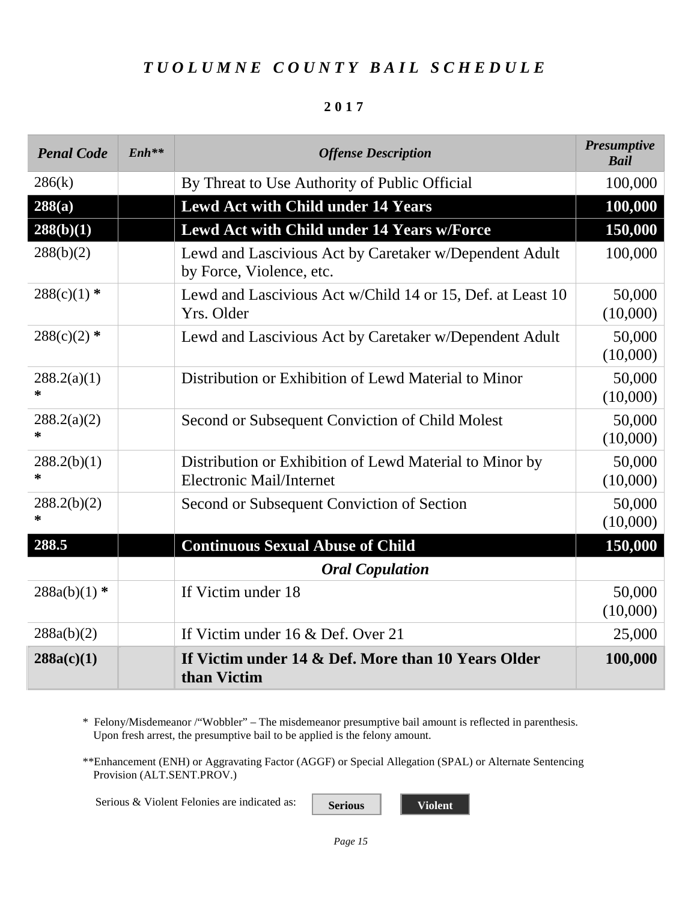# *T U O L U M N E   C O U N T Y   B A I L   S C H E D U L E*

**2 0 1 7**

| *Penal Code* | *Enh*** | *Offense Description* | *Presumptive Bail* |
|---|---|---|---|
| 286(k) | | By Threat to Use Authority of Public Official | 100,000 |
| **288(a)** | | **Lewd Act with Child under 14 Years** | **100,000** |
| **288(b)(1)** | | **Lewd Act with Child under 14 Years w/Force** | **150,000** |
| 288(b)(2) | | Lewd and Lascivious Act by Caretaker w/Dependent Adult by Force, Violence, etc. | 100,000 |
| 288(c)(1) * | | Lewd and Lascivious Act w/Child 14 or 15, Def. at Least 10 Yrs. Older | 50,000 (10,000) |
| 288(c)(2) * | | Lewd and Lascivious Act by Caretaker w/Dependent Adult | 50,000 (10,000) |
| 288.2(a)(1) * | | Distribution or Exhibition of Lewd Material to Minor | 50,000 (10,000) |
| 288.2(a)(2) * | | Second or Subsequent Conviction of Child Molest | 50,000 (10,000) |
| 288.2(b)(1) * | | Distribution or Exhibition of Lewd Material to Minor by Electronic Mail/Internet | 50,000 (10,000) |
| 288.2(b)(2) * | | Second or Subsequent Conviction of Section | 50,000 (10,000) |
| **288.5** | | **Continuous Sexual Abuse of Child** | **150,000** |
| | | ***Oral Copulation*** | |
| 288a(b)(1) * | | If Victim under 18 | 50,000 (10,000) |
| 288a(b)(2) | | If Victim under 16 & Def. Over 21 | 25,000 |
| **288a(c)(1)** | | **If Victim under 14 & Def. More than 10 Years Older than Victim** | **100,000** |

\* Felony/Misdemeanor /"Wobbler" – The misdemeanor presumptive bail amount is reflected in parenthesis. Upon fresh arrest, the presumptive bail to be applied is the felony amount.

**Enhancement (ENH) or Aggravating Factor (AGGF) or Special Allegation (SPAL) or Alternate Sentencing Provision (ALT.SENT.PROV.)

Serious & Violent Felonies are indicated as: **Serious** **Violent**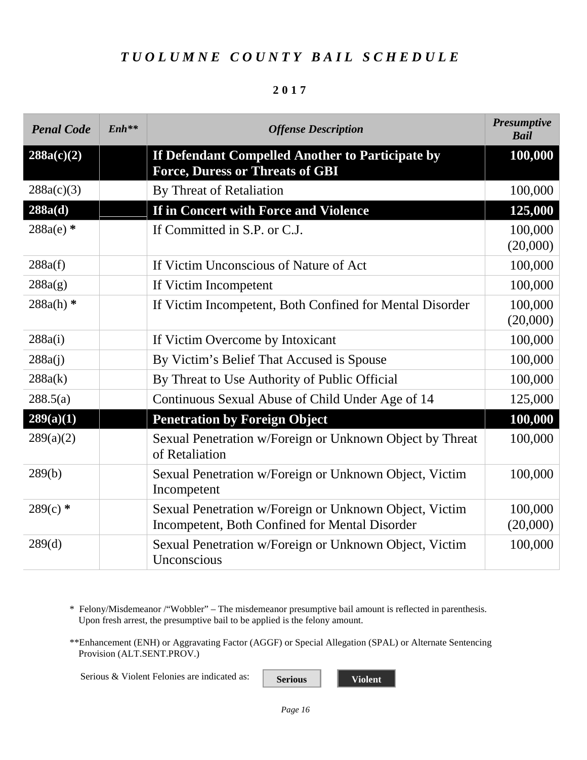# *TUOLUMNE COUNTY BAIL SCHEDULE*

**2017**

| *Penal Code* | *Enh\*\** | *Offense Description* | *Presumptive Bail* |
|---|---|---|---|
| **288a(c)(2)** | | **If Defendant Compelled Another to Participate by Force, Duress or Threats of GBI** | **100,000** |
| 288a(c)(3) | | By Threat of Retaliation | 100,000 |
| **288a(d)** | | **If in Concert with Force and Violence** | **125,000** |
| 288a(e) **\*** | | If Committed in S.P. or C.J. | 100,000 (20,000) |
| 288a(f) | | If Victim Unconscious of Nature of Act | 100,000 |
| 288a(g) | | If Victim Incompetent | 100,000 |
| 288a(h) **\*** | | If Victim Incompetent, Both Confined for Mental Disorder | 100,000 (20,000) |
| 288a(i) | | If Victim Overcome by Intoxicant | 100,000 |
| 288a(j) | | By Victim's Belief That Accused is Spouse | 100,000 |
| 288a(k) | | By Threat to Use Authority of Public Official | 100,000 |
| 288.5(a) | | Continuous Sexual Abuse of Child Under Age of 14 | 125,000 |
| **289(a)(1)** | | **Penetration by Foreign Object** | **100,000** |
| 289(a)(2) | | Sexual Penetration w/Foreign or Unknown Object by Threat of Retaliation | 100,000 |
| 289(b) | | Sexual Penetration w/Foreign or Unknown Object, Victim Incompetent | 100,000 |
| 289(c) **\*** | | Sexual Penetration w/Foreign or Unknown Object, Victim Incompetent, Both Confined for Mental Disorder | 100,000 (20,000) |
| 289(d) | | Sexual Penetration w/Foreign or Unknown Object, Victim Unconscious | 100,000 |

\* Felony/Misdemeanor /"Wobbler" – The misdemeanor presumptive bail amount is reflected in parenthesis. Upon fresh arrest, the presumptive bail to be applied is the felony amount.

**Enhancement (ENH) or Aggravating Factor (AGGF) or Special Allegation (SPAL) or Alternate Sentencing Provision (ALT.SENT.PROV.)

Serious & Violent Felonies are indicated as: **Serious** **Violent**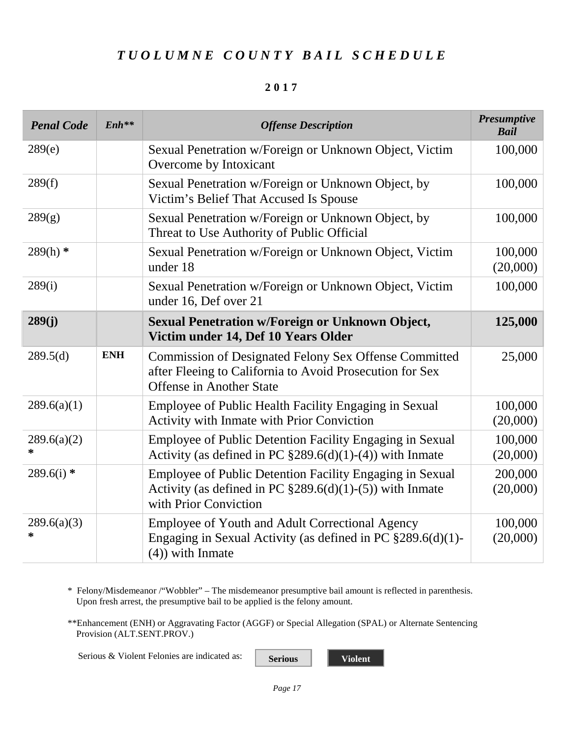# *TUOLUMNE COUNTY BAIL SCHEDULE*

**2017**

| *Penal Code* | *Enh*** | *Offense Description* | *Presumptive Bail* |
|---|---|---|---|
| 289(e) | | Sexual Penetration w/Foreign or Unknown Object, Victim Overcome by Intoxicant | 100,000 |
| 289(f) | | Sexual Penetration w/Foreign or Unknown Object, by Victim's Belief That Accused Is Spouse | 100,000 |
| 289(g) | | Sexual Penetration w/Foreign or Unknown Object, by Threat to Use Authority of Public Official | 100,000 |
| 289(h) * | | Sexual Penetration w/Foreign or Unknown Object, Victim under 18 | 100,000 (20,000) |
| 289(i) | | Sexual Penetration w/Foreign or Unknown Object, Victim under 16, Def over 21 | 100,000 |
| **289(j)** | | **Sexual Penetration w/Foreign or Unknown Object, Victim under 14, Def 10 Years Older** | **125,000** |
| 289.5(d) | **ENH** | Commission of Designated Felony Sex Offense Committed after Fleeing to California to Avoid Prosecution for Sex Offense in Another State | 25,000 |
| 289.6(a)(1) | | Employee of Public Health Facility Engaging in Sexual Activity with Inmate with Prior Conviction | 100,000 (20,000) |
| 289.6(a)(2) * | | Employee of Public Detention Facility Engaging in Sexual Activity (as defined in PC §289.6(d)(1)-(4)) with Inmate | 100,000 (20,000) |
| 289.6(i) * | | Employee of Public Detention Facility Engaging in Sexual Activity (as defined in PC §289.6(d)(1)-(5)) with Inmate with Prior Conviction | 200,000 (20,000) |
| 289.6(a)(3) * | | Employee of Youth and Adult Correctional Agency Engaging in Sexual Activity (as defined in PC §289.6(d)(1)-(4)) with Inmate | 100,000 (20,000) |

\* Felony/Misdemeanor /"Wobbler" – The misdemeanor presumptive bail amount is reflected in parenthesis. Upon fresh arrest, the presumptive bail to be applied is the felony amount.

**Enhancement (ENH) or Aggravating Factor (AGGF) or Special Allegation (SPAL) or Alternate Sentencing Provision (ALT.SENT.PROV.)

Serious & Violent Felonies are indicated as: **Serious** **Violent**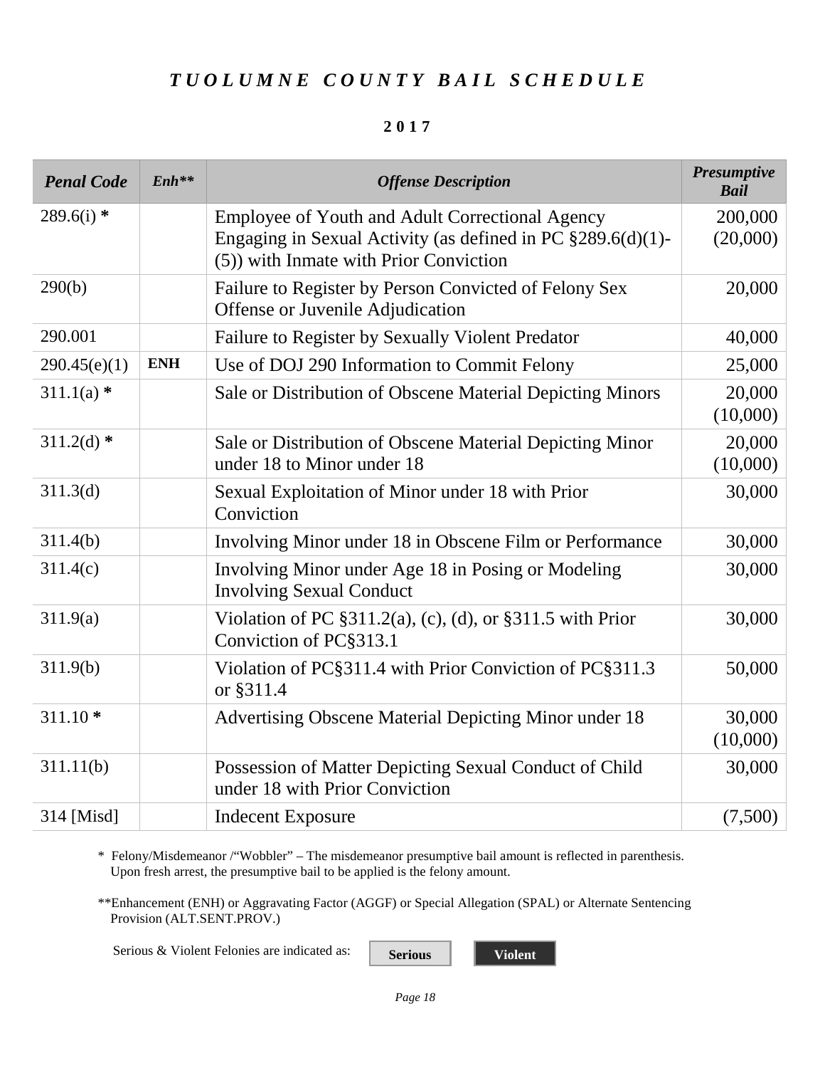# *TUOLUMNE COUNTY BAIL SCHEDULE*

**2017**

| *Penal Code* | *Enh*** | *Offense Description* | *Presumptive Bail* |
|---|---|---|---|
| 289.6(i) * | | Employee of Youth and Adult Correctional Agency Engaging in Sexual Activity (as defined in PC §289.6(d)(1)-(5)) with Inmate with Prior Conviction | 200,000 (20,000) |
| 290(b) | | Failure to Register by Person Convicted of Felony Sex Offense or Juvenile Adjudication | 20,000 |
| 290.001 | | Failure to Register by Sexually Violent Predator | 40,000 |
| 290.45(e)(1) | **ENH** | Use of DOJ 290 Information to Commit Felony | 25,000 |
| 311.1(a) * | | Sale or Distribution of Obscene Material Depicting Minors | 20,000 (10,000) |
| 311.2(d) * | | Sale or Distribution of Obscene Material Depicting Minor under 18 to Minor under 18 | 20,000 (10,000) |
| 311.3(d) | | Sexual Exploitation of Minor under 18 with Prior Conviction | 30,000 |
| 311.4(b) | | Involving Minor under 18 in Obscene Film or Performance | 30,000 |
| 311.4(c) | | Involving Minor under Age 18 in Posing or Modeling Involving Sexual Conduct | 30,000 |
| 311.9(a) | | Violation of PC §311.2(a), (c), (d), or §311.5 with Prior Conviction of PC§313.1 | 30,000 |
| 311.9(b) | | Violation of PC§311.4 with Prior Conviction of PC§311.3 or §311.4 | 50,000 |
| 311.10 * | | Advertising Obscene Material Depicting Minor under 18 | 30,000 (10,000) |
| 311.11(b) | | Possession of Matter Depicting Sexual Conduct of Child under 18 with Prior Conviction | 30,000 |
| 314 [Misd] | | Indecent Exposure | (7,500) |

\* Felony/Misdemeanor /"Wobbler" – The misdemeanor presumptive bail amount is reflected in parenthesis. Upon fresh arrest, the presumptive bail to be applied is the felony amount.

**Enhancement (ENH) or Aggravating Factor (AGGF) or Special Allegation (SPAL) or Alternate Sentencing Provision (ALT.SENT.PROV.)

Serious & Violent Felonies are indicated as: **Serious** **Violent**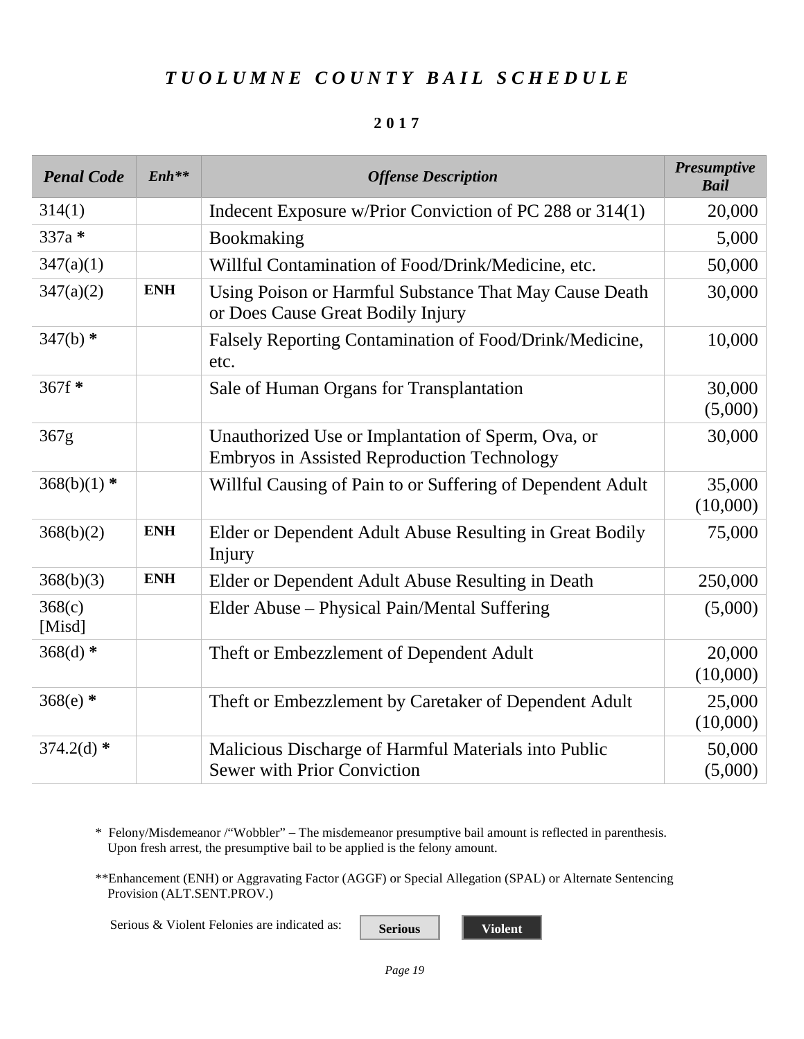# *TUOLUMNE COUNTY BAIL SCHEDULE*

**2017**

| *Penal Code* | *Enh*** | *Offense Description* | *Presumptive Bail* |
|---|---|---|---|
| 314(1) | | Indecent Exposure w/Prior Conviction of PC 288 or 314(1) | 20,000 |
| 337a * | | Bookmaking | 5,000 |
| 347(a)(1) | | Willful Contamination of Food/Drink/Medicine, etc. | 50,000 |
| 347(a)(2) | ENH | Using Poison or Harmful Substance That May Cause Death or Does Cause Great Bodily Injury | 30,000 |
| 347(b) * | | Falsely Reporting Contamination of Food/Drink/Medicine, etc. | 10,000 |
| 367f * | | Sale of Human Organs for Transplantation | 30,000 (5,000) |
| 367g | | Unauthorized Use or Implantation of Sperm, Ova, or Embryos in Assisted Reproduction Technology | 30,000 |
| 368(b)(1) * | | Willful Causing of Pain to or Suffering of Dependent Adult | 35,000 (10,000) |
| 368(b)(2) | ENH | Elder or Dependent Adult Abuse Resulting in Great Bodily Injury | 75,000 |
| 368(b)(3) | ENH | Elder or Dependent Adult Abuse Resulting in Death | 250,000 |
| 368(c) [Misd] | | Elder Abuse – Physical Pain/Mental Suffering | (5,000) |
| 368(d) * | | Theft or Embezzlement of Dependent Adult | 20,000 (10,000) |
| 368(e) * | | Theft or Embezzlement by Caretaker of Dependent Adult | 25,000 (10,000) |
| 374.2(d) * | | Malicious Discharge of Harmful Materials into Public Sewer with Prior Conviction | 50,000 (5,000) |

\* Felony/Misdemeanor /"Wobbler" – The misdemeanor presumptive bail amount is reflected in parenthesis. Upon fresh arrest, the presumptive bail to be applied is the felony amount.

**Enhancement (ENH) or Aggravating Factor (AGGF) or Special Allegation (SPAL) or Alternate Sentencing Provision (ALT.SENT.PROV.)

Serious & Violent Felonies are indicated as: **Serious** **Violent**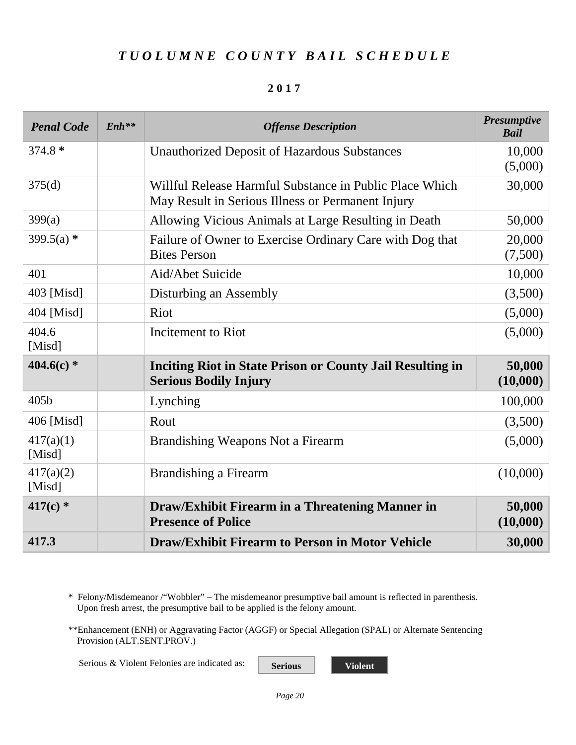# *TUOLUMNE COUNTY BAIL SCHEDULE*

**2017**

| *Penal Code* | *Enh\*\** | *Offense Description* | *Presumptive Bail* |
|---|---|---|---|
| 374.8 * | | Unauthorized Deposit of Hazardous Substances | 10,000 (5,000) |
| 375(d) | | Willful Release Harmful Substance in Public Place Which May Result in Serious Illness or Permanent Injury | 30,000 |
| 399(a) | | Allowing Vicious Animals at Large Resulting in Death | 50,000 |
| 399.5(a) * | | Failure of Owner to Exercise Ordinary Care with Dog that Bites Person | 20,000 (7,500) |
| 401 | | Aid/Abet Suicide | 10,000 |
| 403 [Misd] | | Disturbing an Assembly | (3,500) |
| 404 [Misd] | | Riot | (5,000) |
| 404.6 [Misd] | | Incitement to Riot | (5,000) |
| **404.6(c) *** | | **Inciting Riot in State Prison or County Jail Resulting in Serious Bodily Injury** | **50,000 (10,000)** |
| 405b | | Lynching | 100,000 |
| 406 [Misd] | | Rout | (3,500) |
| 417(a)(1) [Misd] | | Brandishing Weapons Not a Firearm | (5,000) |
| 417(a)(2) [Misd] | | Brandishing a Firearm | (10,000) |
| **417(c) *** | | **Draw/Exhibit Firearm in a Threatening Manner in Presence of Police** | **50,000 (10,000)** |
| **417.3** | | **Draw/Exhibit Firearm to Person in Motor Vehicle** | **30,000** |

\* Felony/Misdemeanor /"Wobbler" – The misdemeanor presumptive bail amount is reflected in parenthesis. Upon fresh arrest, the presumptive bail to be applied is the felony amount.

\*\*Enhancement (ENH) or Aggravating Factor (AGGF) or Special Allegation (SPAL) or Alternate Sentencing Provision (ALT.SENT.PROV.)

Serious & Violent Felonies are indicated as: **Serious** **Violent**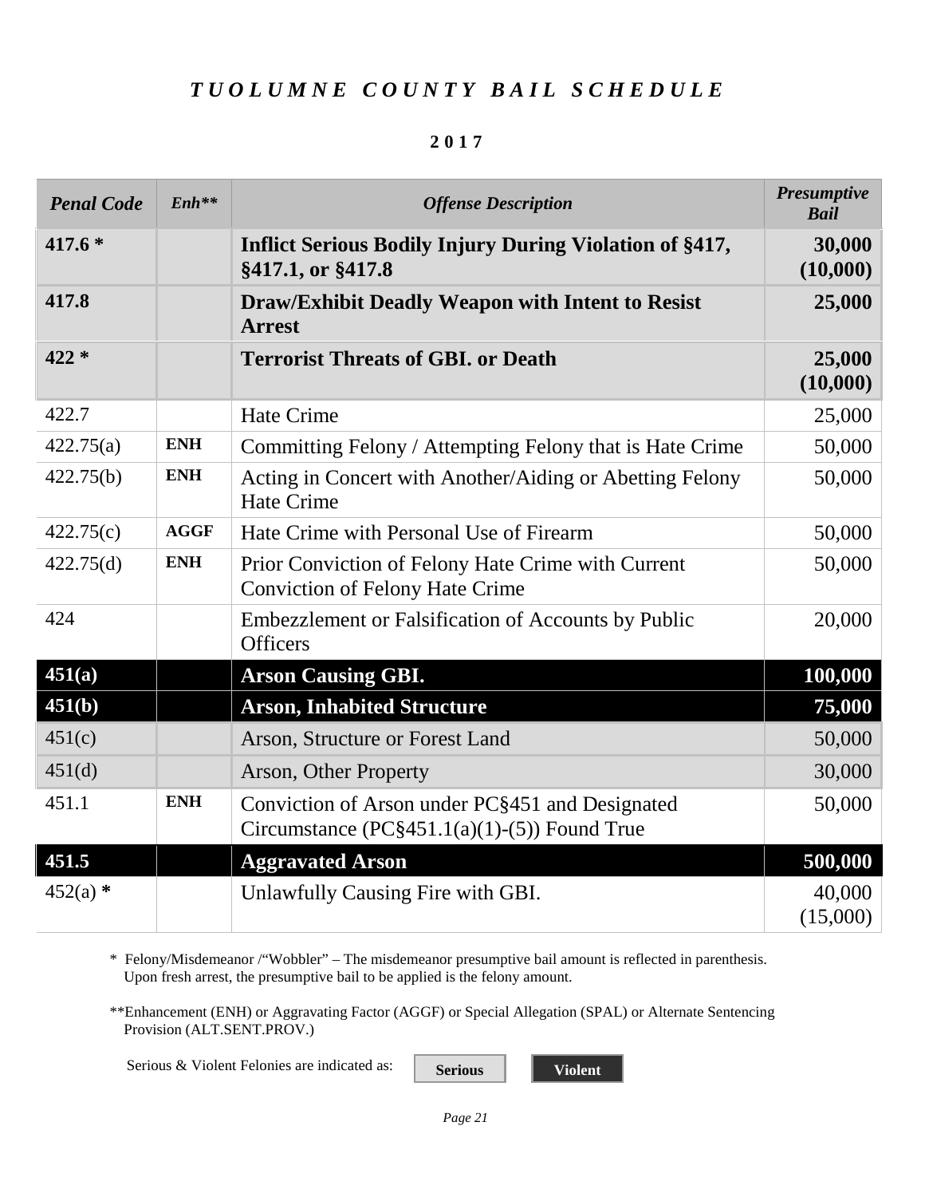# *TUOLUMNE COUNTY BAIL SCHEDULE*

**2017**

| *Penal Code* | *Enh*** | *Offense Description* | *Presumptive Bail* |
|---|---|---|---|
| **417.6 *** | | **Inflict Serious Bodily Injury During Violation of §417, §417.1, or §417.8** | **30,000 (10,000)** |
| **417.8** | | **Draw/Exhibit Deadly Weapon with Intent to Resist Arrest** | **25,000** |
| **422 *** | | **Terrorist Threats of GBI. or Death** | **25,000 (10,000)** |
| 422.7 | | Hate Crime | 25,000 |
| 422.75(a) | **ENH** | Committing Felony / Attempting Felony that is Hate Crime | 50,000 |
| 422.75(b) | **ENH** | Acting in Concert with Another/Aiding or Abetting Felony Hate Crime | 50,000 |
| 422.75(c) | **AGGF** | Hate Crime with Personal Use of Firearm | 50,000 |
| 422.75(d) | **ENH** | Prior Conviction of Felony Hate Crime with Current Conviction of Felony Hate Crime | 50,000 |
| 424 | | Embezzlement or Falsification of Accounts by Public Officers | 20,000 |
| **451(a)** | | **Arson Causing GBI.** | **100,000** |
| **451(b)** | | **Arson, Inhabited Structure** | **75,000** |
| 451(c) | | Arson, Structure or Forest Land | 50,000 |
| 451(d) | | Arson, Other Property | 30,000 |
| 451.1 | **ENH** | Conviction of Arson under PC§451 and Designated Circumstance (PC§451.1(a)(1)-(5)) Found True | 50,000 |
| **451.5** | | **Aggravated Arson** | **500,000** |
| 452(a) * | | Unlawfully Causing Fire with GBI. | 40,000 (15,000) |

\* Felony/Misdemeanor /"Wobbler" – The misdemeanor presumptive bail amount is reflected in parenthesis. Upon fresh arrest, the presumptive bail to be applied is the felony amount.

**Enhancement (ENH) or Aggravating Factor (AGGF) or Special Allegation (SPAL) or Alternate Sentencing Provision (ALT.SENT.PROV.)

Serious & Violent Felonies are indicated as: **Serious** **Violent**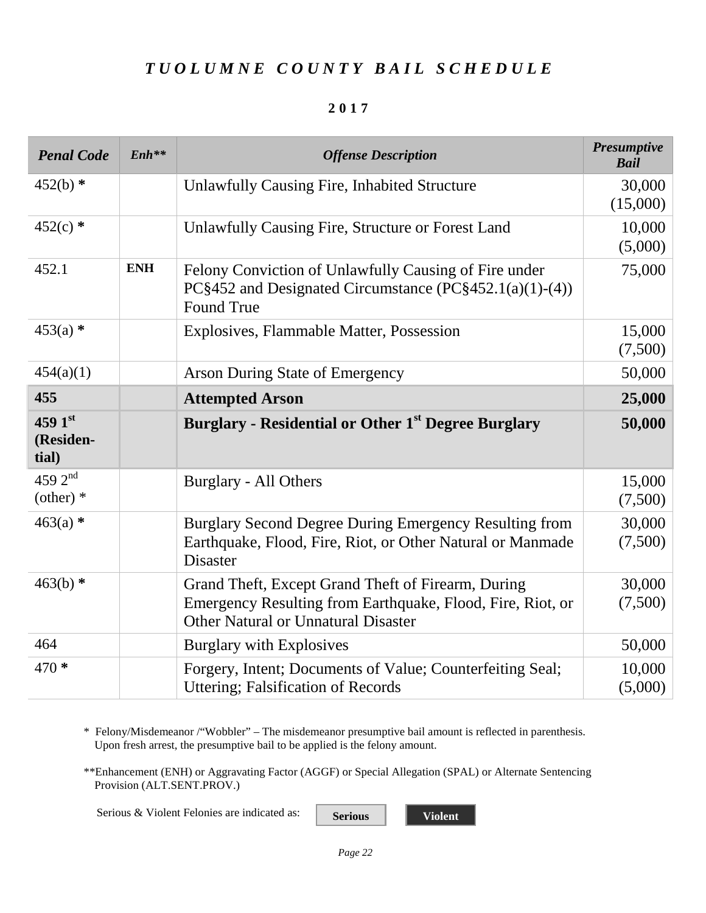# *TUOLUMNE COUNTY BAIL SCHEDULE*

**2017**

| *Penal Code* | *Enh*** | *Offense Description* | *Presumptive Bail* |
|---|---|---|---|
| 452(b) * | | Unlawfully Causing Fire, Inhabited Structure | 30,000 (15,000) |
| 452(c) * | | Unlawfully Causing Fire, Structure or Forest Land | 10,000 (5,000) |
| 452.1 | **ENH** | Felony Conviction of Unlawfully Causing of Fire under PC§452 and Designated Circumstance (PC§452.1(a)(1)-(4)) Found True | 75,000 |
| 453(a) * | | Explosives, Flammable Matter, Possession | 15,000 (7,500) |
| 454(a)(1) | | Arson During State of Emergency | 50,000 |
| **455** | | **Attempted Arson** | **25,000** |
| **459 1st (Residential)** | | **Burglary - Residential or Other 1st Degree Burglary** | **50,000** |
| 459 2nd (other) * | | Burglary - All Others | 15,000 (7,500) |
| 463(a) * | | Burglary Second Degree During Emergency Resulting from Earthquake, Flood, Fire, Riot, or Other Natural or Manmade Disaster | 30,000 (7,500) |
| 463(b) * | | Grand Theft, Except Grand Theft of Firearm, During Emergency Resulting from Earthquake, Flood, Fire, Riot, or Other Natural or Unnatural Disaster | 30,000 (7,500) |
| 464 | | Burglary with Explosives | 50,000 |
| 470 * | | Forgery, Intent; Documents of Value; Counterfeiting Seal; Uttering; Falsification of Records | 10,000 (5,000) |

\* Felony/Misdemeanor /"Wobbler" – The misdemeanor presumptive bail amount is reflected in parenthesis. Upon fresh arrest, the presumptive bail to be applied is the felony amount.

**Enhancement (ENH) or Aggravating Factor (AGGF) or Special Allegation (SPAL) or Alternate Sentencing Provision (ALT.SENT.PROV.)

Serious & Violent Felonies are indicated as: **Serious** **Violent**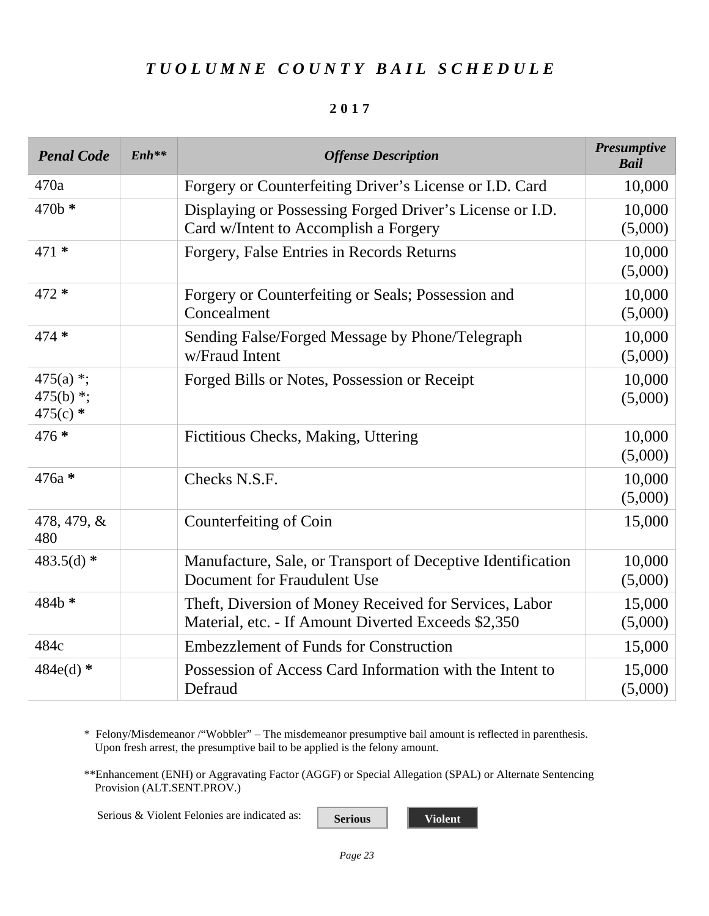# *TUOLUMNE COUNTY BAIL SCHEDULE*

**2017**

| *Penal Code* | *Enh\*\** | *Offense Description* | *Presumptive Bail* |
|---|---|---|---|
| 470a | | Forgery or Counterfeiting Driver's License or I.D. Card | 10,000 |
| 470b **\*** | | Displaying or Possessing Forged Driver's License or I.D. Card w/Intent to Accomplish a Forgery | 10,000 (5,000) |
| 471 **\*** | | Forgery, False Entries in Records Returns | 10,000 (5,000) |
| 472 **\*** | | Forgery or Counterfeiting or Seals; Possession and Concealment | 10,000 (5,000) |
| 474 **\*** | | Sending False/Forged Message by Phone/Telegraph w/Fraud Intent | 10,000 (5,000) |
| 475(a) \*; 475(b) \*; 475(c) **\*** | | Forged Bills or Notes, Possession or Receipt | 10,000 (5,000) |
| 476 **\*** | | Fictitious Checks, Making, Uttering | 10,000 (5,000) |
| 476a **\*** | | Checks N.S.F. | 10,000 (5,000) |
| 478, 479, & 480 | | Counterfeiting of Coin | 15,000 |
| 483.5(d) **\*** | | Manufacture, Sale, or Transport of Deceptive Identification Document for Fraudulent Use | 10,000 (5,000) |
| 484b **\*** | | Theft, Diversion of Money Received for Services, Labor Material, etc. - If Amount Diverted Exceeds $2,350 | 15,000 (5,000) |
| 484c | | Embezzlement of Funds for Construction | 15,000 |
| 484e(d) **\*** | | Possession of Access Card Information with the Intent to Defraud | 15,000 (5,000) |

\* Felony/Misdemeanor /"Wobbler" – The misdemeanor presumptive bail amount is reflected in parenthesis. Upon fresh arrest, the presumptive bail to be applied is the felony amount.

\*\*Enhancement (ENH) or Aggravating Factor (AGGF) or Special Allegation (SPAL) or Alternate Sentencing Provision (ALT.SENT.PROV.)

Serious & Violent Felonies are indicated as: **Serious** **Violent**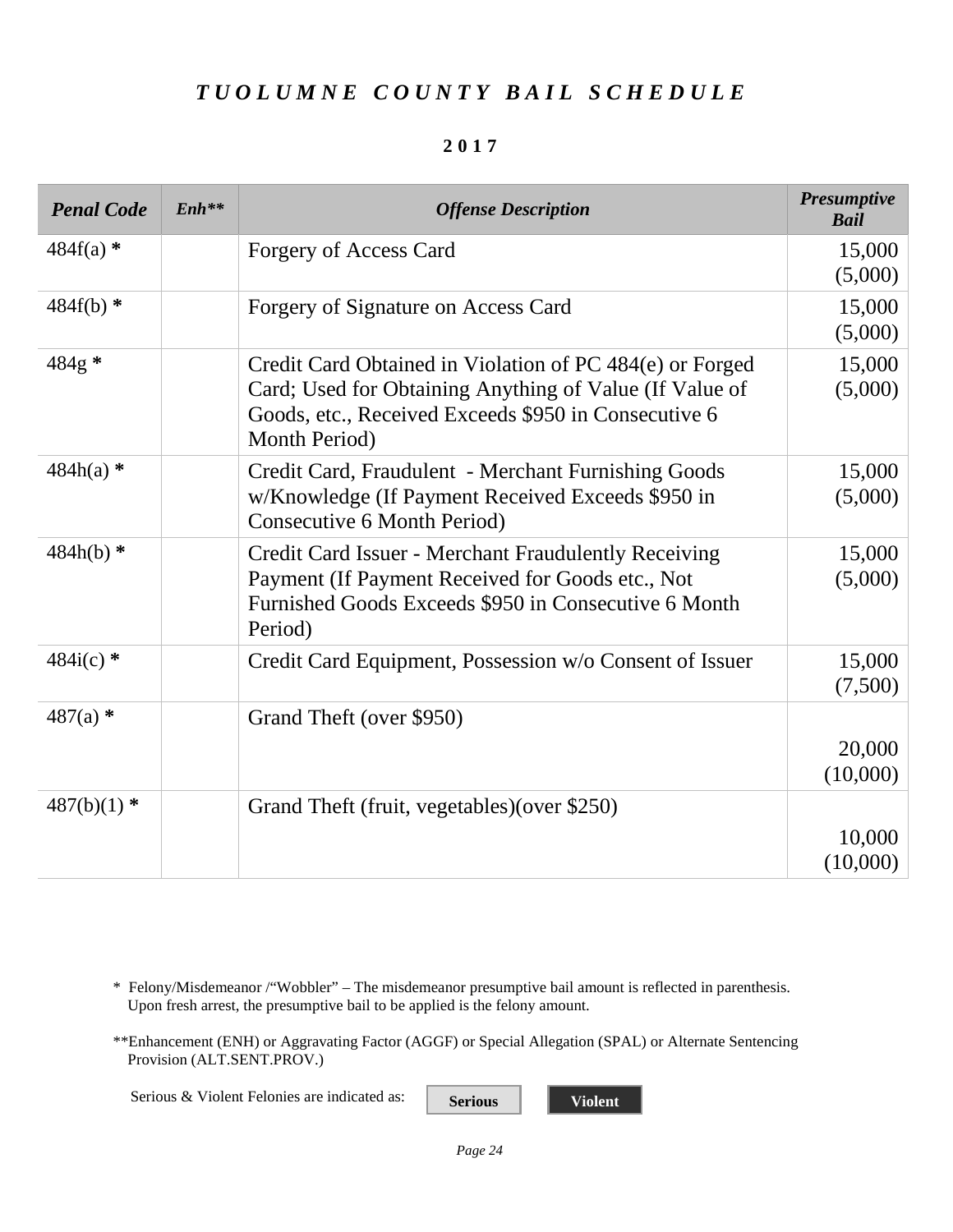# *TUOLUMNE COUNTY BAIL SCHEDULE*

**2017**

| *Penal Code* | *Enh\*\** | *Offense Description* | *Presumptive Bail* |
|---|---|---|---|
| 484f(a) * | | Forgery of Access Card | 15,000 (5,000) |
| 484f(b) * | | Forgery of Signature on Access Card | 15,000 (5,000) |
| 484g * | | Credit Card Obtained in Violation of PC 484(e) or Forged Card; Used for Obtaining Anything of Value (If Value of Goods, etc., Received Exceeds $950 in Consecutive 6 Month Period) | 15,000 (5,000) |
| 484h(a) * | | Credit Card, Fraudulent - Merchant Furnishing Goods w/Knowledge (If Payment Received Exceeds $950 in Consecutive 6 Month Period) | 15,000 (5,000) |
| 484h(b) * | | Credit Card Issuer - Merchant Fraudulently Receiving Payment (If Payment Received for Goods etc., Not Furnished Goods Exceeds $950 in Consecutive 6 Month Period) | 15,000 (5,000) |
| 484i(c) * | | Credit Card Equipment, Possession w/o Consent of Issuer | 15,000 (7,500) |
| 487(a) * | | Grand Theft (over $950) | 20,000 (10,000) |
| 487(b)(1) * | | Grand Theft (fruit, vegetables)(over $250) | 10,000 (10,000) |

\* Felony/Misdemeanor /"Wobbler" – The misdemeanor presumptive bail amount is reflected in parenthesis. Upon fresh arrest, the presumptive bail to be applied is the felony amount.

\*\*Enhancement (ENH) or Aggravating Factor (AGGF) or Special Allegation (SPAL) or Alternate Sentencing Provision (ALT.SENT.PROV.)

Serious & Violent Felonies are indicated as: **Serious** **Violent**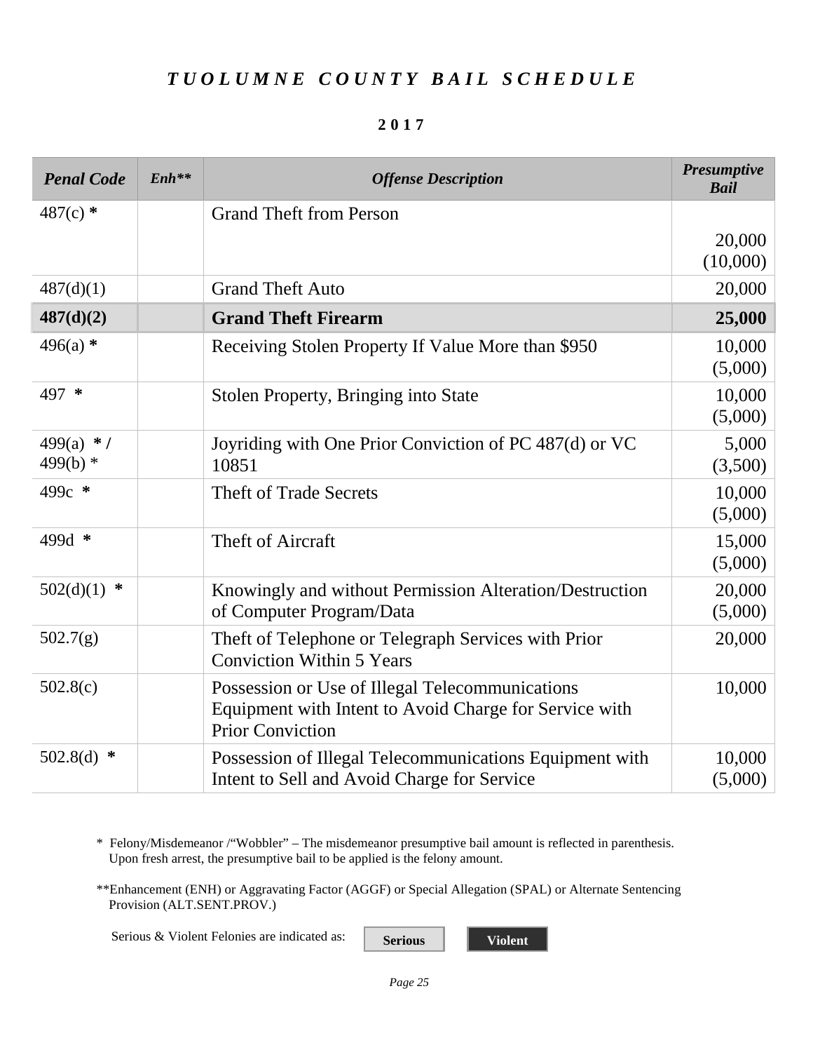# *TUOLUMNE COUNTY BAIL SCHEDULE*

**2017**

| *Penal Code* | *Enh\*\** | *Offense Description* | *Presumptive Bail* |
|---|---|---|---|
| 487(c) * | | Grand Theft from Person | 20,000 (10,000) |
| 487(d)(1) | | Grand Theft Auto | 20,000 |
| **487(d)(2)** | | **Grand Theft Firearm** | **25,000** |
| 496(a) * | | Receiving Stolen Property If Value More than $950 | 10,000 (5,000) |
| 497 * | | Stolen Property, Bringing into State | 10,000 (5,000) |
| 499(a) * / 499(b) * | | Joyriding with One Prior Conviction of PC 487(d) or VC 10851 | 5,000 (3,500) |
| 499c * | | Theft of Trade Secrets | 10,000 (5,000) |
| 499d * | | Theft of Aircraft | 15,000 (5,000) |
| 502(d)(1) * | | Knowingly and without Permission Alteration/Destruction of Computer Program/Data | 20,000 (5,000) |
| 502.7(g) | | Theft of Telephone or Telegraph Services with Prior Conviction Within 5 Years | 20,000 |
| 502.8(c) | | Possession or Use of Illegal Telecommunications Equipment with Intent to Avoid Charge for Service with Prior Conviction | 10,000 |
| 502.8(d) * | | Possession of Illegal Telecommunications Equipment with Intent to Sell and Avoid Charge for Service | 10,000 (5,000) |

\* Felony/Misdemeanor /"Wobbler" – The misdemeanor presumptive bail amount is reflected in parenthesis. Upon fresh arrest, the presumptive bail to be applied is the felony amount.

\*\*Enhancement (ENH) or Aggravating Factor (AGGF) or Special Allegation (SPAL) or Alternate Sentencing Provision (ALT.SENT.PROV.)

Serious & Violent Felonies are indicated as: **Serious** **Violent**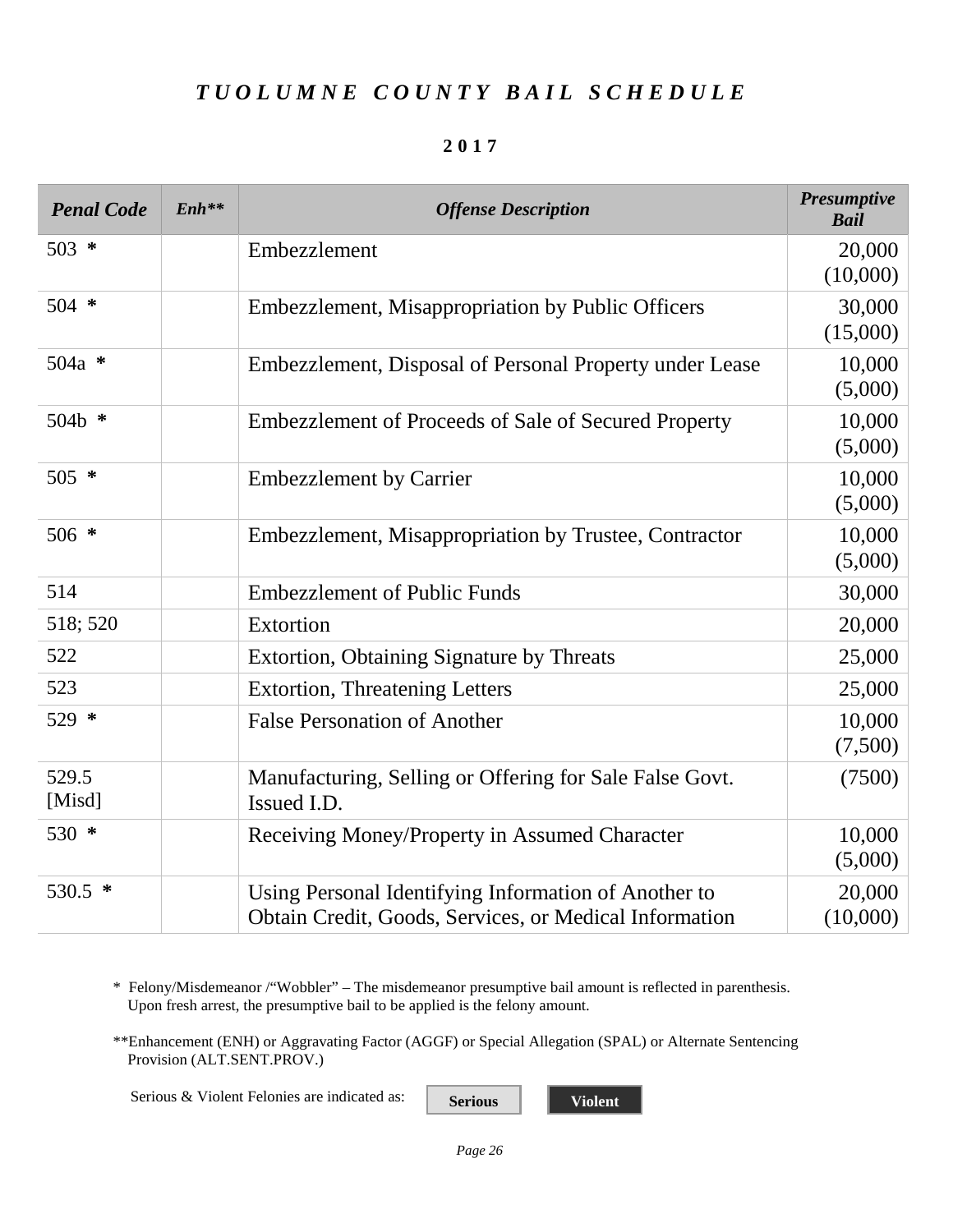# *TUOLUMNE COUNTY BAIL SCHEDULE*

**2017**

| *Penal Code* | *Enh*** | *Offense Description* | *Presumptive Bail* |
|---|---|---|---|
| 503 **\*** | | Embezzlement | 20,000 (10,000) |
| 504 **\*** | | Embezzlement, Misappropriation by Public Officers | 30,000 (15,000) |
| 504a **\*** | | Embezzlement, Disposal of Personal Property under Lease | 10,000 (5,000) |
| 504b **\*** | | Embezzlement of Proceeds of Sale of Secured Property | 10,000 (5,000) |
| 505 **\*** | | Embezzlement by Carrier | 10,000 (5,000) |
| 506 **\*** | | Embezzlement, Misappropriation by Trustee, Contractor | 10,000 (5,000) |
| 514 | | Embezzlement of Public Funds | 30,000 |
| 518; 520 | | Extortion | 20,000 |
| 522 | | Extortion, Obtaining Signature by Threats | 25,000 |
| 523 | | Extortion, Threatening Letters | 25,000 |
| 529 **\*** | | False Personation of Another | 10,000 (7,500) |
| 529.5 [Misd] | | Manufacturing, Selling or Offering for Sale False Govt. Issued I.D. | (7500) |
| 530 **\*** | | Receiving Money/Property in Assumed Character | 10,000 (5,000) |
| 530.5 **\*** | | Using Personal Identifying Information of Another to Obtain Credit, Goods, Services, or Medical Information | 20,000 (10,000) |

\* Felony/Misdemeanor /"Wobbler" – The misdemeanor presumptive bail amount is reflected in parenthesis. Upon fresh arrest, the presumptive bail to be applied is the felony amount.

**Enhancement (ENH) or Aggravating Factor (AGGF) or Special Allegation (SPAL) or Alternate Sentencing Provision (ALT.SENT.PROV.)

Serious & Violent Felonies are indicated as: **Serious** **Violent**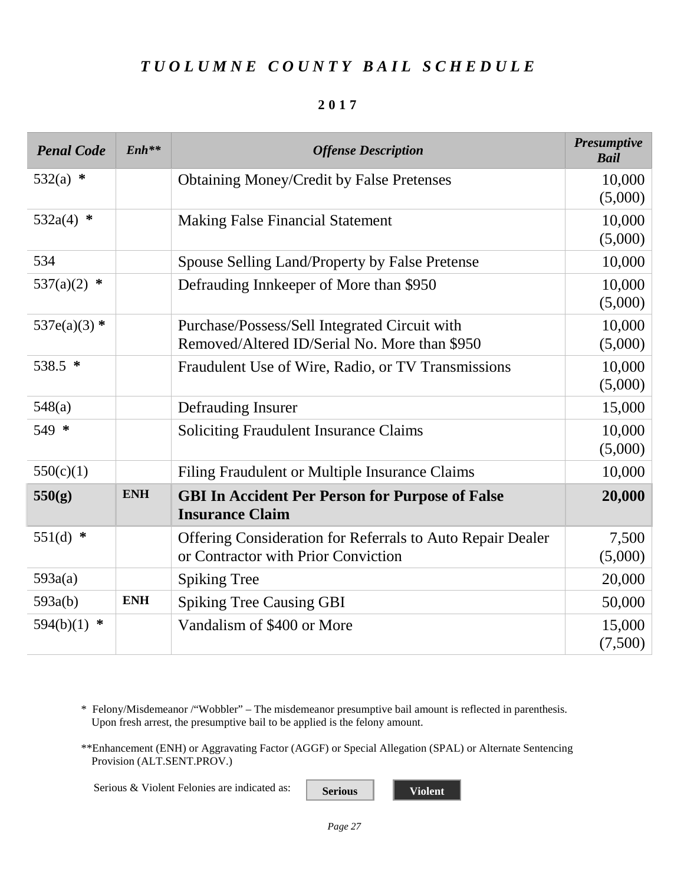# *T U O L U M N E   C O U N T Y   B A I L   S C H E D U L E*

**2 0 1 7**

| *Penal Code* | *Enh*** | *Offense Description* | *Presumptive Bail* |
|---|---|---|---|
| 532(a) * | | Obtaining Money/Credit by False Pretenses | 10,000 (5,000) |
| 532a(4) * | | Making False Financial Statement | 10,000 (5,000) |
| 534 | | Spouse Selling Land/Property by False Pretense | 10,000 |
| 537(a)(2) * | | Defrauding Innkeeper of More than $950 | 10,000 (5,000) |
| 537e(a)(3) * | | Purchase/Possess/Sell Integrated Circuit with Removed/Altered ID/Serial No. More than $950 | 10,000 (5,000) |
| 538.5 * | | Fraudulent Use of Wire, Radio, or TV Transmissions | 10,000 (5,000) |
| 548(a) | | Defrauding Insurer | 15,000 |
| 549 * | | Soliciting Fraudulent Insurance Claims | 10,000 (5,000) |
| 550(c)(1) | | Filing Fraudulent or Multiple Insurance Claims | 10,000 |
| **550(g)** | **ENH** | **GBI In Accident Per Person for Purpose of False Insurance Claim** | **20,000** |
| 551(d) * | | Offering Consideration for Referrals to Auto Repair Dealer or Contractor with Prior Conviction | 7,500 (5,000) |
| 593a(a) | | Spiking Tree | 20,000 |
| 593a(b) | **ENH** | Spiking Tree Causing GBI | 50,000 |
| 594(b)(1) * | | Vandalism of $400 or More | 15,000 (7,500) |

\* Felony/Misdemeanor /"Wobbler" – The misdemeanor presumptive bail amount is reflected in parenthesis. Upon fresh arrest, the presumptive bail to be applied is the felony amount.

**Enhancement (ENH) or Aggravating Factor (AGGF) or Special Allegation (SPAL) or Alternate Sentencing Provision (ALT.SENT.PROV.)

Serious & Violent Felonies are indicated as: **Serious** **Violent**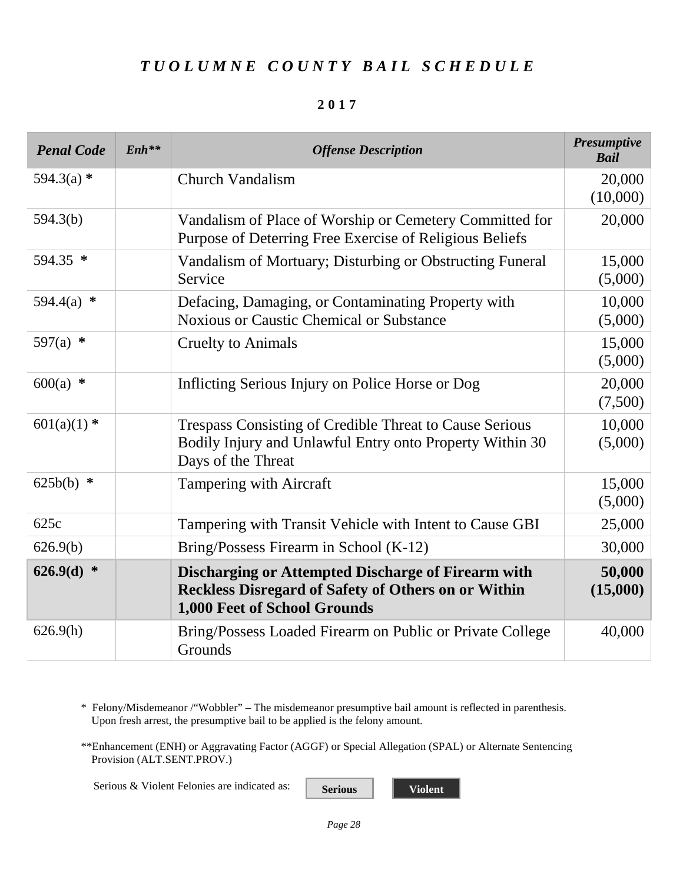# *TUOLUMNE COUNTY BAIL SCHEDULE*

**2017**

| *Penal Code* | *Enh*** | *Offense Description* | *Presumptive Bail* |
|---|---|---|---|
| 594.3(a) * | | Church Vandalism | 20,000 (10,000) |
| 594.3(b) | | Vandalism of Place of Worship or Cemetery Committed for Purpose of Deterring Free Exercise of Religious Beliefs | 20,000 |
| 594.35 * | | Vandalism of Mortuary; Disturbing or Obstructing Funeral Service | 15,000 (5,000) |
| 594.4(a) * | | Defacing, Damaging, or Contaminating Property with Noxious or Caustic Chemical or Substance | 10,000 (5,000) |
| 597(a) * | | Cruelty to Animals | 15,000 (5,000) |
| 600(a) * | | Inflicting Serious Injury on Police Horse or Dog | 20,000 (7,500) |
| 601(a)(1) * | | Trespass Consisting of Credible Threat to Cause Serious Bodily Injury and Unlawful Entry onto Property Within 30 Days of the Threat | 10,000 (5,000) |
| 625b(b) * | | Tampering with Aircraft | 15,000 (5,000) |
| 625c | | Tampering with Transit Vehicle with Intent to Cause GBI | 25,000 |
| 626.9(b) | | Bring/Possess Firearm in School (K-12) | 30,000 |
| **626.9(d) *** | | **Discharging or Attempted Discharge of Firearm with Reckless Disregard of Safety of Others on or Within 1,000 Feet of School Grounds** | **50,000 (15,000)** |
| 626.9(h) | | Bring/Possess Loaded Firearm on Public or Private College Grounds | 40,000 |

\* Felony/Misdemeanor /"Wobbler" – The misdemeanor presumptive bail amount is reflected in parenthesis. Upon fresh arrest, the presumptive bail to be applied is the felony amount.

**Enhancement (ENH) or Aggravating Factor (AGGF) or Special Allegation (SPAL) or Alternate Sentencing Provision (ALT.SENT.PROV.)

Serious & Violent Felonies are indicated as: **Serious** **Violent**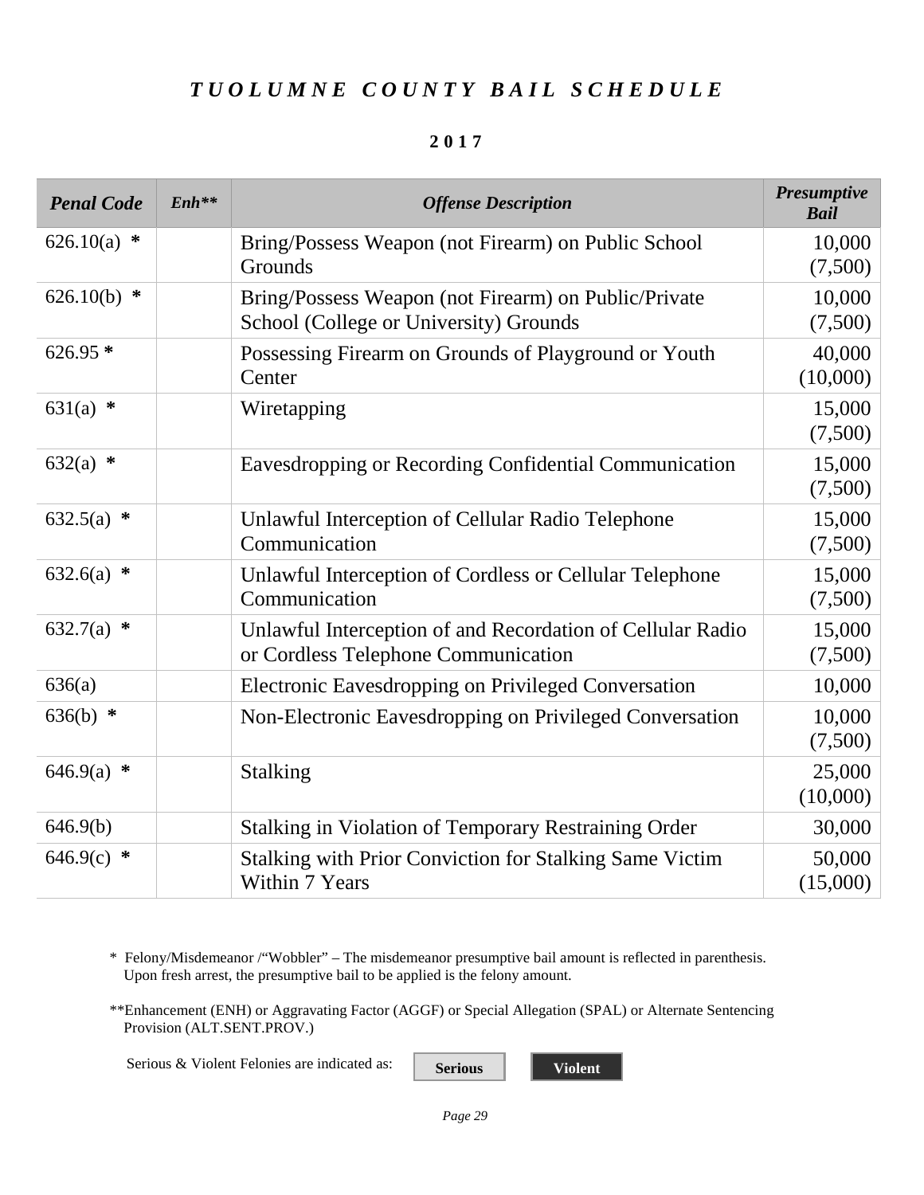# *TUOLUMNE COUNTY BAIL SCHEDULE*

**2017**

| *Penal Code* | *Enh*** | *Offense Description* | *Presumptive Bail* |
|---|---|---|---|
| 626.10(a) * | | Bring/Possess Weapon (not Firearm) on Public School Grounds | 10,000 (7,500) |
| 626.10(b) * | | Bring/Possess Weapon (not Firearm) on Public/Private School (College or University) Grounds | 10,000 (7,500) |
| 626.95 * | | Possessing Firearm on Grounds of Playground or Youth Center | 40,000 (10,000) |
| 631(a) * | | Wiretapping | 15,000 (7,500) |
| 632(a) * | | Eavesdropping or Recording Confidential Communication | 15,000 (7,500) |
| 632.5(a) * | | Unlawful Interception of Cellular Radio Telephone Communication | 15,000 (7,500) |
| 632.6(a) * | | Unlawful Interception of Cordless or Cellular Telephone Communication | 15,000 (7,500) |
| 632.7(a) * | | Unlawful Interception of and Recordation of Cellular Radio or Cordless Telephone Communication | 15,000 (7,500) |
| 636(a) | | Electronic Eavesdropping on Privileged Conversation | 10,000 |
| 636(b) * | | Non-Electronic Eavesdropping on Privileged Conversation | 10,000 (7,500) |
| 646.9(a) * | | Stalking | 25,000 (10,000) |
| 646.9(b) | | Stalking in Violation of Temporary Restraining Order | 30,000 |
| 646.9(c) * | | Stalking with Prior Conviction for Stalking Same Victim Within 7 Years | 50,000 (15,000) |

\* Felony/Misdemeanor /"Wobbler" – The misdemeanor presumptive bail amount is reflected in parenthesis. Upon fresh arrest, the presumptive bail to be applied is the felony amount.

**Enhancement (ENH) or Aggravating Factor (AGGF) or Special Allegation (SPAL) or Alternate Sentencing Provision (ALT.SENT.PROV.)

Serious & Violent Felonies are indicated as: **Serious** **Violent**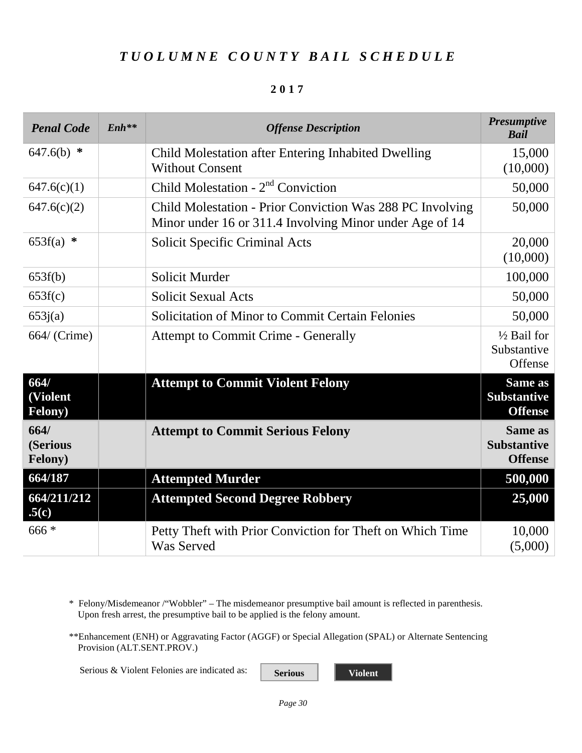# *TUOLUMNE COUNTY BAIL SCHEDULE*

**2017**

| *Penal Code* | *Enh*** | *Offense Description* | *Presumptive Bail* |
|---|---|---|---|
| 647.6(b) * | | Child Molestation after Entering Inhabited Dwelling Without Consent | 15,000 (10,000) |
| 647.6(c)(1) | | Child Molestation - 2nd Conviction | 50,000 |
| 647.6(c)(2) | | Child Molestation - Prior Conviction Was 288 PC Involving Minor under 16 or 311.4 Involving Minor under Age of 14 | 50,000 |
| 653f(a) * | | Solicit Specific Criminal Acts | 20,000 (10,000) |
| 653f(b) | | Solicit Murder | 100,000 |
| 653f(c) | | Solicit Sexual Acts | 50,000 |
| 653j(a) | | Solicitation of Minor to Commit Certain Felonies | 50,000 |
| 664/ (Crime) | | Attempt to Commit Crime - Generally | ½ Bail for Substantive Offense |
| **664/ (Violent Felony)** | | **Attempt to Commit Violent Felony** | **Same as Substantive Offense** |
| **664/ (Serious Felony)** | | **Attempt to Commit Serious Felony** | **Same as Substantive Offense** |
| **664/187** | | **Attempted Murder** | **500,000** |
| **664/211/212.5(c)** | | **Attempted Second Degree Robbery** | **25,000** |
| 666 * | | Petty Theft with Prior Conviction for Theft on Which Time Was Served | 10,000 (5,000) |

\* Felony/Misdemeanor /"Wobbler" – The misdemeanor presumptive bail amount is reflected in parenthesis. Upon fresh arrest, the presumptive bail to be applied is the felony amount.

**Enhancement (ENH) or Aggravating Factor (AGGF) or Special Allegation (SPAL) or Alternate Sentencing Provision (ALT.SENT.PROV.)

Serious & Violent Felonies are indicated as: **Serious** **Violent**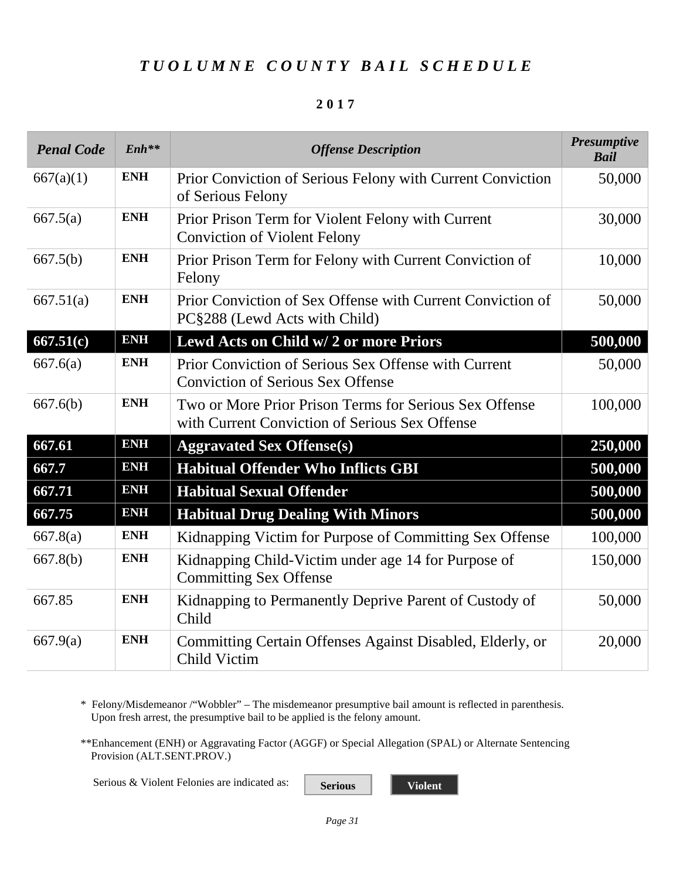# *TUOLUMNE COUNTY BAIL SCHEDULE*

**2017**

| *Penal Code* | *Enh*** | *Offense Description* | *Presumptive Bail* |
|---|---|---|---|
| 667(a)(1) | **ENH** | Prior Conviction of Serious Felony with Current Conviction of Serious Felony | 50,000 |
| 667.5(a) | **ENH** | Prior Prison Term for Violent Felony with Current Conviction of Violent Felony | 30,000 |
| 667.5(b) | **ENH** | Prior Prison Term for Felony with Current Conviction of Felony | 10,000 |
| 667.51(a) | **ENH** | Prior Conviction of Sex Offense with Current Conviction of PC§288 (Lewd Acts with Child) | 50,000 |
| **667.51(c)** | **ENH** | **Lewd Acts on Child w/ 2 or more Priors** | **500,000** |
| 667.6(a) | **ENH** | Prior Conviction of Serious Sex Offense with Current Conviction of Serious Sex Offense | 50,000 |
| 667.6(b) | **ENH** | Two or More Prior Prison Terms for Serious Sex Offense with Current Conviction of Serious Sex Offense | 100,000 |
| **667.61** | **ENH** | **Aggravated Sex Offense(s)** | **250,000** |
| **667.7** | **ENH** | **Habitual Offender Who Inflicts GBI** | **500,000** |
| **667.71** | **ENH** | **Habitual Sexual Offender** | **500,000** |
| **667.75** | **ENH** | **Habitual Drug Dealing With Minors** | **500,000** |
| 667.8(a) | **ENH** | Kidnapping Victim for Purpose of Committing Sex Offense | 100,000 |
| 667.8(b) | **ENH** | Kidnapping Child-Victim under age 14 for Purpose of Committing Sex Offense | 150,000 |
| 667.85 | **ENH** | Kidnapping to Permanently Deprive Parent of Custody of Child | 50,000 |
| 667.9(a) | **ENH** | Committing Certain Offenses Against Disabled, Elderly, or Child Victim | 20,000 |

\* Felony/Misdemeanor /"Wobbler" – The misdemeanor presumptive bail amount is reflected in parenthesis. Upon fresh arrest, the presumptive bail to be applied is the felony amount.

**Enhancement (ENH) or Aggravating Factor (AGGF) or Special Allegation (SPAL) or Alternate Sentencing Provision (ALT.SENT.PROV.)

Serious & Violent Felonies are indicated as: **Serious** **Violent**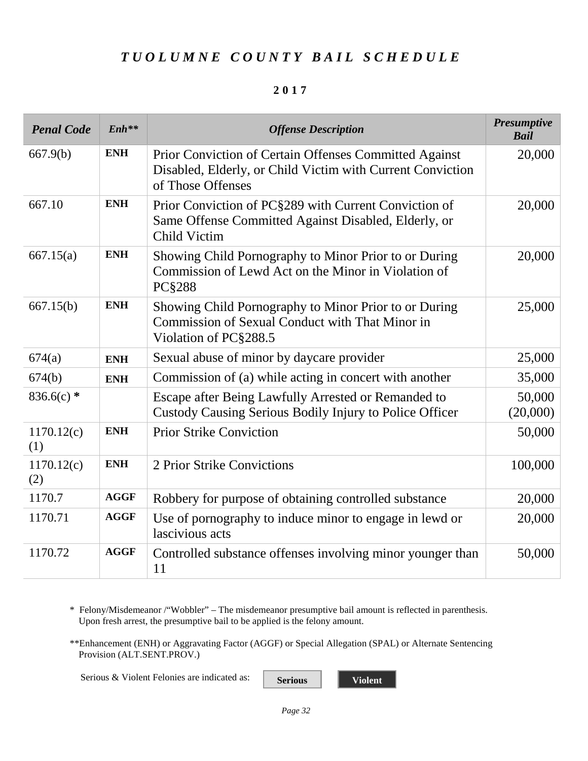# *TUOLUMNE COUNTY BAIL SCHEDULE*

**2017**

| *Penal Code* | *Enh*** | *Offense Description* | *Presumptive Bail* |
|---|---|---|---|
| 667.9(b) | **ENH** | Prior Conviction of Certain Offenses Committed Against Disabled, Elderly, or Child Victim with Current Conviction of Those Offenses | 20,000 |
| 667.10 | **ENH** | Prior Conviction of PC§289 with Current Conviction of Same Offense Committed Against Disabled, Elderly, or Child Victim | 20,000 |
| 667.15(a) | **ENH** | Showing Child Pornography to Minor Prior to or During Commission of Lewd Act on the Minor in Violation of PC§288 | 20,000 |
| 667.15(b) | **ENH** | Showing Child Pornography to Minor Prior to or During Commission of Sexual Conduct with That Minor in Violation of PC§288.5 | 25,000 |
| 674(a) | **ENH** | Sexual abuse of minor by daycare provider | 25,000 |
| 674(b) | **ENH** | Commission of (a) while acting in concert with another | 35,000 |
| 836.6(c) * | | Escape after Being Lawfully Arrested or Remanded to Custody Causing Serious Bodily Injury to Police Officer | 50,000 (20,000) |
| 1170.12(c)(1) | **ENH** | Prior Strike Conviction | 50,000 |
| 1170.12(c)(2) | **ENH** | 2 Prior Strike Convictions | 100,000 |
| 1170.7 | **AGGF** | Robbery for purpose of obtaining controlled substance | 20,000 |
| 1170.71 | **AGGF** | Use of pornography to induce minor to engage in lewd or lascivious acts | 20,000 |
| 1170.72 | **AGGF** | Controlled substance offenses involving minor younger than 11 | 50,000 |

\* Felony/Misdemeanor /"Wobbler" – The misdemeanor presumptive bail amount is reflected in parenthesis. Upon fresh arrest, the presumptive bail to be applied is the felony amount.

**Enhancement (ENH) or Aggravating Factor (AGGF) or Special Allegation (SPAL) or Alternate Sentencing Provision (ALT.SENT.PROV.)

Serious & Violent Felonies are indicated as: **Serious** **Violent**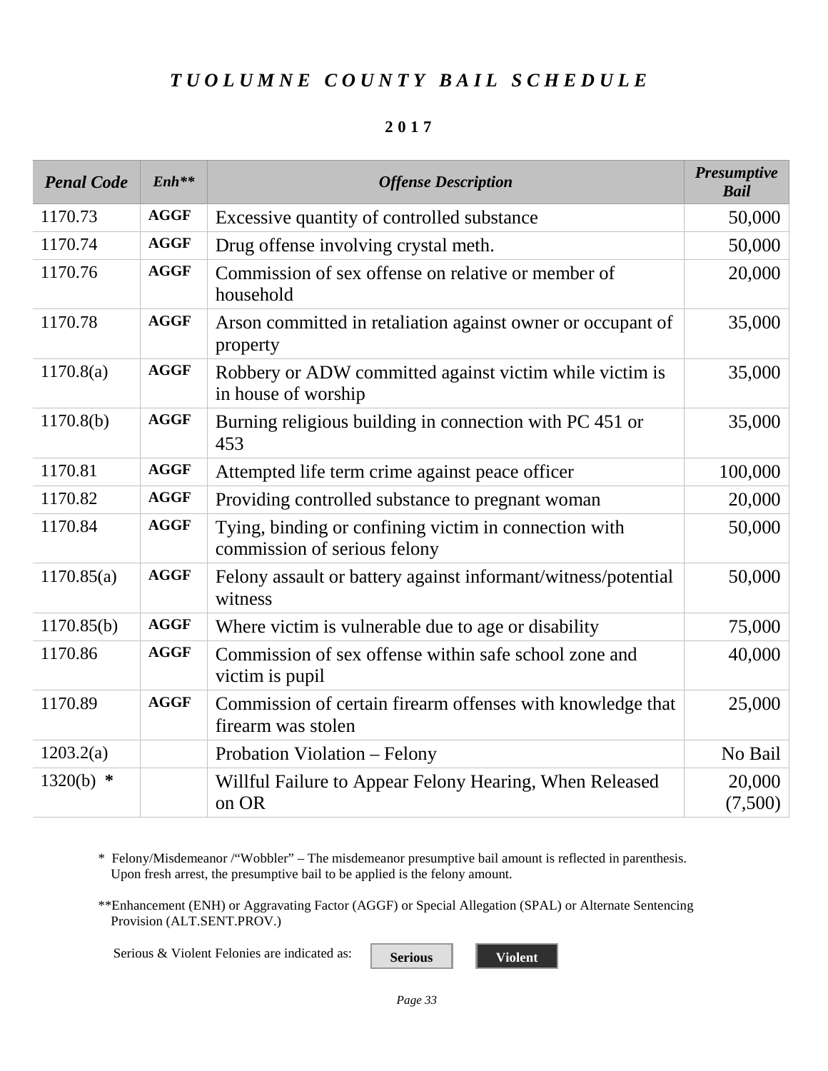# *TUOLUMNE COUNTY BAIL SCHEDULE*

**2017**

| *Penal Code* | *Enh*** | *Offense Description* | *Presumptive Bail* |
|---|---|---|---|
| 1170.73 | **AGGF** | Excessive quantity of controlled substance | 50,000 |
| 1170.74 | **AGGF** | Drug offense involving crystal meth. | 50,000 |
| 1170.76 | **AGGF** | Commission of sex offense on relative or member of household | 20,000 |
| 1170.78 | **AGGF** | Arson committed in retaliation against owner or occupant of property | 35,000 |
| 1170.8(a) | **AGGF** | Robbery or ADW committed against victim while victim is in house of worship | 35,000 |
| 1170.8(b) | **AGGF** | Burning religious building in connection with PC 451 or 453 | 35,000 |
| 1170.81 | **AGGF** | Attempted life term crime against peace officer | 100,000 |
| 1170.82 | **AGGF** | Providing controlled substance to pregnant woman | 20,000 |
| 1170.84 | **AGGF** | Tying, binding or confining victim in connection with commission of serious felony | 50,000 |
| 1170.85(a) | **AGGF** | Felony assault or battery against informant/witness/potential witness | 50,000 |
| 1170.85(b) | **AGGF** | Where victim is vulnerable due to age or disability | 75,000 |
| 1170.86 | **AGGF** | Commission of sex offense within safe school zone and victim is pupil | 40,000 |
| 1170.89 | **AGGF** | Commission of certain firearm offenses with knowledge that firearm was stolen | 25,000 |
| 1203.2(a) | | Probation Violation – Felony | No Bail |
| 1320(b) **\*** | | Willful Failure to Appear Felony Hearing, When Released on OR | 20,000 (7,500) |

\* Felony/Misdemeanor /"Wobbler" – The misdemeanor presumptive bail amount is reflected in parenthesis. Upon fresh arrest, the presumptive bail to be applied is the felony amount.

**Enhancement (ENH) or Aggravating Factor (AGGF) or Special Allegation (SPAL) or Alternate Sentencing Provision (ALT.SENT.PROV.)

Serious & Violent Felonies are indicated as: **Serious** **Violent**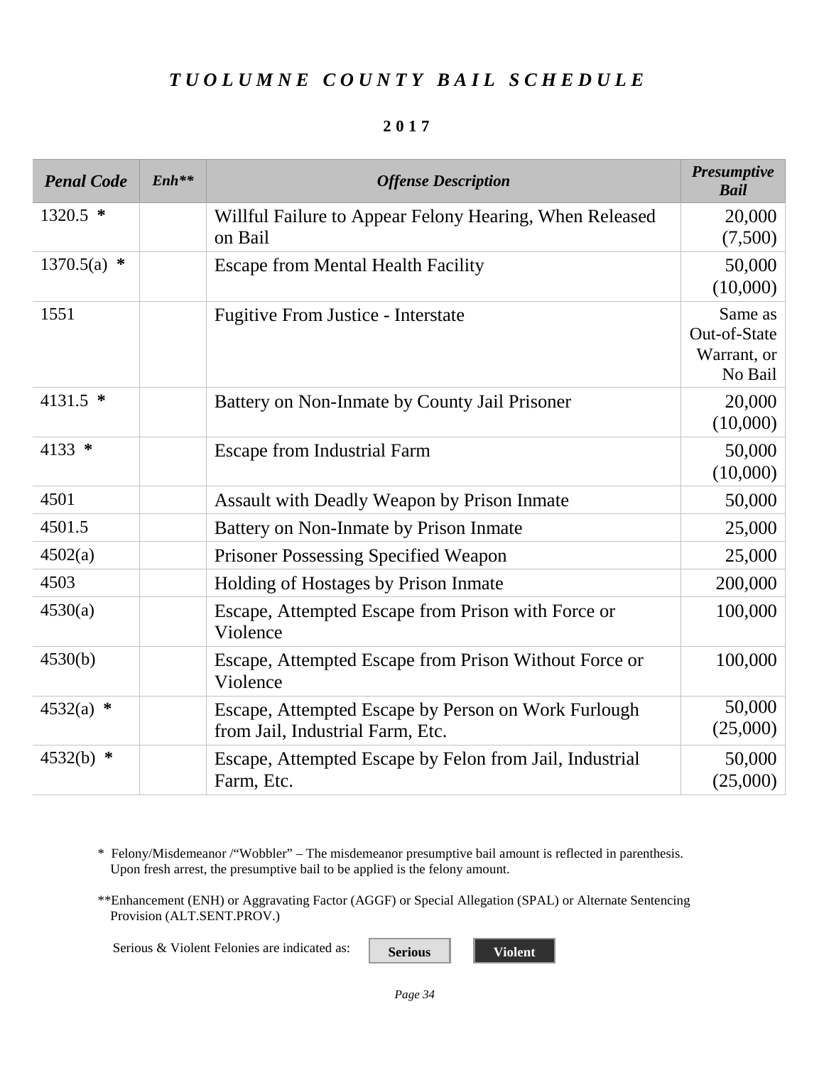# *TUOLUMNE COUNTY BAIL SCHEDULE*

**2017**

| *Penal Code* | *Enh*** | *Offense Description* | *Presumptive Bail* |
|---|---|---|---|
| 1320.5 * | | Willful Failure to Appear Felony Hearing, When Released on Bail | 20,000 (7,500) |
| 1370.5(a) * | | Escape from Mental Health Facility | 50,000 (10,000) |
| 1551 | | Fugitive From Justice - Interstate | Same as Out-of-State Warrant, or No Bail |
| 4131.5 * | | Battery on Non-Inmate by County Jail Prisoner | 20,000 (10,000) |
| 4133 * | | Escape from Industrial Farm | 50,000 (10,000) |
| 4501 | | Assault with Deadly Weapon by Prison Inmate | 50,000 |
| 4501.5 | | Battery on Non-Inmate by Prison Inmate | 25,000 |
| 4502(a) | | Prisoner Possessing Specified Weapon | 25,000 |
| 4503 | | Holding of Hostages by Prison Inmate | 200,000 |
| 4530(a) | | Escape, Attempted Escape from Prison with Force or Violence | 100,000 |
| 4530(b) | | Escape, Attempted Escape from Prison Without Force or Violence | 100,000 |
| 4532(a) * | | Escape, Attempted Escape by Person on Work Furlough from Jail, Industrial Farm, Etc. | 50,000 (25,000) |
| 4532(b) * | | Escape, Attempted Escape by Felon from Jail, Industrial Farm, Etc. | 50,000 (25,000) |

\* Felony/Misdemeanor /"Wobbler" – The misdemeanor presumptive bail amount is reflected in parenthesis. Upon fresh arrest, the presumptive bail to be applied is the felony amount.

**Enhancement (ENH) or Aggravating Factor (AGGF) or Special Allegation (SPAL) or Alternate Sentencing Provision (ALT.SENT.PROV.)

Serious & Violent Felonies are indicated as: **Serious** **Violent**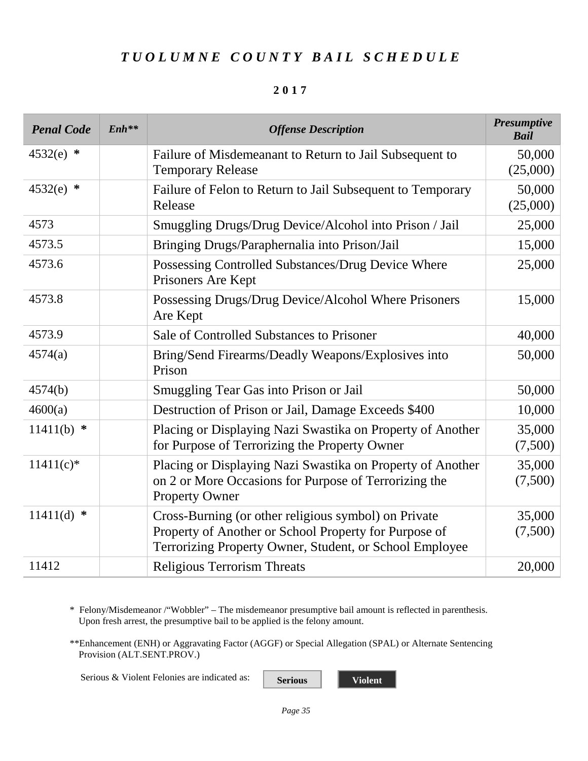# *TUOLUMNE COUNTY BAIL SCHEDULE*

**2017**

| *Penal Code* | *Enh\*\** | *Offense Description* | *Presumptive Bail* |
|---|---|---|---|
| 4532(e) **\*** | | Failure of Misdemeanant to Return to Jail Subsequent to Temporary Release | 50,000 (25,000) |
| 4532(e) **\*** | | Failure of Felon to Return to Jail Subsequent to Temporary Release | 50,000 (25,000) |
| 4573 | | Smuggling Drugs/Drug Device/Alcohol into Prison / Jail | 25,000 |
| 4573.5 | | Bringing Drugs/Paraphernalia into Prison/Jail | 15,000 |
| 4573.6 | | Possessing Controlled Substances/Drug Device Where Prisoners Are Kept | 25,000 |
| 4573.8 | | Possessing Drugs/Drug Device/Alcohol Where Prisoners Are Kept | 15,000 |
| 4573.9 | | Sale of Controlled Substances to Prisoner | 40,000 |
| 4574(a) | | Bring/Send Firearms/Deadly Weapons/Explosives into Prison | 50,000 |
| 4574(b) | | Smuggling Tear Gas into Prison or Jail | 50,000 |
| 4600(a) | | Destruction of Prison or Jail, Damage Exceeds $400 | 10,000 |
| 11411(b) **\*** | | Placing or Displaying Nazi Swastika on Property of Another for Purpose of Terrorizing the Property Owner | 35,000 (7,500) |
| 11411(c)\* | | Placing or Displaying Nazi Swastika on Property of Another on 2 or More Occasions for Purpose of Terrorizing the Property Owner | 35,000 (7,500) |
| 11411(d) **\*** | | Cross-Burning (or other religious symbol) on Private Property of Another or School Property for Purpose of Terrorizing Property Owner, Student, or School Employee | 35,000 (7,500) |
| 11412 | | Religious Terrorism Threats | 20,000 |

\* Felony/Misdemeanor /"Wobbler" – The misdemeanor presumptive bail amount is reflected in parenthesis. Upon fresh arrest, the presumptive bail to be applied is the felony amount.

\*\*Enhancement (ENH) or Aggravating Factor (AGGF) or Special Allegation (SPAL) or Alternate Sentencing Provision (ALT.SENT.PROV.)

Serious & Violent Felonies are indicated as: **Serious** **Violent**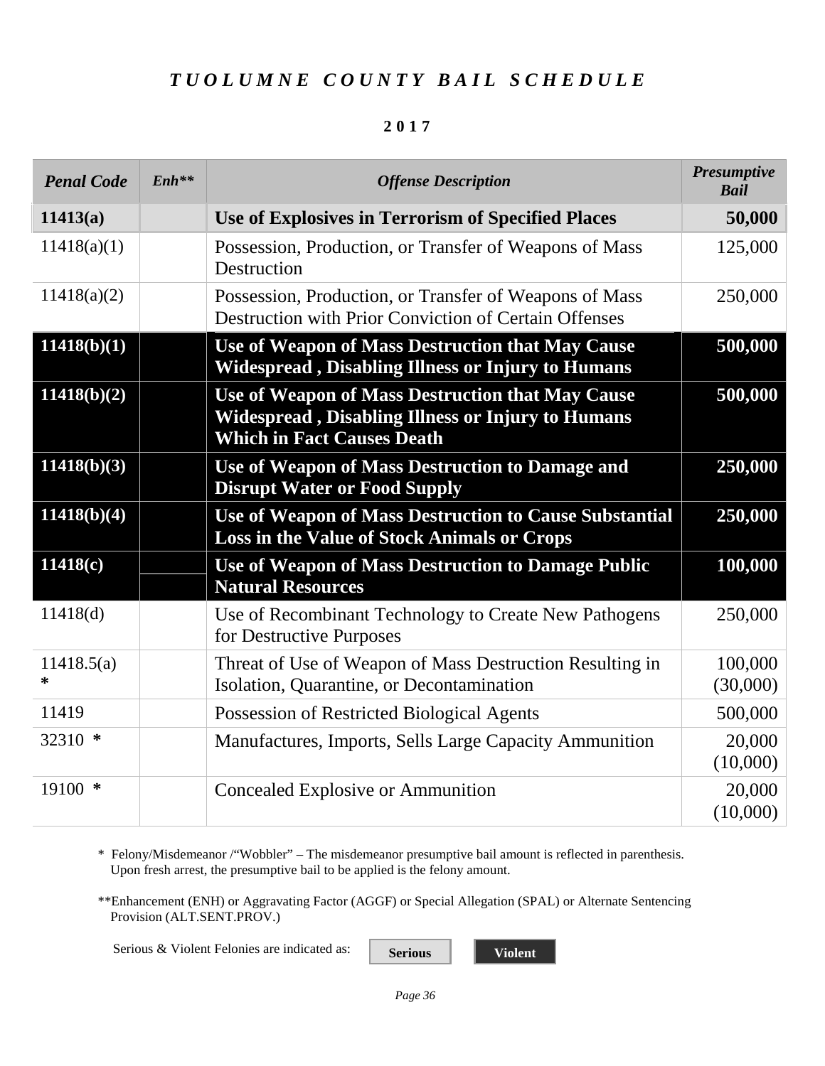# *TUOLUMNE COUNTY BAIL SCHEDULE*

**2017**

| *Penal Code* | *Enh*** | *Offense Description* | *Presumptive Bail* |
|---|---|---|---|
| **11413(a)** | | **Use of Explosives in Terrorism of Specified Places** | **50,000** |
| 11418(a)(1) | | Possession, Production, or Transfer of Weapons of Mass Destruction | 125,000 |
| 11418(a)(2) | | Possession, Production, or Transfer of Weapons of Mass Destruction with Prior Conviction of Certain Offenses | 250,000 |
| **11418(b)(1)** | | **Use of Weapon of Mass Destruction that May Cause Widespread , Disabling Illness or Injury to Humans** | **500,000** |
| **11418(b)(2)** | | **Use of Weapon of Mass Destruction that May Cause Widespread , Disabling Illness or Injury to Humans Which in Fact Causes Death** | **500,000** |
| **11418(b)(3)** | | **Use of Weapon of Mass Destruction to Damage and Disrupt Water or Food Supply** | **250,000** |
| **11418(b)(4)** | | **Use of Weapon of Mass Destruction to Cause Substantial Loss in the Value of Stock Animals or Crops** | **250,000** |
| **11418(c)** | | **Use of Weapon of Mass Destruction to Damage Public Natural Resources** | **100,000** |
| 11418(d) | | Use of Recombinant Technology to Create New Pathogens for Destructive Purposes | 250,000 |
| 11418.5(a) * | | Threat of Use of Weapon of Mass Destruction Resulting in Isolation, Quarantine, or Decontamination | 100,000 (30,000) |
| 11419 | | Possession of Restricted Biological Agents | 500,000 |
| 32310 * | | Manufactures, Imports, Sells Large Capacity Ammunition | 20,000 (10,000) |
| 19100 * | | Concealed Explosive or Ammunition | 20,000 (10,000) |

\* Felony/Misdemeanor /"Wobbler" – The misdemeanor presumptive bail amount is reflected in parenthesis. Upon fresh arrest, the presumptive bail to be applied is the felony amount.

**Enhancement (ENH) or Aggravating Factor (AGGF) or Special Allegation (SPAL) or Alternate Sentencing Provision (ALT.SENT.PROV.)

Serious & Violent Felonies are indicated as: **Serious** **Violent**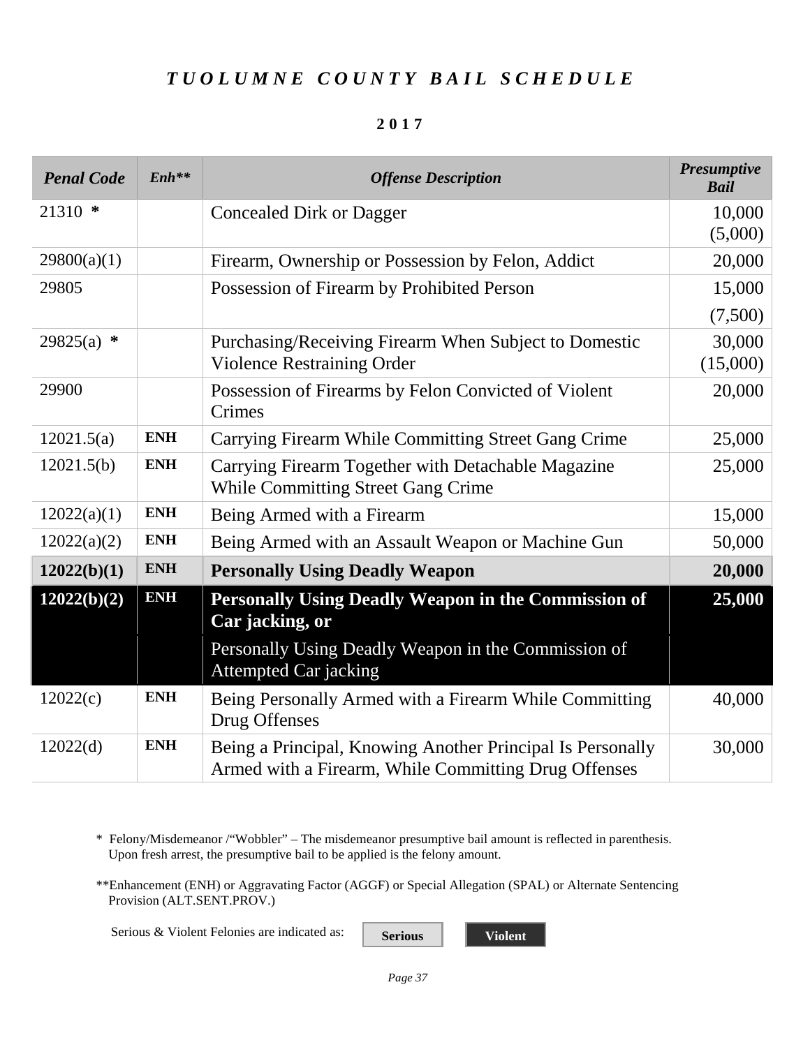# *TUOLUMNE COUNTY BAIL SCHEDULE*

**2017**

| *Penal Code* | *Enh*** | *Offense Description* | *Presumptive Bail* |
|---|---|---|---|
| 21310 * | | Concealed Dirk or Dagger | 10,000 (5,000) |
| 29800(a)(1) | | Firearm, Ownership or Possession by Felon, Addict | 20,000 |
| 29805 | | Possession of Firearm by Prohibited Person | 15,000 (7,500) |
| 29825(a) * | | Purchasing/Receiving Firearm When Subject to Domestic Violence Restraining Order | 30,000 (15,000) |
| 29900 | | Possession of Firearms by Felon Convicted of Violent Crimes | 20,000 |
| 12021.5(a) | **ENH** | Carrying Firearm While Committing Street Gang Crime | 25,000 |
| 12021.5(b) | **ENH** | Carrying Firearm Together with Detachable Magazine While Committing Street Gang Crime | 25,000 |
| 12022(a)(1) | **ENH** | Being Armed with a Firearm | 15,000 |
| 12022(a)(2) | **ENH** | Being Armed with an Assault Weapon or Machine Gun | 50,000 |
| **12022(b)(1)** | **ENH** | **Personally Using Deadly Weapon** | **20,000** |
| **12022(b)(2)** | **ENH** | **Personally Using Deadly Weapon in the Commission of Car jacking, or** Personally Using Deadly Weapon in the Commission of Attempted Car jacking | **25,000** |
| 12022(c) | **ENH** | Being Personally Armed with a Firearm While Committing Drug Offenses | 40,000 |
| 12022(d) | **ENH** | Being a Principal, Knowing Another Principal Is Personally Armed with a Firearm, While Committing Drug Offenses | 30,000 |

\* Felony/Misdemeanor /"Wobbler" – The misdemeanor presumptive bail amount is reflected in parenthesis. Upon fresh arrest, the presumptive bail to be applied is the felony amount.

**Enhancement (ENH) or Aggravating Factor (AGGF) or Special Allegation (SPAL) or Alternate Sentencing Provision (ALT.SENT.PROV.)

Serious & Violent Felonies are indicated as: **Serious** **Violent**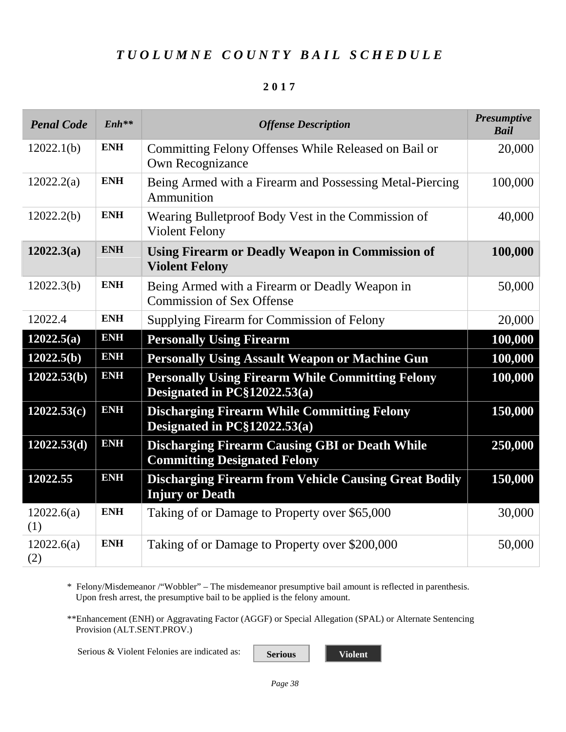# *TUOLUMNE COUNTY BAIL SCHEDULE*

**2017**

| *Penal Code* | *Enh*** | *Offense Description* | *Presumptive Bail* |
|---|---|---|---|
| 12022.1(b) | **ENH** | Committing Felony Offenses While Released on Bail or Own Recognizance | 20,000 |
| 12022.2(a) | **ENH** | Being Armed with a Firearm and Possessing Metal-Piercing Ammunition | 100,000 |
| 12022.2(b) | **ENH** | Wearing Bulletproof Body Vest in the Commission of Violent Felony | 40,000 |
| **12022.3(a)** | **ENH** | **Using Firearm or Deadly Weapon in Commission of Violent Felony** | **100,000** |
| 12022.3(b) | **ENH** | Being Armed with a Firearm or Deadly Weapon in Commission of Sex Offense | 50,000 |
| 12022.4 | **ENH** | Supplying Firearm for Commission of Felony | 20,000 |
| **12022.5(a)** | **ENH** | **Personally Using Firearm** | **100,000** |
| **12022.5(b)** | **ENH** | **Personally Using Assault Weapon or Machine Gun** | **100,000** |
| **12022.53(b)** | **ENH** | **Personally Using Firearm While Committing Felony Designated in PC§12022.53(a)** | **100,000** |
| **12022.53(c)** | **ENH** | **Discharging Firearm While Committing Felony Designated in PC§12022.53(a)** | **150,000** |
| **12022.53(d)** | **ENH** | **Discharging Firearm Causing GBI or Death While Committing Designated Felony** | **250,000** |
| **12022.55** | **ENH** | **Discharging Firearm from Vehicle Causing Great Bodily Injury or Death** | **150,000** |
| 12022.6(a)(1) | **ENH** | Taking of or Damage to Property over $65,000 | 30,000 |
| 12022.6(a)(2) | **ENH** | Taking of or Damage to Property over $200,000 | 50,000 |

\* Felony/Misdemeanor /"Wobbler" – The misdemeanor presumptive bail amount is reflected in parenthesis. Upon fresh arrest, the presumptive bail to be applied is the felony amount.

**Enhancement (ENH) or Aggravating Factor (AGGF) or Special Allegation (SPAL) or Alternate Sentencing Provision (ALT.SENT.PROV.)

Serious & Violent Felonies are indicated as: **Serious** **Violent**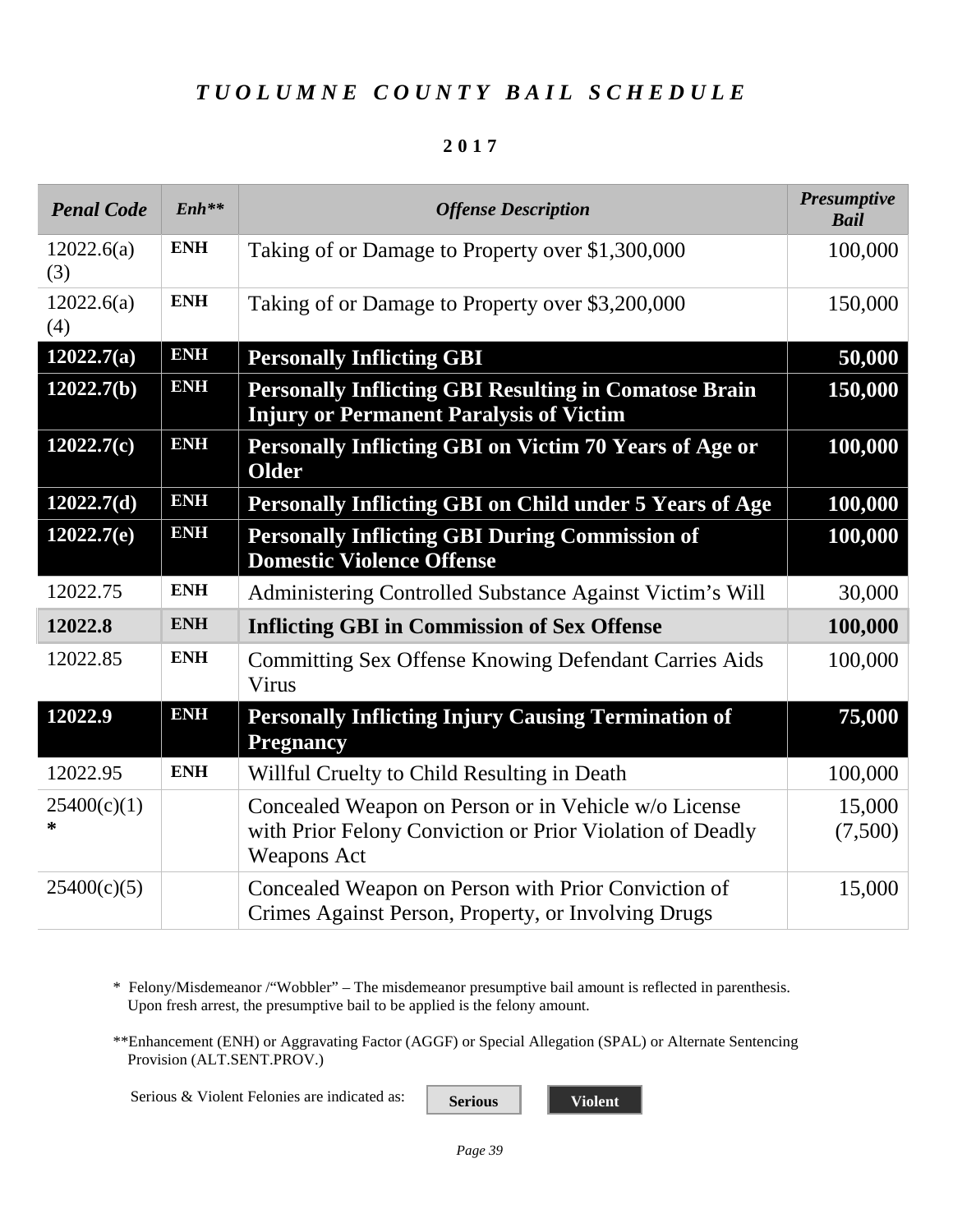# *TUOLUMNE COUNTY BAIL SCHEDULE*

**2017**

| *Penal Code* | *Enh*** | *Offense Description* | *Presumptive Bail* |
|---|---|---|---|
| 12022.6(a)(3) | **ENH** | Taking of or Damage to Property over $1,300,000 | 100,000 |
| 12022.6(a)(4) | **ENH** | Taking of or Damage to Property over $3,200,000 | 150,000 |
| **12022.7(a)** | **ENH** | **Personally Inflicting GBI** | **50,000** |
| **12022.7(b)** | **ENH** | **Personally Inflicting GBI Resulting in Comatose Brain Injury or Permanent Paralysis of Victim** | **150,000** |
| **12022.7(c)** | **ENH** | **Personally Inflicting GBI on Victim 70 Years of Age or Older** | **100,000** |
| **12022.7(d)** | **ENH** | **Personally Inflicting GBI on Child under 5 Years of Age** | **100,000** |
| **12022.7(e)** | **ENH** | **Personally Inflicting GBI During Commission of Domestic Violence Offense** | **100,000** |
| 12022.75 | **ENH** | Administering Controlled Substance Against Victim's Will | 30,000 |
| **12022.8** | **ENH** | **Inflicting GBI in Commission of Sex Offense** | **100,000** |
| 12022.85 | **ENH** | Committing Sex Offense Knowing Defendant Carries Aids Virus | 100,000 |
| **12022.9** | **ENH** | **Personally Inflicting Injury Causing Termination of Pregnancy** | **75,000** |
| 12022.95 | **ENH** | Willful Cruelty to Child Resulting in Death | 100,000 |
| 25400(c)(1) * | | Concealed Weapon on Person or in Vehicle w/o License with Prior Felony Conviction or Prior Violation of Deadly Weapons Act | 15,000 (7,500) |
| 25400(c)(5) | | Concealed Weapon on Person with Prior Conviction of Crimes Against Person, Property, or Involving Drugs | 15,000 |

\* Felony/Misdemeanor /"Wobbler" – The misdemeanor presumptive bail amount is reflected in parenthesis. Upon fresh arrest, the presumptive bail to be applied is the felony amount.

**Enhancement (ENH) or Aggravating Factor (AGGF) or Special Allegation (SPAL) or Alternate Sentencing Provision (ALT.SENT.PROV.)

Serious & Violent Felonies are indicated as: **Serious** **Violent**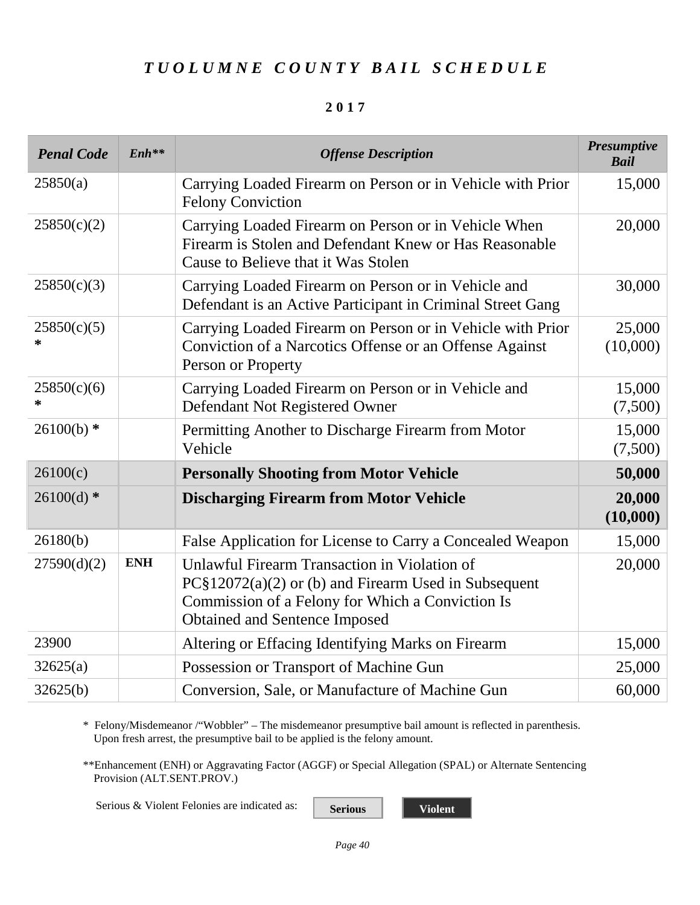# *TUOLUMNE COUNTY BAIL SCHEDULE*

**2017**

| *Penal Code* | *Enh*** | *Offense Description* | *Presumptive Bail* |
|---|---|---|---|
| 25850(a) | | Carrying Loaded Firearm on Person or in Vehicle with Prior Felony Conviction | 15,000 |
| 25850(c)(2) | | Carrying Loaded Firearm on Person or in Vehicle When Firearm is Stolen and Defendant Knew or Has Reasonable Cause to Believe that it Was Stolen | 20,000 |
| 25850(c)(3) | | Carrying Loaded Firearm on Person or in Vehicle and Defendant is an Active Participant in Criminal Street Gang | 30,000 |
| 25850(c)(5) * | | Carrying Loaded Firearm on Person or in Vehicle with Prior Conviction of a Narcotics Offense or an Offense Against Person or Property | 25,000 (10,000) |
| 25850(c)(6) * | | Carrying Loaded Firearm on Person or in Vehicle and Defendant Not Registered Owner | 15,000 (7,500) |
| 26100(b) * | | Permitting Another to Discharge Firearm from Motor Vehicle | 15,000 (7,500) |
| 26100(c) | | **Personally Shooting from Motor Vehicle** | **50,000** |
| 26100(d) * | | **Discharging Firearm from Motor Vehicle** | **20,000 (10,000)** |
| 26180(b) | | False Application for License to Carry a Concealed Weapon | 15,000 |
| 27590(d)(2) | ENH | Unlawful Firearm Transaction in Violation of PC§12072(a)(2) or (b) and Firearm Used in Subsequent Commission of a Felony for Which a Conviction Is Obtained and Sentence Imposed | 20,000 |
| 23900 | | Altering or Effacing Identifying Marks on Firearm | 15,000 |
| 32625(a) | | Possession or Transport of Machine Gun | 25,000 |
| 32625(b) | | Conversion, Sale, or Manufacture of Machine Gun | 60,000 |

\* Felony/Misdemeanor /"Wobbler" – The misdemeanor presumptive bail amount is reflected in parenthesis. Upon fresh arrest, the presumptive bail to be applied is the felony amount.

**Enhancement (ENH) or Aggravating Factor (AGGF) or Special Allegation (SPAL) or Alternate Sentencing Provision (ALT.SENT.PROV.)

Serious & Violent Felonies are indicated as: **Serious** **Violent**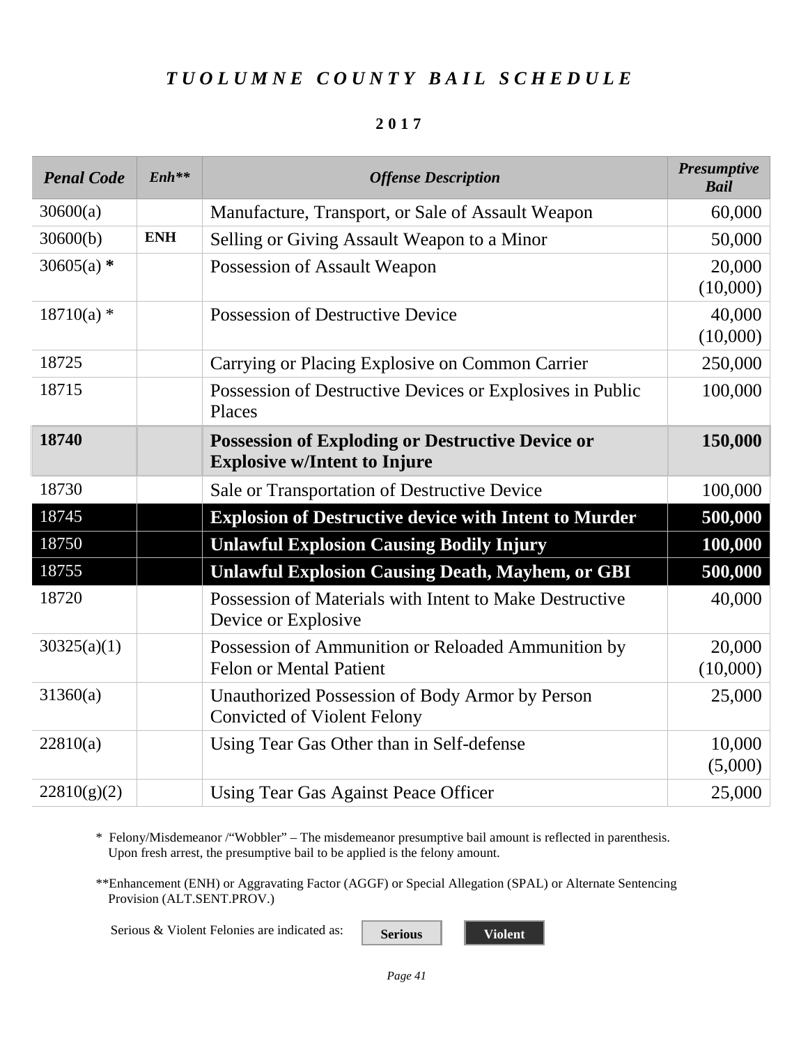# *TUOLUMNE COUNTY BAIL SCHEDULE*

**2017**

| *Penal Code* | *Enh*** | *Offense Description* | *Presumptive Bail* |
|---|---|---|---|
| 30600(a) | | Manufacture, Transport, or Sale of Assault Weapon | 60,000 |
| 30600(b) | **ENH** | Selling or Giving Assault Weapon to a Minor | 50,000 |
| 30605(a) **\*** | | Possession of Assault Weapon | 20,000 (10,000) |
| 18710(a) * | | Possession of Destructive Device | 40,000 (10,000) |
| 18725 | | Carrying or Placing Explosive on Common Carrier | 250,000 |
| 18715 | | Possession of Destructive Devices or Explosives in Public Places | 100,000 |
| **18740** | | **Possession of Exploding or Destructive Device or Explosive w/Intent to Injure** | **150,000** |
| 18730 | | Sale or Transportation of Destructive Device | 100,000 |
| 18745 | | **Explosion of Destructive device with Intent to Murder** | **500,000** |
| 18750 | | **Unlawful Explosion Causing Bodily Injury** | **100,000** |
| 18755 | | **Unlawful Explosion Causing Death, Mayhem, or GBI** | **500,000** |
| 18720 | | Possession of Materials with Intent to Make Destructive Device or Explosive | 40,000 |
| 30325(a)(1) | | Possession of Ammunition or Reloaded Ammunition by Felon or Mental Patient | 20,000 (10,000) |
| 31360(a) | | Unauthorized Possession of Body Armor by Person Convicted of Violent Felony | 25,000 |
| 22810(a) | | Using Tear Gas Other than in Self-defense | 10,000 (5,000) |
| 22810(g)(2) | | Using Tear Gas Against Peace Officer | 25,000 |

\* Felony/Misdemeanor /"Wobbler" – The misdemeanor presumptive bail amount is reflected in parenthesis. Upon fresh arrest, the presumptive bail to be applied is the felony amount.

**Enhancement (ENH) or Aggravating Factor (AGGF) or Special Allegation (SPAL) or Alternate Sentencing Provision (ALT.SENT.PROV.)

Serious & Violent Felonies are indicated as: **Serious** **Violent**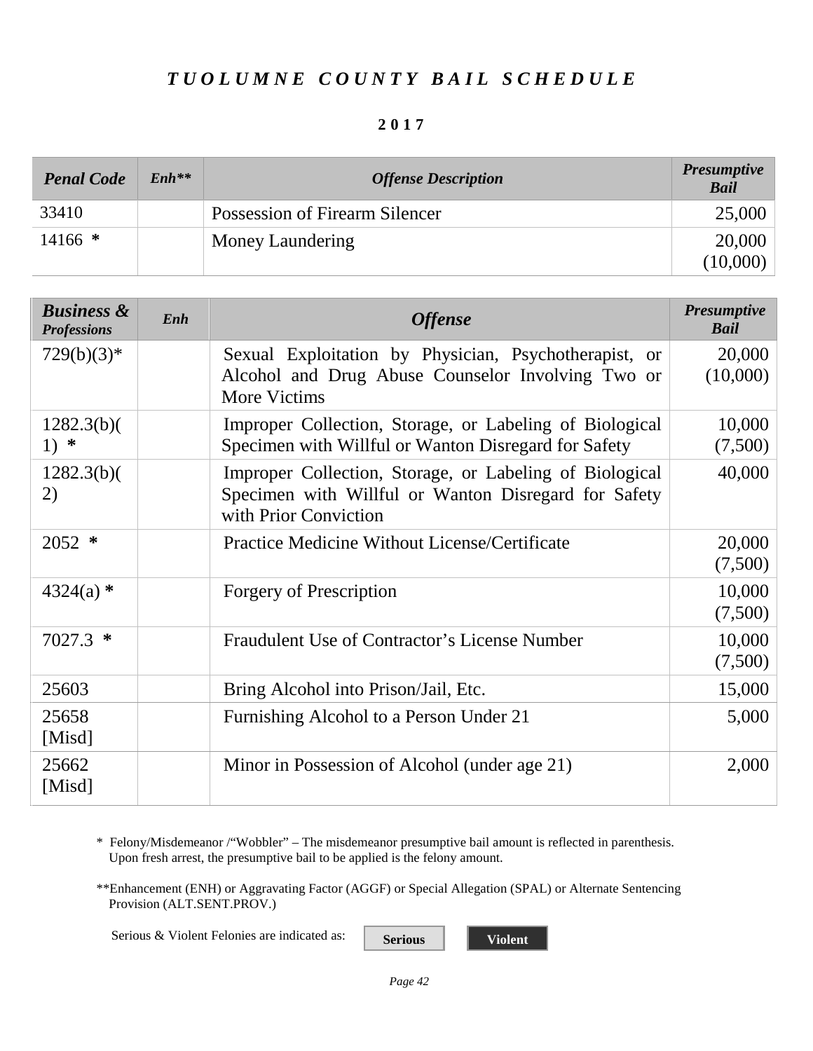# *TUOLUMNE COUNTY BAIL SCHEDULE*

**2017**

| *Penal Code* | *Enh*** | *Offense Description* | *Presumptive Bail* |
|---|---|---|---|
| 33410 | | Possession of Firearm Silencer | 25,000 |
| 14166 * | | Money Laundering | 20,000 (10,000) |

| *Business & Professions* | *Enh* | *Offense* | *Presumptive Bail* |
|---|---|---|---|
| 729(b)(3)* | | Sexual Exploitation by Physician, Psychotherapist, or Alcohol and Drug Abuse Counselor Involving Two or More Victims | 20,000 (10,000) |
| 1282.3(b)(1) * | | Improper Collection, Storage, or Labeling of Biological Specimen with Willful or Wanton Disregard for Safety | 10,000 (7,500) |
| 1282.3(b)(2) | | Improper Collection, Storage, or Labeling of Biological Specimen with Willful or Wanton Disregard for Safety with Prior Conviction | 40,000 |
| 2052 * | | Practice Medicine Without License/Certificate | 20,000 (7,500) |
| 4324(a) * | | Forgery of Prescription | 10,000 (7,500) |
| 7027.3 * | | Fraudulent Use of Contractor's License Number | 10,000 (7,500) |
| 25603 | | Bring Alcohol into Prison/Jail, Etc. | 15,000 |
| 25658 [Misd] | | Furnishing Alcohol to a Person Under 21 | 5,000 |
| 25662 [Misd] | | Minor in Possession of Alcohol (under age 21) | 2,000 |

\* Felony/Misdemeanor /"Wobbler" – The misdemeanor presumptive bail amount is reflected in parenthesis. Upon fresh arrest, the presumptive bail to be applied is the felony amount.

**Enhancement (ENH) or Aggravating Factor (AGGF) or Special Allegation (SPAL) or Alternate Sentencing Provision (ALT.SENT.PROV.)

Serious & Violent Felonies are indicated as: **Serious** **Violent**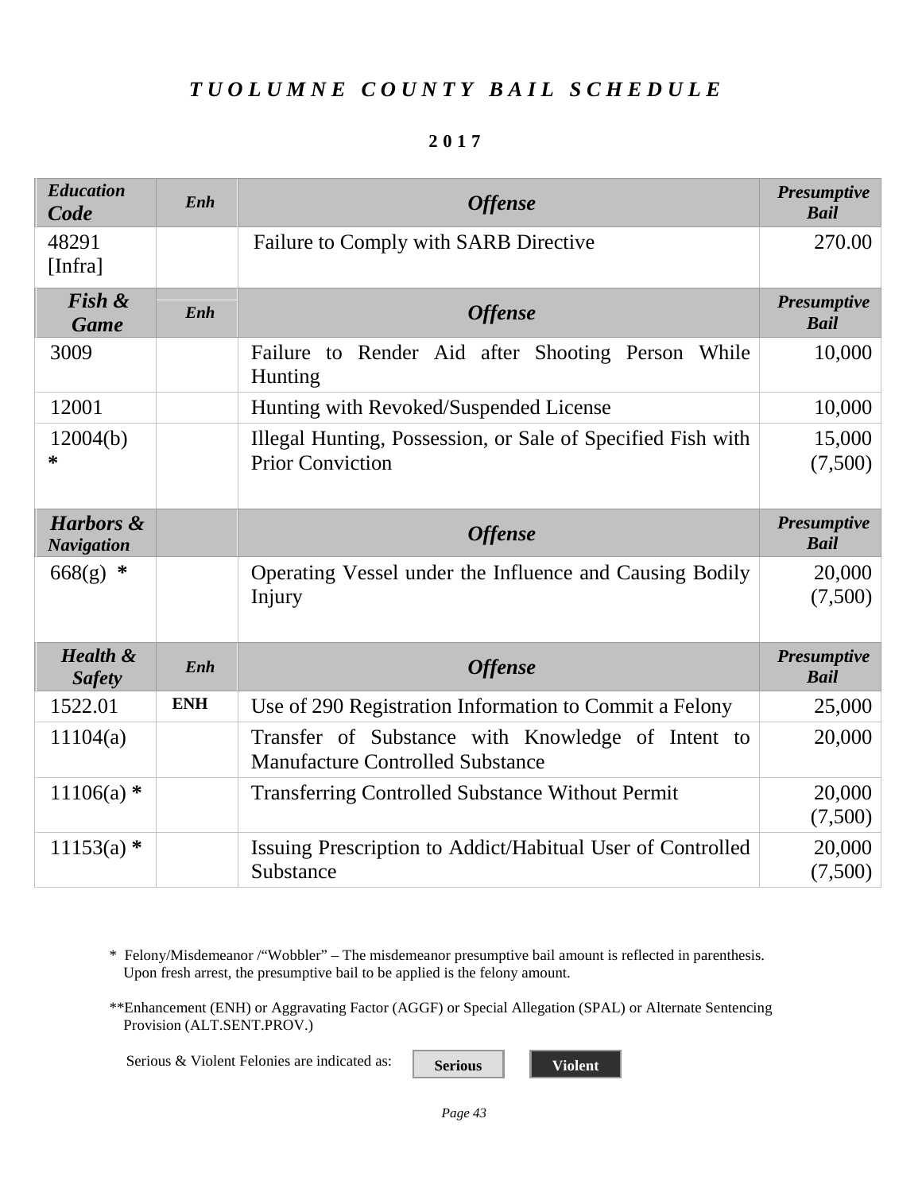# TUOLUMNE COUNTY BAIL SCHEDULE

**2017**

| *Education Code* | *Enh* | *Offense* | *Presumptive Bail* |
|---|---|---|---|
| 48291 [Infra] | | Failure to Comply with SARB Directive | 270.00 |
| ***Fish & Game*** | ***Enh*** | ***Offense*** | ***Presumptive Bail*** |
| 3009 | | Failure to Render Aid after Shooting Person While Hunting | 10,000 |
| 12001 | | Hunting with Revoked/Suspended License | 10,000 |
| 12004(b) * | | Illegal Hunting, Possession, or Sale of Specified Fish with Prior Conviction | 15,000 (7,500) |
| ***Harbors & Navigation*** | | ***Offense*** | ***Presumptive Bail*** |
| 668(g) * | | Operating Vessel under the Influence and Causing Bodily Injury | 20,000 (7,500) |
| ***Health & Safety*** | ***Enh*** | ***Offense*** | ***Presumptive Bail*** |
| 1522.01 | ENH | Use of 290 Registration Information to Commit a Felony | 25,000 |
| 11104(a) | | Transfer of Substance with Knowledge of Intent to Manufacture Controlled Substance | 20,000 |
| 11106(a) * | | Transferring Controlled Substance Without Permit | 20,000 (7,500) |
| 11153(a) * | | Issuing Prescription to Addict/Habitual User of Controlled Substance | 20,000 (7,500) |

\* Felony/Misdemeanor /"Wobbler" – The misdemeanor presumptive bail amount is reflected in parenthesis. Upon fresh arrest, the presumptive bail to be applied is the felony amount.

**Enhancement (ENH) or Aggravating Factor (AGGF) or Special Allegation (SPAL) or Alternate Sentencing Provision (ALT.SENT.PROV.)

Serious & Violent Felonies are indicated as: **Serious** **Violent**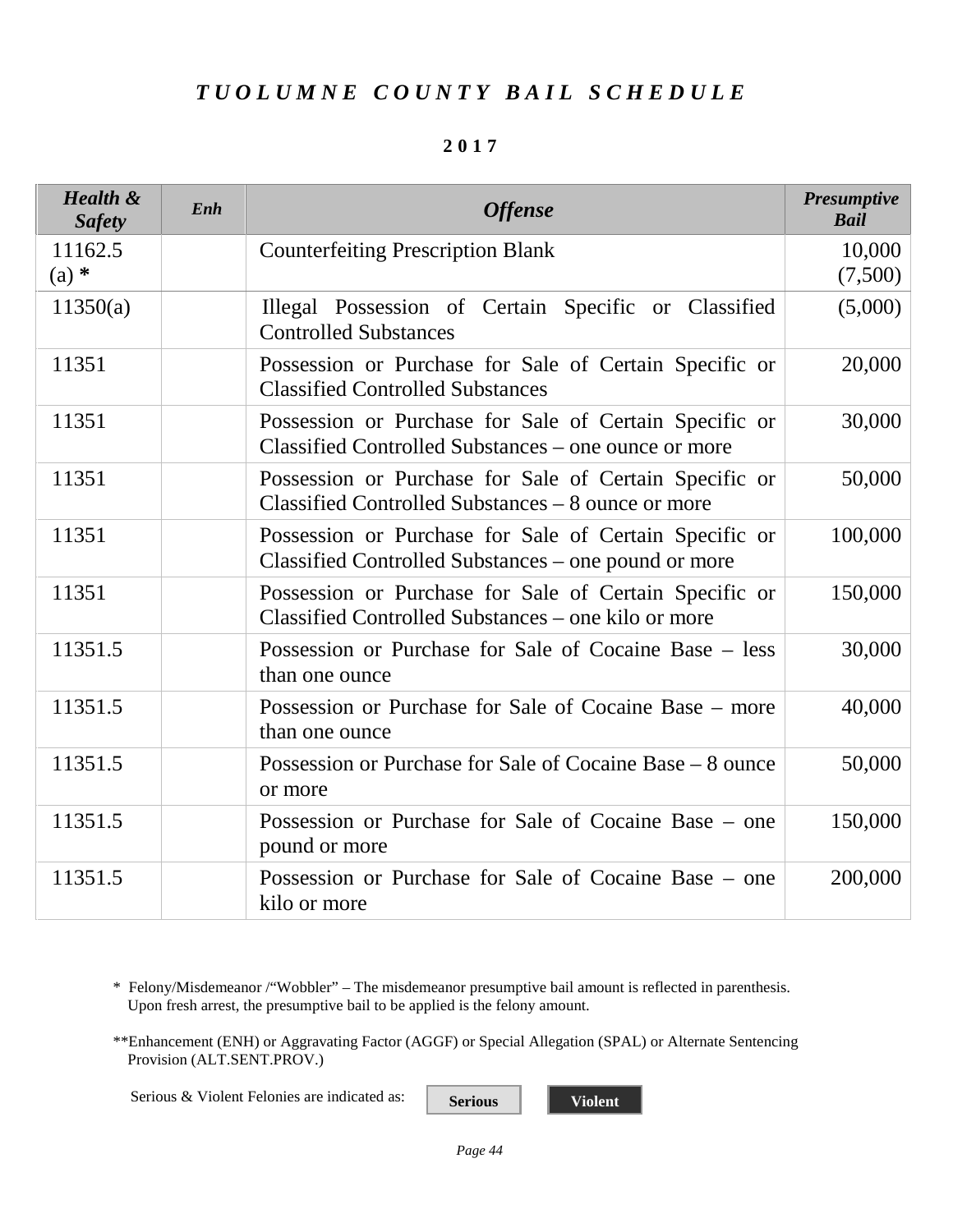# *TUOLUMNE COUNTY BAIL SCHEDULE*

**2017**

| *Health & Safety* | *Enh* | *Offense* | *Presumptive Bail* |
|---|---|---|---|
| 11162.5 (a) **\*** | | Counterfeiting Prescription Blank | 10,000 (7,500) |
| 11350(a) | | Illegal Possession of Certain Specific or Classified Controlled Substances | (5,000) |
| 11351 | | Possession or Purchase for Sale of Certain Specific or Classified Controlled Substances | 20,000 |
| 11351 | | Possession or Purchase for Sale of Certain Specific or Classified Controlled Substances – one ounce or more | 30,000 |
| 11351 | | Possession or Purchase for Sale of Certain Specific or Classified Controlled Substances – 8 ounce or more | 50,000 |
| 11351 | | Possession or Purchase for Sale of Certain Specific or Classified Controlled Substances – one pound or more | 100,000 |
| 11351 | | Possession or Purchase for Sale of Certain Specific or Classified Controlled Substances – one kilo or more | 150,000 |
| 11351.5 | | Possession or Purchase for Sale of Cocaine Base – less than one ounce | 30,000 |
| 11351.5 | | Possession or Purchase for Sale of Cocaine Base – more than one ounce | 40,000 |
| 11351.5 | | Possession or Purchase for Sale of Cocaine Base – 8 ounce or more | 50,000 |
| 11351.5 | | Possession or Purchase for Sale of Cocaine Base – one pound or more | 150,000 |
| 11351.5 | | Possession or Purchase for Sale of Cocaine Base – one kilo or more | 200,000 |

\* Felony/Misdemeanor /"Wobbler" – The misdemeanor presumptive bail amount is reflected in parenthesis. Upon fresh arrest, the presumptive bail to be applied is the felony amount.

**Enhancement (ENH) or Aggravating Factor (AGGF) or Special Allegation (SPAL) or Alternate Sentencing Provision (ALT.SENT.PROV.)

Serious & Violent Felonies are indicated as: **Serious** **Violent**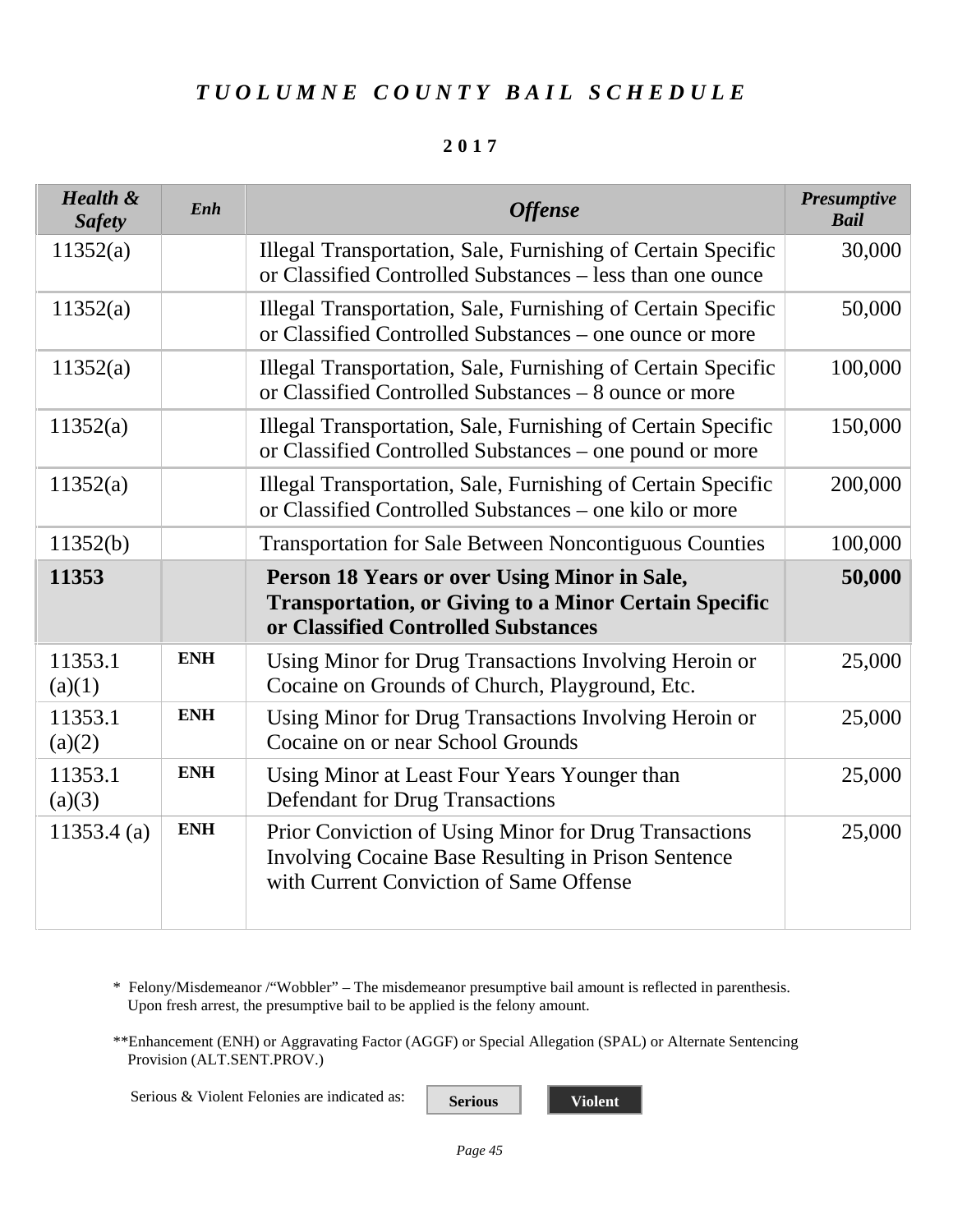# *TUOLUMNE COUNTY BAIL SCHEDULE*

**2017**

| *Health & Safety* | *Enh* | *Offense* | *Presumptive Bail* |
|---|---|---|---|
| 11352(a) | | Illegal Transportation, Sale, Furnishing of Certain Specific or Classified Controlled Substances – less than one ounce | 30,000 |
| 11352(a) | | Illegal Transportation, Sale, Furnishing of Certain Specific or Classified Controlled Substances – one ounce or more | 50,000 |
| 11352(a) | | Illegal Transportation, Sale, Furnishing of Certain Specific or Classified Controlled Substances – 8 ounce or more | 100,000 |
| 11352(a) | | Illegal Transportation, Sale, Furnishing of Certain Specific or Classified Controlled Substances – one pound or more | 150,000 |
| 11352(a) | | Illegal Transportation, Sale, Furnishing of Certain Specific or Classified Controlled Substances – one kilo or more | 200,000 |
| 11352(b) | | Transportation for Sale Between Noncontiguous Counties | 100,000 |
| **11353** | | **Person 18 Years or over Using Minor in Sale, Transportation, or Giving to a Minor Certain Specific or Classified Controlled Substances** | **50,000** |
| 11353.1 (a)(1) | **ENH** | Using Minor for Drug Transactions Involving Heroin or Cocaine on Grounds of Church, Playground, Etc. | 25,000 |
| 11353.1 (a)(2) | **ENH** | Using Minor for Drug Transactions Involving Heroin or Cocaine on or near School Grounds | 25,000 |
| 11353.1 (a)(3) | **ENH** | Using Minor at Least Four Years Younger than Defendant for Drug Transactions | 25,000 |
| 11353.4 (a) | **ENH** | Prior Conviction of Using Minor for Drug Transactions Involving Cocaine Base Resulting in Prison Sentence with Current Conviction of Same Offense | 25,000 |

\* Felony/Misdemeanor /"Wobbler" – The misdemeanor presumptive bail amount is reflected in parenthesis. Upon fresh arrest, the presumptive bail to be applied is the felony amount.

\*\*Enhancement (ENH) or Aggravating Factor (AGGF) or Special Allegation (SPAL) or Alternate Sentencing Provision (ALT.SENT.PROV.)

Serious & Violent Felonies are indicated as: **Serious** **Violent**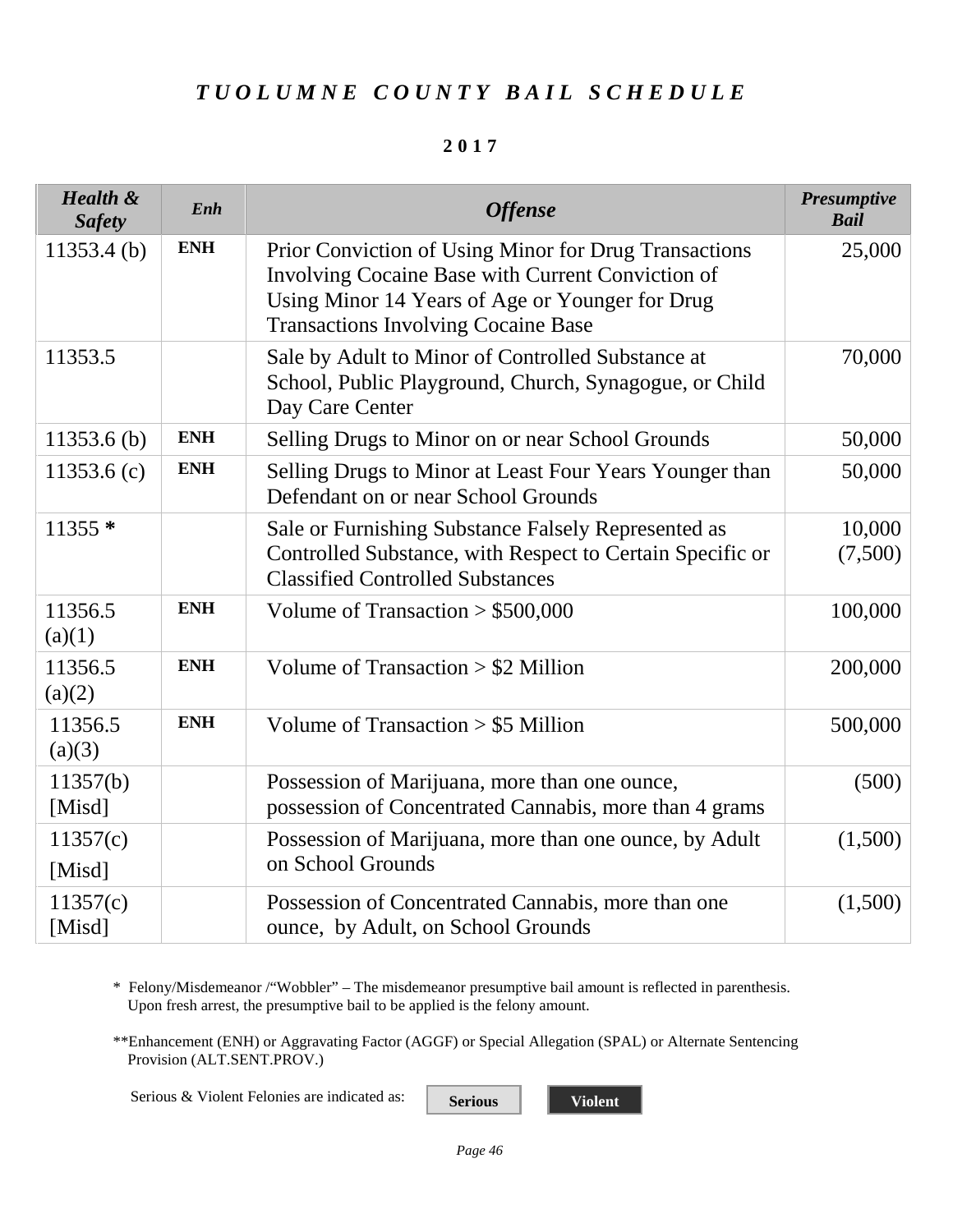# *TUOLUMNE COUNTY BAIL SCHEDULE*

**2017**

| *Health & Safety* | *Enh* | *Offense* | *Presumptive Bail* |
|---|---|---|---|
| 11353.4 (b) | **ENH** | Prior Conviction of Using Minor for Drug Transactions Involving Cocaine Base with Current Conviction of Using Minor 14 Years of Age or Younger for Drug Transactions Involving Cocaine Base | 25,000 |
| 11353.5 | | Sale by Adult to Minor of Controlled Substance at School, Public Playground, Church, Synagogue, or Child Day Care Center | 70,000 |
| 11353.6 (b) | **ENH** | Selling Drugs to Minor on or near School Grounds | 50,000 |
| 11353.6 (c) | **ENH** | Selling Drugs to Minor at Least Four Years Younger than Defendant on or near School Grounds | 50,000 |
| 11355 * | | Sale or Furnishing Substance Falsely Represented as Controlled Substance, with Respect to Certain Specific or Classified Controlled Substances | 10,000 (7,500) |
| 11356.5 (a)(1) | **ENH** | Volume of Transaction > $500,000 | 100,000 |
| 11356.5 (a)(2) | **ENH** | Volume of Transaction > $2 Million | 200,000 |
| 11356.5 (a)(3) | **ENH** | Volume of Transaction > $5 Million | 500,000 |
| 11357(b) [Misd] | | Possession of Marijuana, more than one ounce, possession of Concentrated Cannabis, more than 4 grams | (500) |
| 11357(c) [Misd] | | Possession of Marijuana, more than one ounce, by Adult on School Grounds | (1,500) |
| 11357(c) [Misd] | | Possession of Concentrated Cannabis, more than one ounce, by Adult, on School Grounds | (1,500) |

\* Felony/Misdemeanor /"Wobbler" – The misdemeanor presumptive bail amount is reflected in parenthesis. Upon fresh arrest, the presumptive bail to be applied is the felony amount.

**Enhancement (ENH) or Aggravating Factor (AGGF) or Special Allegation (SPAL) or Alternate Sentencing Provision (ALT.SENT.PROV.)

Serious & Violent Felonies are indicated as: **Serious** **Violent**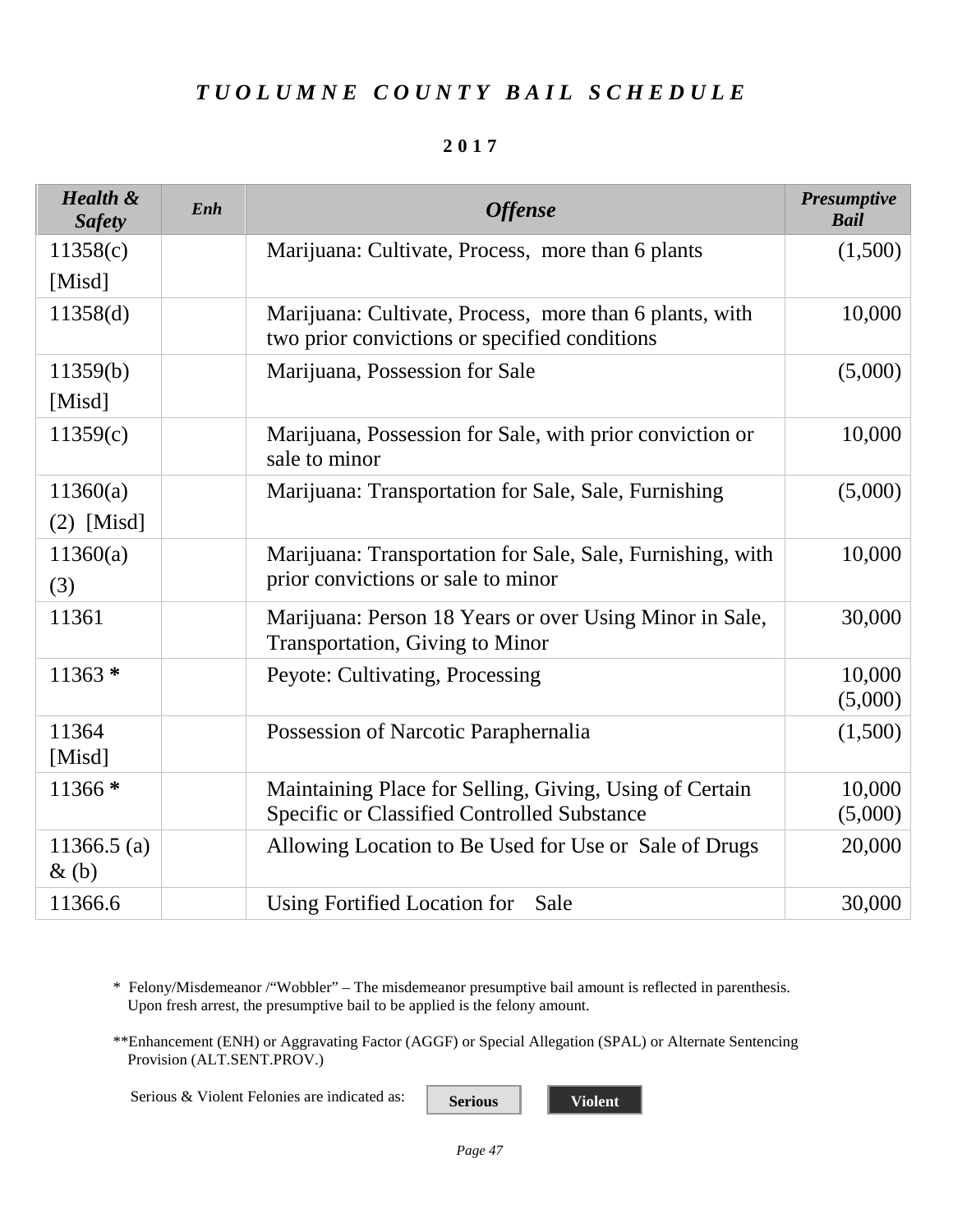# *TUOLUMNE COUNTY BAIL SCHEDULE*

**2017**

| *Health & Safety* | *Enh* | *Offense* | *Presumptive Bail* |
|---|---|---|---|
| 11358(c) [Misd] | | Marijuana: Cultivate, Process, more than 6 plants | (1,500) |
| 11358(d) | | Marijuana: Cultivate, Process, more than 6 plants, with two prior convictions or specified conditions | 10,000 |
| 11359(b) [Misd] | | Marijuana, Possession for Sale | (5,000) |
| 11359(c) | | Marijuana, Possession for Sale, with prior conviction or sale to minor | 10,000 |
| 11360(a) (2) [Misd] | | Marijuana: Transportation for Sale, Sale, Furnishing | (5,000) |
| 11360(a) (3) | | Marijuana: Transportation for Sale, Sale, Furnishing, with prior convictions or sale to minor | 10,000 |
| 11361 | | Marijuana: Person 18 Years or over Using Minor in Sale, Transportation, Giving to Minor | 30,000 |
| 11363 **\*** | | Peyote: Cultivating, Processing | 10,000 (5,000) |
| 11364 [Misd] | | Possession of Narcotic Paraphernalia | (1,500) |
| 11366 **\*** | | Maintaining Place for Selling, Giving, Using of Certain Specific or Classified Controlled Substance | 10,000 (5,000) |
| 11366.5 (a) & (b) | | Allowing Location to Be Used for Use or Sale of Drugs | 20,000 |
| 11366.6 | | Using Fortified Location for Sale | 30,000 |

\* Felony/Misdemeanor /“Wobbler” – The misdemeanor presumptive bail amount is reflected in parenthesis. Upon fresh arrest, the presumptive bail to be applied is the felony amount.

\*\*Enhancement (ENH) or Aggravating Factor (AGGF) or Special Allegation (SPAL) or Alternate Sentencing Provision (ALT.SENT.PROV.)

Serious & Violent Felonies are indicated as: **Serious** **Violent**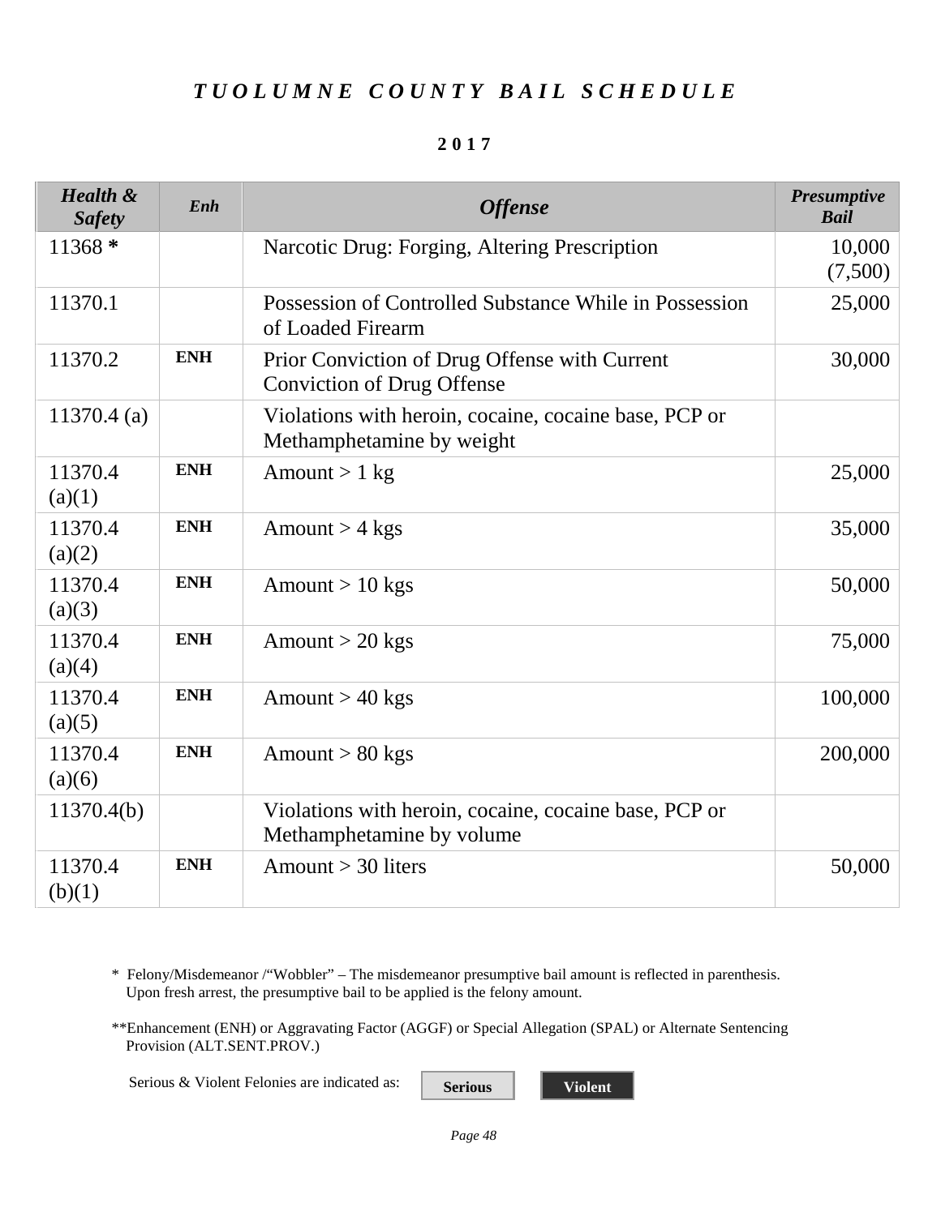# *TUOLUMNE COUNTY BAIL SCHEDULE*

**2017**

| *Health & Safety* | *Enh* | *Offense* | *Presumptive Bail* |
|---|---|---|---|
| 11368 **\*** | | Narcotic Drug: Forging, Altering Prescription | 10,000 (7,500) |
| 11370.1 | | Possession of Controlled Substance While in Possession of Loaded Firearm | 25,000 |
| 11370.2 | **ENH** | Prior Conviction of Drug Offense with Current Conviction of Drug Offense | 30,000 |
| 11370.4 (a) | | Violations with heroin, cocaine, cocaine base, PCP or Methamphetamine by weight | |
| 11370.4 (a)(1) | **ENH** | Amount > 1 kg | 25,000 |
| 11370.4 (a)(2) | **ENH** | Amount > 4 kgs | 35,000 |
| 11370.4 (a)(3) | **ENH** | Amount > 10 kgs | 50,000 |
| 11370.4 (a)(4) | **ENH** | Amount > 20 kgs | 75,000 |
| 11370.4 (a)(5) | **ENH** | Amount > 40 kgs | 100,000 |
| 11370.4 (a)(6) | **ENH** | Amount > 80 kgs | 200,000 |
| 11370.4(b) | | Violations with heroin, cocaine, cocaine base, PCP or Methamphetamine by volume | |
| 11370.4 (b)(1) | **ENH** | Amount > 30 liters | 50,000 |

\* Felony/Misdemeanor /"Wobbler" – The misdemeanor presumptive bail amount is reflected in parenthesis. Upon fresh arrest, the presumptive bail to be applied is the felony amount.

\*\*Enhancement (ENH) or Aggravating Factor (AGGF) or Special Allegation (SPAL) or Alternate Sentencing Provision (ALT.SENT.PROV.)

Serious & Violent Felonies are indicated as: **Serious** **Violent**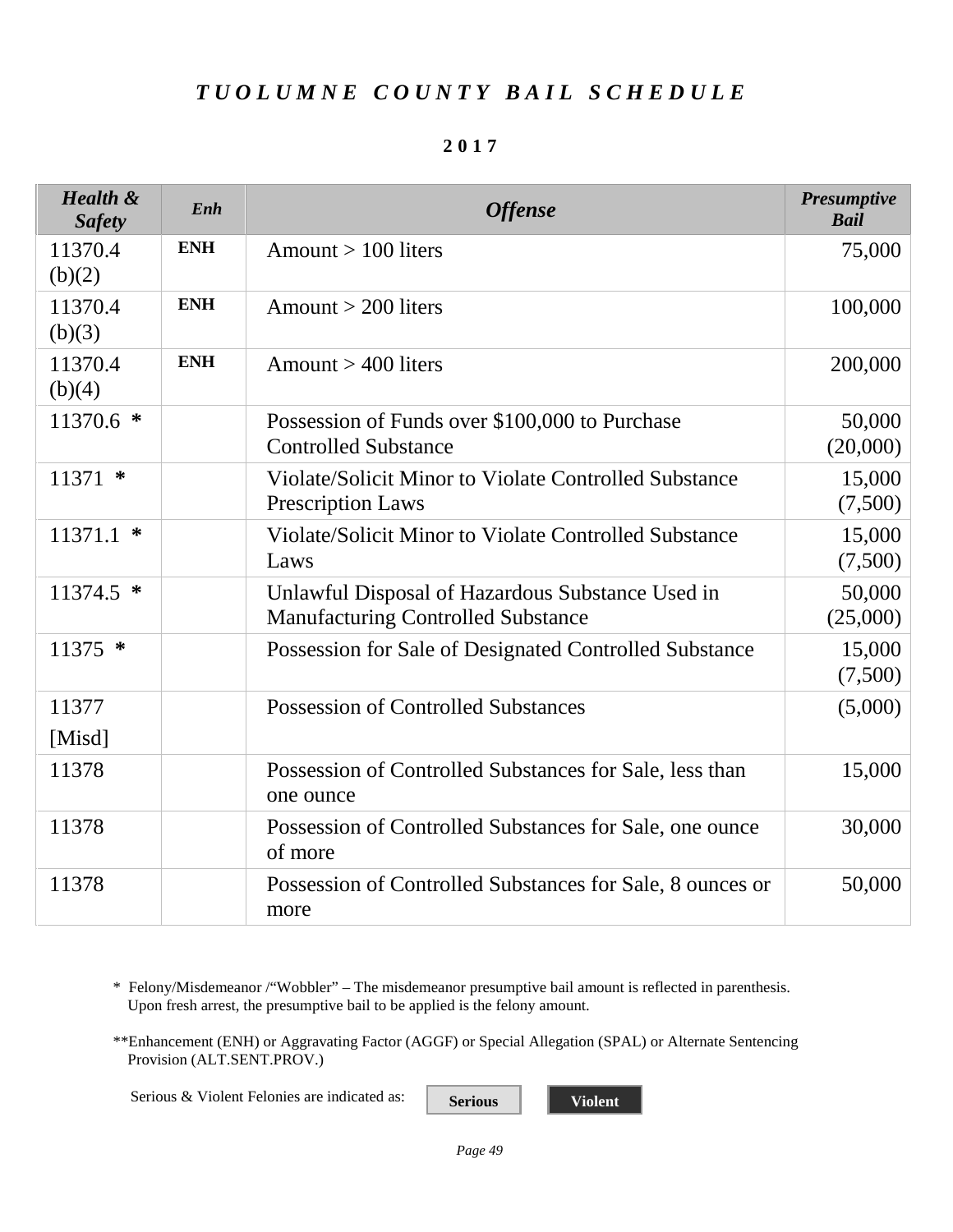# *TUOLUMNE COUNTY BAIL SCHEDULE*

**2017**

| *Health & Safety* | *Enh* | *Offense* | *Presumptive Bail* |
|---|---|---|---|
| 11370.4 (b)(2) | **ENH** | Amount > 100 liters | 75,000 |
| 11370.4 (b)(3) | **ENH** | Amount > 200 liters | 100,000 |
| 11370.4 (b)(4) | **ENH** | Amount > 400 liters | 200,000 |
| 11370.6 **\*** | | Possession of Funds over $100,000 to Purchase Controlled Substance | 50,000 (20,000) |
| 11371 **\*** | | Violate/Solicit Minor to Violate Controlled Substance Prescription Laws | 15,000 (7,500) |
| 11371.1 **\*** | | Violate/Solicit Minor to Violate Controlled Substance Laws | 15,000 (7,500) |
| 11374.5 **\*** | | Unlawful Disposal of Hazardous Substance Used in Manufacturing Controlled Substance | 50,000 (25,000) |
| 11375 **\*** | | Possession for Sale of Designated Controlled Substance | 15,000 (7,500) |
| 11377 [Misd] | | Possession of Controlled Substances | (5,000) |
| 11378 | | Possession of Controlled Substances for Sale, less than one ounce | 15,000 |
| 11378 | | Possession of Controlled Substances for Sale, one ounce of more | 30,000 |
| 11378 | | Possession of Controlled Substances for Sale, 8 ounces or more | 50,000 |

\* Felony/Misdemeanor /"Wobbler" – The misdemeanor presumptive bail amount is reflected in parenthesis. Upon fresh arrest, the presumptive bail to be applied is the felony amount.

\*\*Enhancement (ENH) or Aggravating Factor (AGGF) or Special Allegation (SPAL) or Alternate Sentencing Provision (ALT.SENT.PROV.)

Serious & Violent Felonies are indicated as: **Serious** **Violent**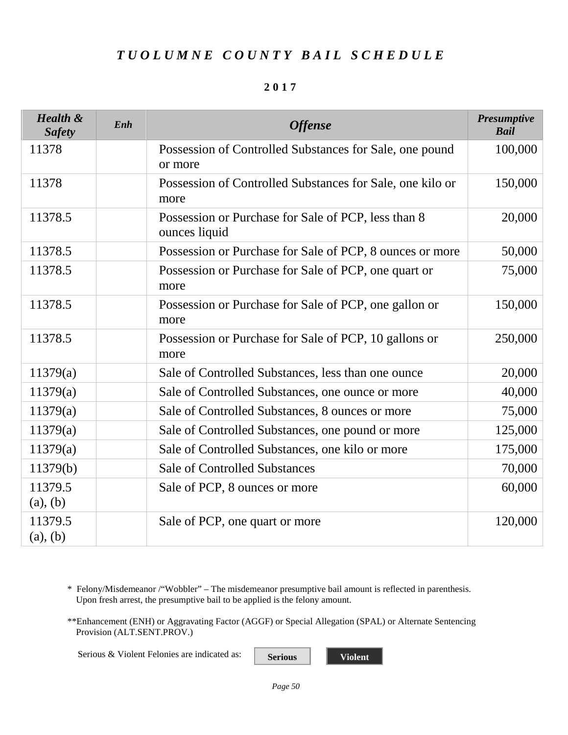# TUOLUMNE COUNTY BAIL SCHEDULE

## 2017

| Health & Safety | Enh | Offense | Presumptive Bail |
|---|---|---|---|
| 11378 | | Possession of Controlled Substances for Sale, one pound or more | 100,000 |
| 11378 | | Possession of Controlled Substances for Sale, one kilo or more | 150,000 |
| 11378.5 | | Possession or Purchase for Sale of PCP, less than 8 ounces liquid | 20,000 |
| 11378.5 | | Possession or Purchase for Sale of PCP, 8 ounces or more | 50,000 |
| 11378.5 | | Possession or Purchase for Sale of PCP, one quart or more | 75,000 |
| 11378.5 | | Possession or Purchase for Sale of PCP, one gallon or more | 150,000 |
| 11378.5 | | Possession or Purchase for Sale of PCP, 10 gallons or more | 250,000 |
| 11379(a) | | Sale of Controlled Substances, less than one ounce | 20,000 |
| 11379(a) | | Sale of Controlled Substances, one ounce or more | 40,000 |
| 11379(a) | | Sale of Controlled Substances, 8 ounces or more | 75,000 |
| 11379(a) | | Sale of Controlled Substances, one pound or more | 125,000 |
| 11379(a) | | Sale of Controlled Substances, one kilo or more | 175,000 |
| 11379(b) | | Sale of Controlled Substances | 70,000 |
| 11379.5 (a), (b) | | Sale of PCP, 8 ounces or more | 60,000 |
| 11379.5 (a), (b) | | Sale of PCP, one quart or more | 120,000 |

\* Felony/Misdemeanor /"Wobbler" – The misdemeanor presumptive bail amount is reflected in parenthesis. Upon fresh arrest, the presumptive bail to be applied is the felony amount.

\*\*Enhancement (ENH) or Aggravating Factor (AGGF) or Special Allegation (SPAL) or Alternate Sentencing Provision (ALT.SENT.PROV.)

Serious & Violent Felonies are indicated as: **Serious** **Violent**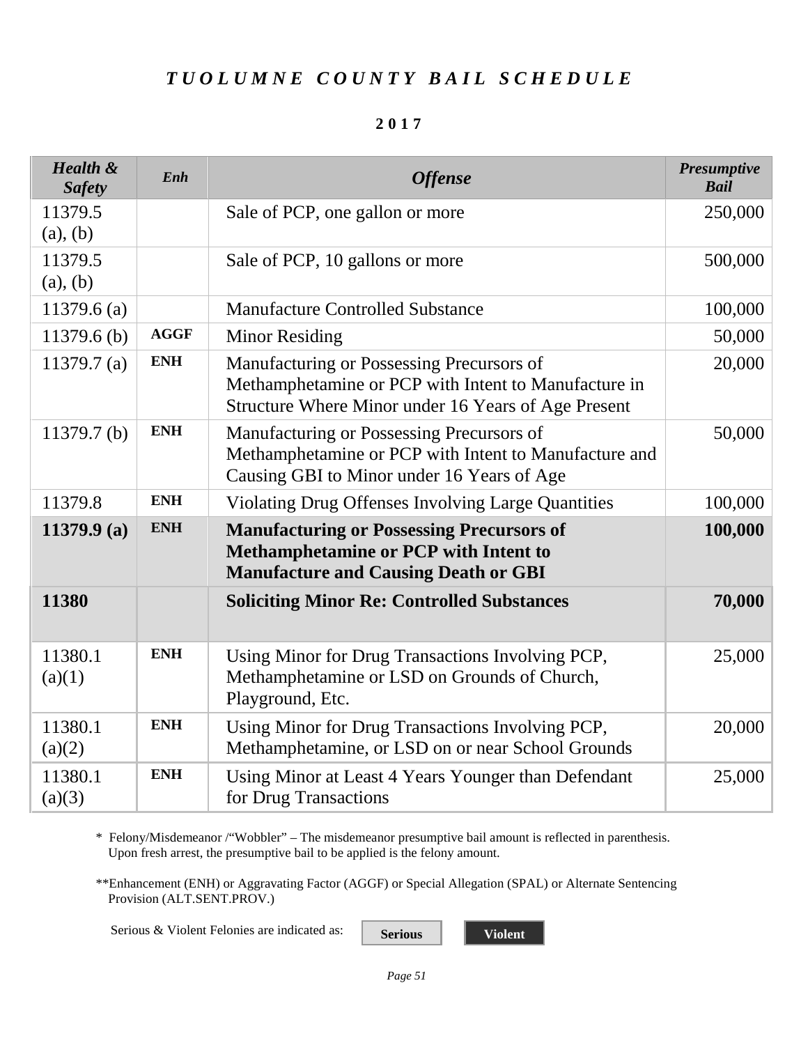# *TUOLUMNE COUNTY BAIL SCHEDULE*

**2017**

| *Health & Safety* | *Enh* | *Offense* | *Presumptive Bail* |
|---|---|---|---|
| 11379.5 (a), (b) | | Sale of PCP, one gallon or more | 250,000 |
| 11379.5 (a), (b) | | Sale of PCP, 10 gallons or more | 500,000 |
| 11379.6 (a) | | Manufacture Controlled Substance | 100,000 |
| 11379.6 (b) | AGGF | Minor Residing | 50,000 |
| 11379.7 (a) | ENH | Manufacturing or Possessing Precursors of Methamphetamine or PCP with Intent to Manufacture in Structure Where Minor under 16 Years of Age Present | 20,000 |
| 11379.7 (b) | ENH | Manufacturing or Possessing Precursors of Methamphetamine or PCP with Intent to Manufacture and Causing GBI to Minor under 16 Years of Age | 50,000 |
| 11379.8 | ENH | Violating Drug Offenses Involving Large Quantities | 100,000 |
| **11379.9 (a)** | ENH | **Manufacturing or Possessing Precursors of Methamphetamine or PCP with Intent to Manufacture and Causing Death or GBI** | **100,000** |
| **11380** | | **Soliciting Minor Re: Controlled Substances** | **70,000** |
| 11380.1 (a)(1) | ENH | Using Minor for Drug Transactions Involving PCP, Methamphetamine or LSD on Grounds of Church, Playground, Etc. | 25,000 |
| 11380.1 (a)(2) | ENH | Using Minor for Drug Transactions Involving PCP, Methamphetamine, or LSD on or near School Grounds | 20,000 |
| 11380.1 (a)(3) | ENH | Using Minor at Least 4 Years Younger than Defendant for Drug Transactions | 25,000 |

\* Felony/Misdemeanor /"Wobbler" – The misdemeanor presumptive bail amount is reflected in parenthesis. Upon fresh arrest, the presumptive bail to be applied is the felony amount.

**Enhancement (ENH) or Aggravating Factor (AGGF) or Special Allegation (SPAL) or Alternate Sentencing Provision (ALT.SENT.PROV.)

Serious & Violent Felonies are indicated as: **Serious** **Violent**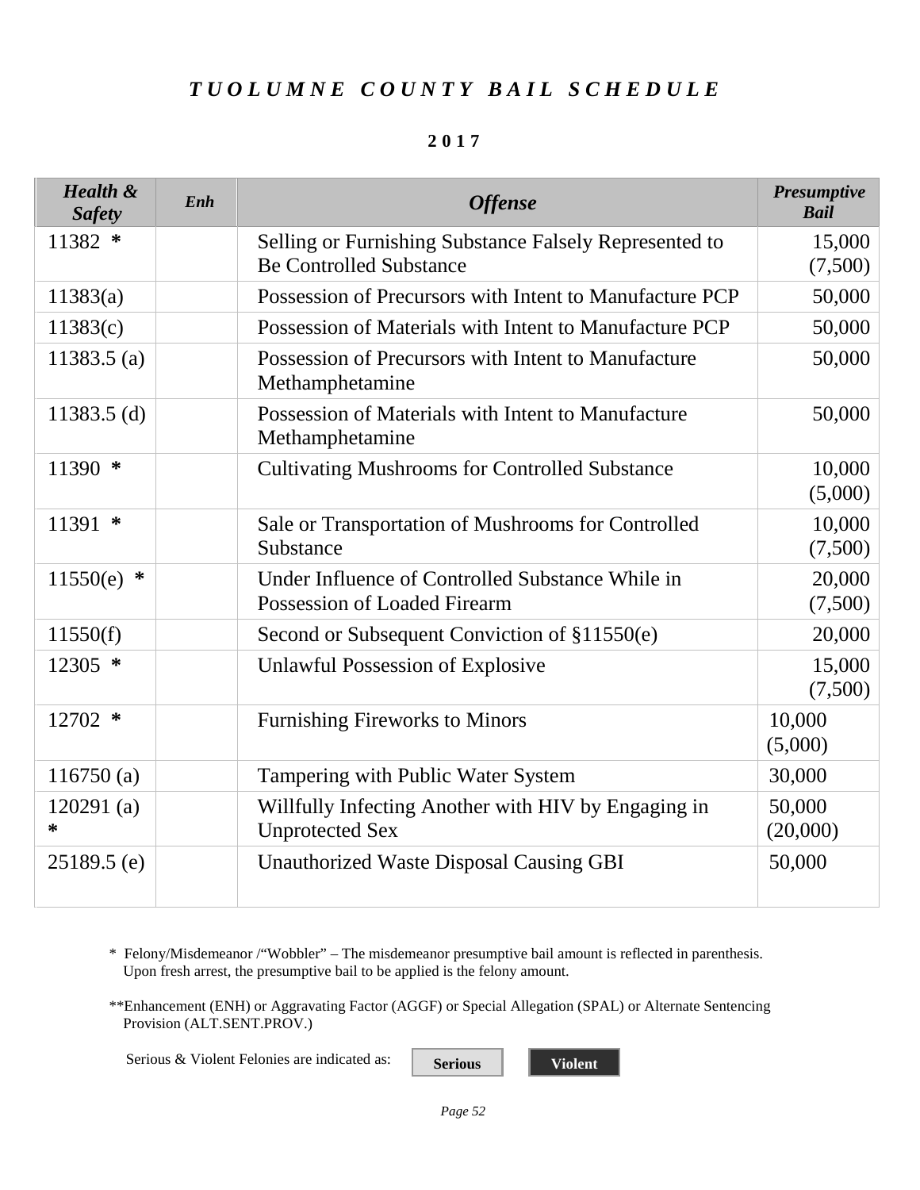# *TUOLUMNE COUNTY BAIL SCHEDULE*

**2017**

| *Health & Safety* | *Enh* | *Offense* | *Presumptive Bail* |
|---|---|---|---|
| 11382 * | | Selling or Furnishing Substance Falsely Represented to Be Controlled Substance | 15,000 (7,500) |
| 11383(a) | | Possession of Precursors with Intent to Manufacture PCP | 50,000 |
| 11383(c) | | Possession of Materials with Intent to Manufacture PCP | 50,000 |
| 11383.5 (a) | | Possession of Precursors with Intent to Manufacture Methamphetamine | 50,000 |
| 11383.5 (d) | | Possession of Materials with Intent to Manufacture Methamphetamine | 50,000 |
| 11390 * | | Cultivating Mushrooms for Controlled Substance | 10,000 (5,000) |
| 11391 * | | Sale or Transportation of Mushrooms for Controlled Substance | 10,000 (7,500) |
| 11550(e) * | | Under Influence of Controlled Substance While in Possession of Loaded Firearm | 20,000 (7,500) |
| 11550(f) | | Second or Subsequent Conviction of §11550(e) | 20,000 |
| 12305 * | | Unlawful Possession of Explosive | 15,000 (7,500) |
| 12702 * | | Furnishing Fireworks to Minors | 10,000 (5,000) |
| 116750 (a) | | Tampering with Public Water System | 30,000 |
| 120291 (a) * | | Willfully Infecting Another with HIV by Engaging in Unprotected Sex | 50,000 (20,000) |
| 25189.5 (e) | | Unauthorized Waste Disposal Causing GBI | 50,000 |

\* Felony/Misdemeanor /"Wobbler" – The misdemeanor presumptive bail amount is reflected in parenthesis. Upon fresh arrest, the presumptive bail to be applied is the felony amount.

**Enhancement (ENH) or Aggravating Factor (AGGF) or Special Allegation (SPAL) or Alternate Sentencing Provision (ALT.SENT.PROV.)

Serious & Violent Felonies are indicated as: **Serious** **Violent**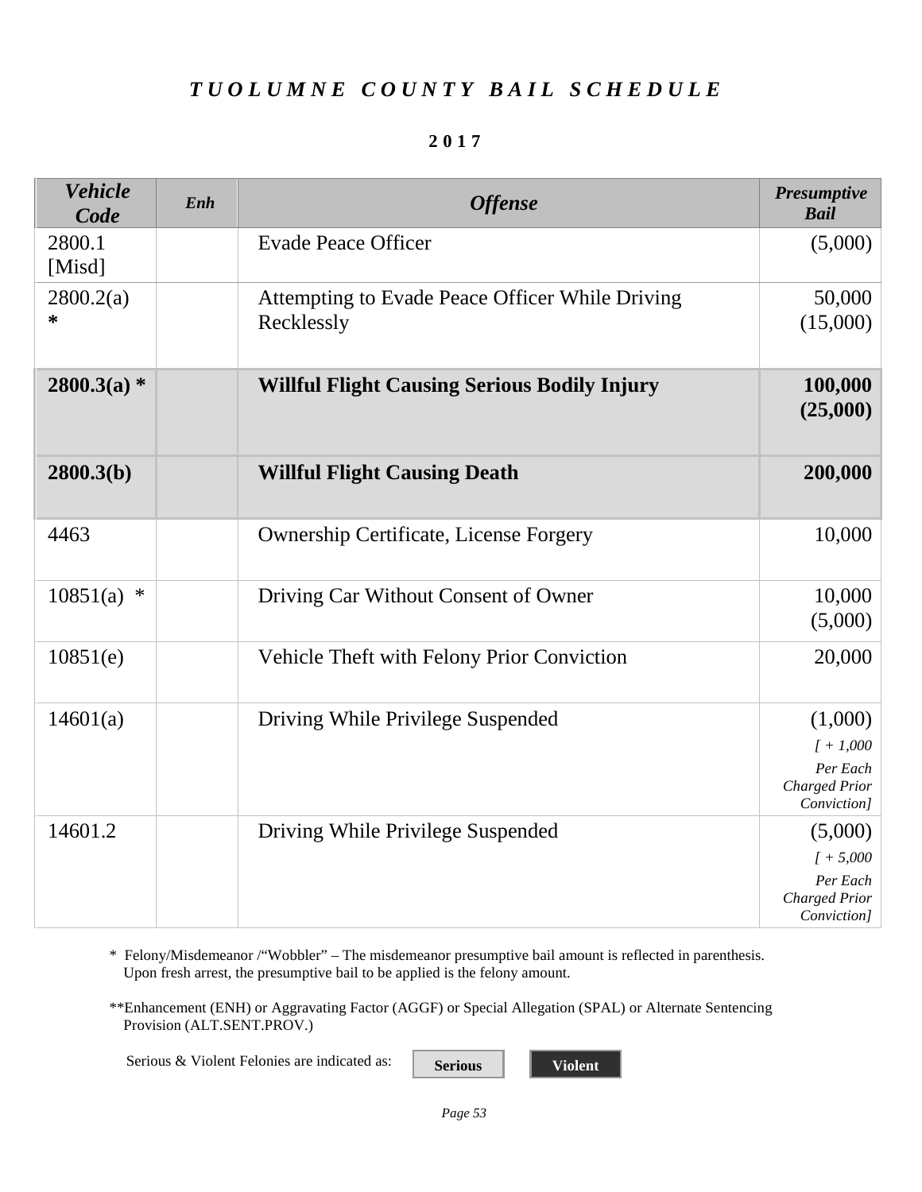# *TUOLUMNE COUNTY BAIL SCHEDULE*

**2017**

| *Vehicle Code* | *Enh* | *Offense* | *Presumptive Bail* |
|---|---|---|---|
| 2800.1 [Misd] | | Evade Peace Officer | (5,000) |
| 2800.2(a) * | | Attempting to Evade Peace Officer While Driving Recklessly | 50,000 (15,000) |
| **2800.3(a) *** | | **Willful Flight Causing Serious Bodily Injury** | **100,000 (25,000)** |
| **2800.3(b)** | | **Willful Flight Causing Death** | **200,000** |
| 4463 | | Ownership Certificate, License Forgery | 10,000 |
| 10851(a) * | | Driving Car Without Consent of Owner | 10,000 (5,000) |
| 10851(e) | | Vehicle Theft with Felony Prior Conviction | 20,000 |
| 14601(a) | | Driving While Privilege Suspended | (1,000) *[ + 1,000 Per Each Charged Prior Conviction]* |
| 14601.2 | | Driving While Privilege Suspended | (5,000) *[ + 5,000 Per Each Charged Prior Conviction]* |

\* Felony/Misdemeanor /"Wobbler" – The misdemeanor presumptive bail amount is reflected in parenthesis. Upon fresh arrest, the presumptive bail to be applied is the felony amount.

**Enhancement (ENH) or Aggravating Factor (AGGF) or Special Allegation (SPAL) or Alternate Sentencing Provision (ALT.SENT.PROV.)

Serious & Violent Felonies are indicated as: **Serious** **Violent**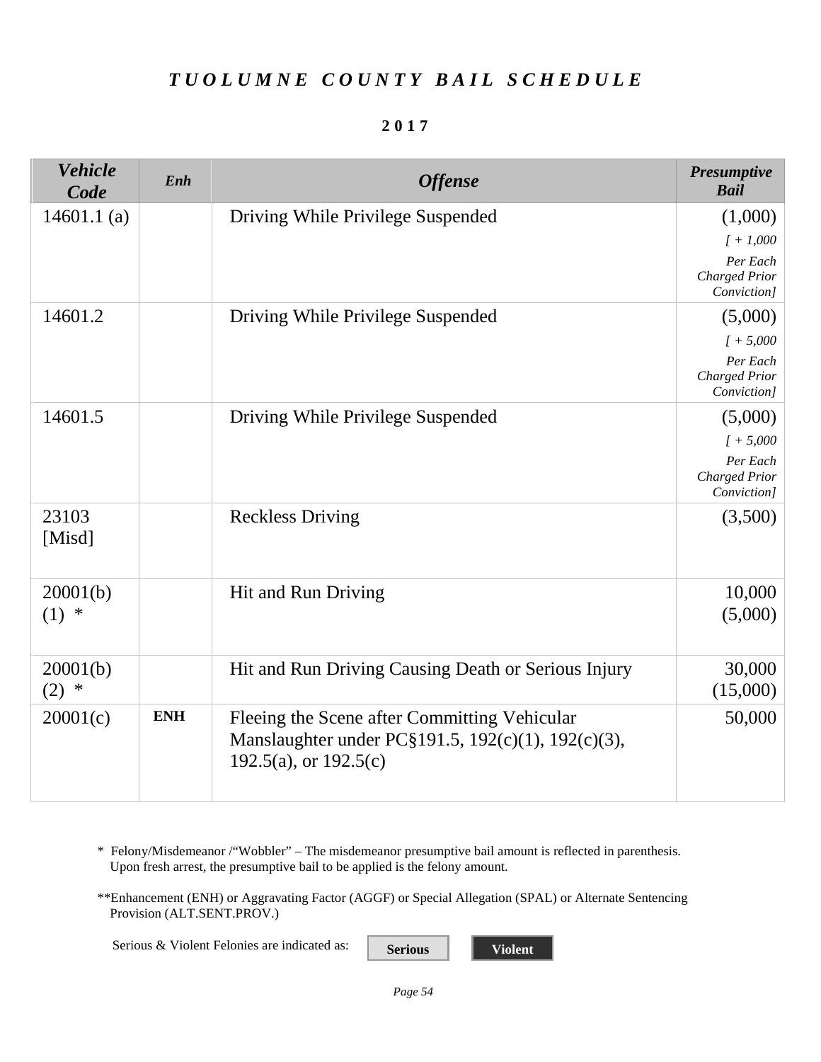# *TUOLUMNE COUNTY BAIL SCHEDULE*

**2017**

| *Vehicle Code* | *Enh* | *Offense* | *Presumptive Bail* |
|---|---|---|---|
| 14601.1 (a) | | Driving While Privilege Suspended | (1,000) *[ + 1,000 Per Each Charged Prior Conviction]* |
| 14601.2 | | Driving While Privilege Suspended | (5,000) *[ + 5,000 Per Each Charged Prior Conviction]* |
| 14601.5 | | Driving While Privilege Suspended | (5,000) *[ + 5,000 Per Each Charged Prior Conviction]* |
| 23103 [Misd] | | Reckless Driving | (3,500) |
| 20001(b)(1) * | | Hit and Run Driving | 10,000 (5,000) |
| 20001(b)(2) * | | Hit and Run Driving Causing Death or Serious Injury | 30,000 (15,000) |
| 20001(c) | **ENH** | Fleeing the Scene after Committing Vehicular Manslaughter under PC§191.5, 192(c)(1), 192(c)(3), 192.5(a), or 192.5(c) | 50,000 |

\* Felony/Misdemeanor /"Wobbler" – The misdemeanor presumptive bail amount is reflected in parenthesis. Upon fresh arrest, the presumptive bail to be applied is the felony amount.

**Enhancement (ENH) or Aggravating Factor (AGGF) or Special Allegation (SPAL) or Alternate Sentencing Provision (ALT.SENT.PROV.)

Serious & Violent Felonies are indicated as: **Serious** **Violent**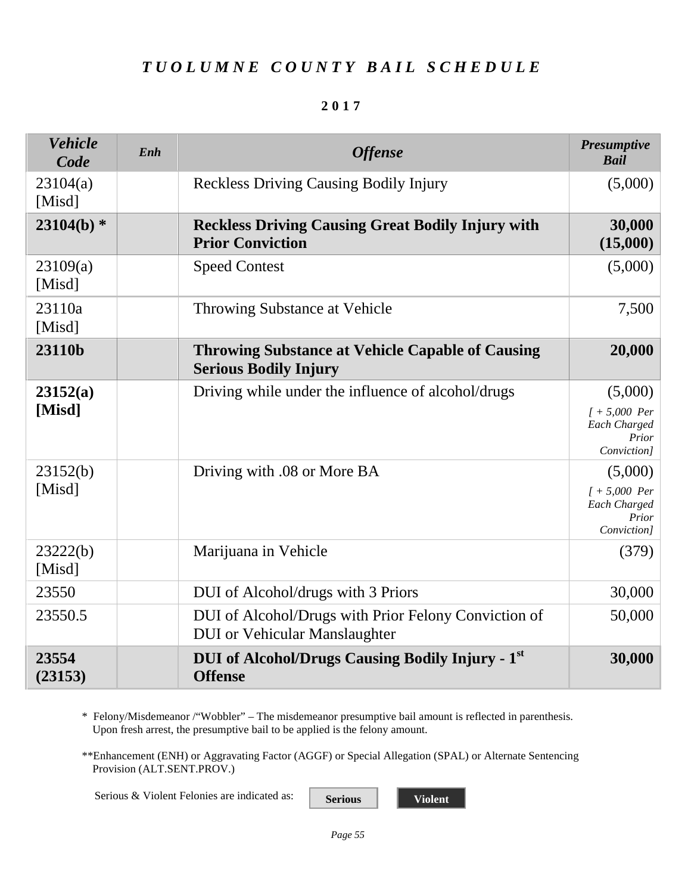# *TUOLUMNE COUNTY BAIL SCHEDULE*

**2017**

| *Vehicle Code* | *Enh* | *Offense* | *Presumptive Bail* |
|---|---|---|---|
| 23104(a) [Misd] | | Reckless Driving Causing Bodily Injury | (5,000) |
| **23104(b) *** | | **Reckless Driving Causing Great Bodily Injury with Prior Conviction** | **30,000 (15,000)** |
| 23109(a) [Misd] | | Speed Contest | (5,000) |
| 23110a [Misd] | | Throwing Substance at Vehicle | 7,500 |
| **23110b** | | **Throwing Substance at Vehicle Capable of Causing Serious Bodily Injury** | **20,000** |
| **23152(a) [Misd]** | | Driving while under the influence of alcohol/drugs | (5,000) *[ + 5,000 Per Each Charged Prior Conviction]* |
| 23152(b) [Misd] | | Driving with .08 or More BA | (5,000) *[ + 5,000 Per Each Charged Prior Conviction]* |
| 23222(b) [Misd] | | Marijuana in Vehicle | (379) |
| 23550 | | DUI of Alcohol/drugs with 3 Priors | 30,000 |
| 23550.5 | | DUI of Alcohol/Drugs with Prior Felony Conviction of DUI or Vehicular Manslaughter | 50,000 |
| **23554 (23153)** | | **DUI of Alcohol/Drugs Causing Bodily Injury - 1st Offense** | **30,000** |

\* Felony/Misdemeanor /"Wobbler" – The misdemeanor presumptive bail amount is reflected in parenthesis. Upon fresh arrest, the presumptive bail to be applied is the felony amount.

**Enhancement (ENH) or Aggravating Factor (AGGF) or Special Allegation (SPAL) or Alternate Sentencing Provision (ALT.SENT.PROV.)

Serious & Violent Felonies are indicated as: **Serious** **Violent**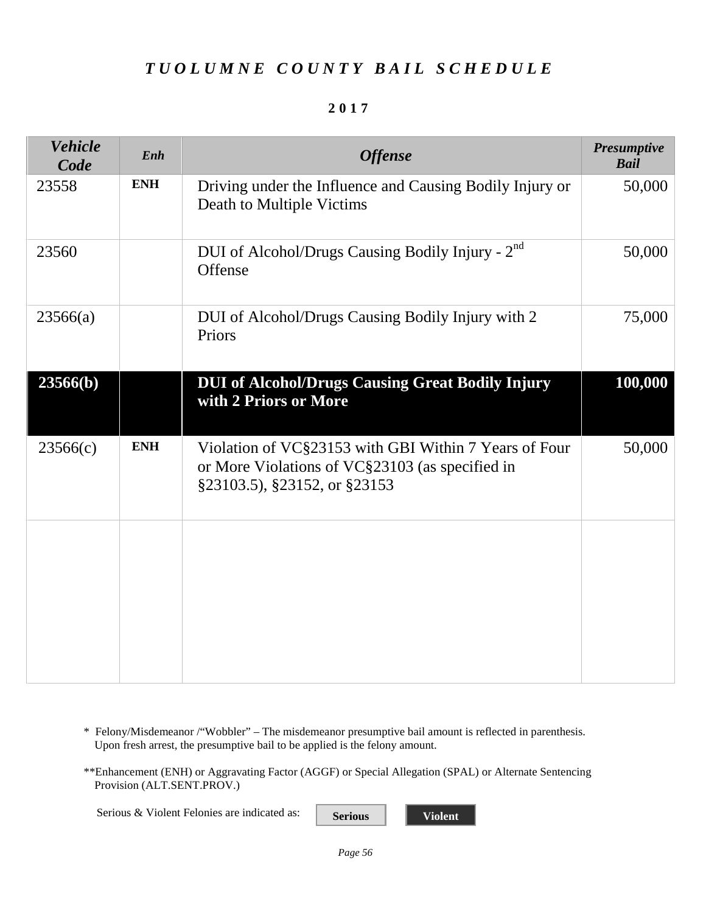# *TUOLUMNE COUNTY BAIL SCHEDULE*

**2017**

| *Vehicle Code* | *Enh* | *Offense* | *Presumptive Bail* |
|---|---|---|---|
| 23558 | **ENH** | Driving under the Influence and Causing Bodily Injury or Death to Multiple Victims | 50,000 |
| 23560 | | DUI of Alcohol/Drugs Causing Bodily Injury - 2nd Offense | 50,000 |
| 23566(a) | | DUI of Alcohol/Drugs Causing Bodily Injury with 2 Priors | 75,000 |
| **23566(b)** | | **DUI of Alcohol/Drugs Causing Great Bodily Injury with 2 Priors or More** | **100,000** |
| 23566(c) | **ENH** | Violation of VC§23153 with GBI Within 7 Years of Four or More Violations of VC§23103 (as specified in §23103.5), §23152, or §23153 | 50,000 |
| | | | |

\* Felony/Misdemeanor /"Wobbler" – The misdemeanor presumptive bail amount is reflected in parenthesis. Upon fresh arrest, the presumptive bail to be applied is the felony amount.

**Enhancement (ENH) or Aggravating Factor (AGGF) or Special Allegation (SPAL) or Alternate Sentencing Provision (ALT.SENT.PROV.)

Serious & Violent Felonies are indicated as: **Serious** **Violent**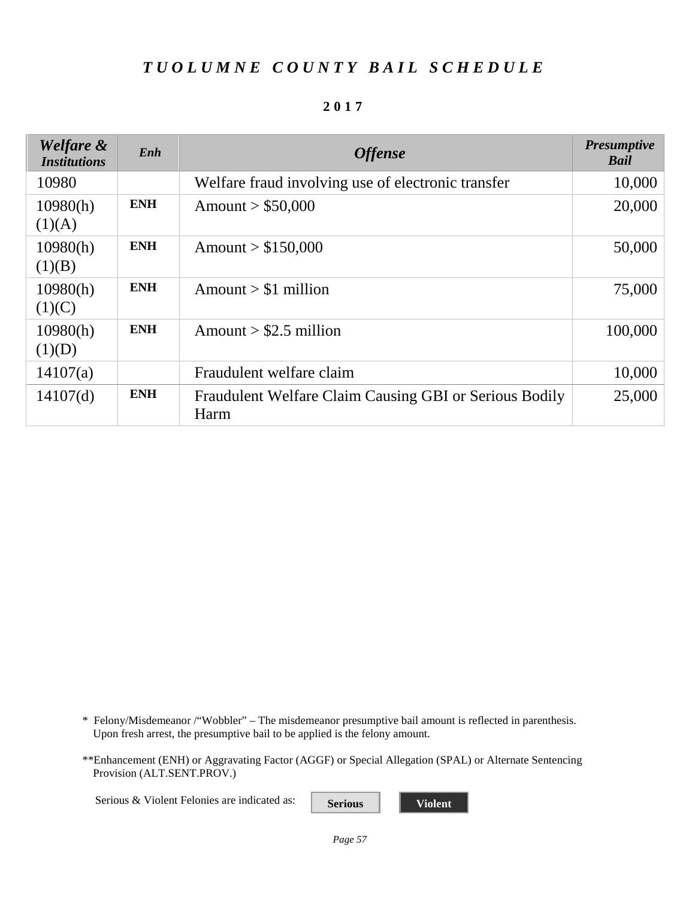# *TUOLUMNE COUNTY BAIL SCHEDULE*

**2017**

| *Welfare & Institutions* | *Enh* | *Offense* | *Presumptive Bail* |
|---|---|---|---|
| 10980 | | Welfare fraud involving use of electronic transfer | 10,000 |
| 10980(h)(1)(A) | **ENH** | Amount > $50,000 | 20,000 |
| 10980(h)(1)(B) | **ENH** | Amount > $150,000 | 50,000 |
| 10980(h)(1)(C) | **ENH** | Amount > $1 million | 75,000 |
| 10980(h)(1)(D) | **ENH** | Amount > $2.5 million | 100,000 |
| 14107(a) | | Fraudulent welfare claim | 10,000 |
| 14107(d) | **ENH** | Fraudulent Welfare Claim Causing GBI or Serious Bodily Harm | 25,000 |

\* Felony/Misdemeanor /"Wobbler" – The misdemeanor presumptive bail amount is reflected in parenthesis. Upon fresh arrest, the presumptive bail to be applied is the felony amount.

**Enhancement (ENH) or Aggravating Factor (AGGF) or Special Allegation (SPAL) or Alternate Sentencing Provision (ALT.SENT.PROV.)

Serious & Violent Felonies are indicated as: **Serious** **Violent**